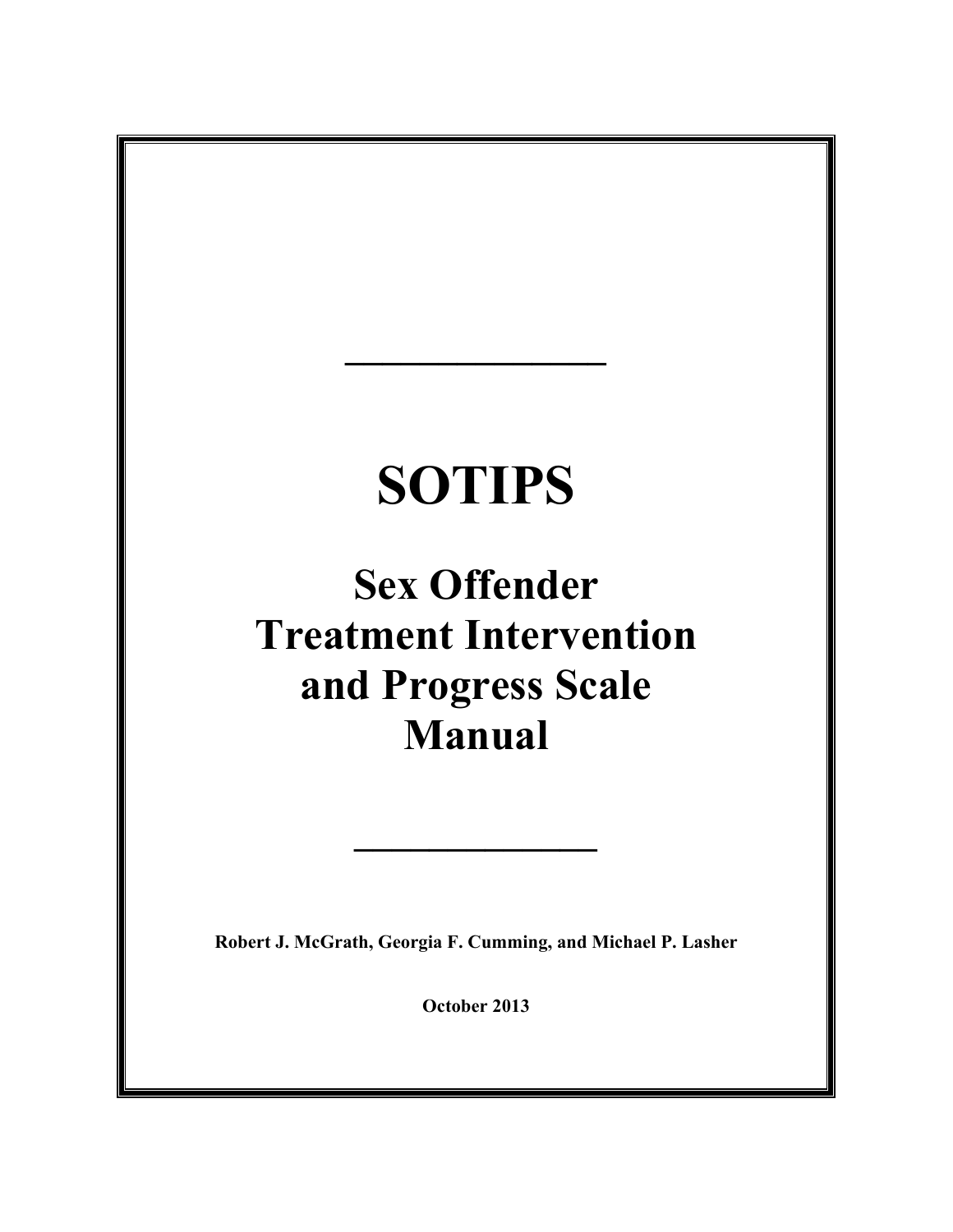# SOTIPS

## Sex Offender Treatment Intervention and Progress Scale Manual

**Robert J. McGrath, Georgia F. Cumming, and Michael P. Lasher**

**October 2013**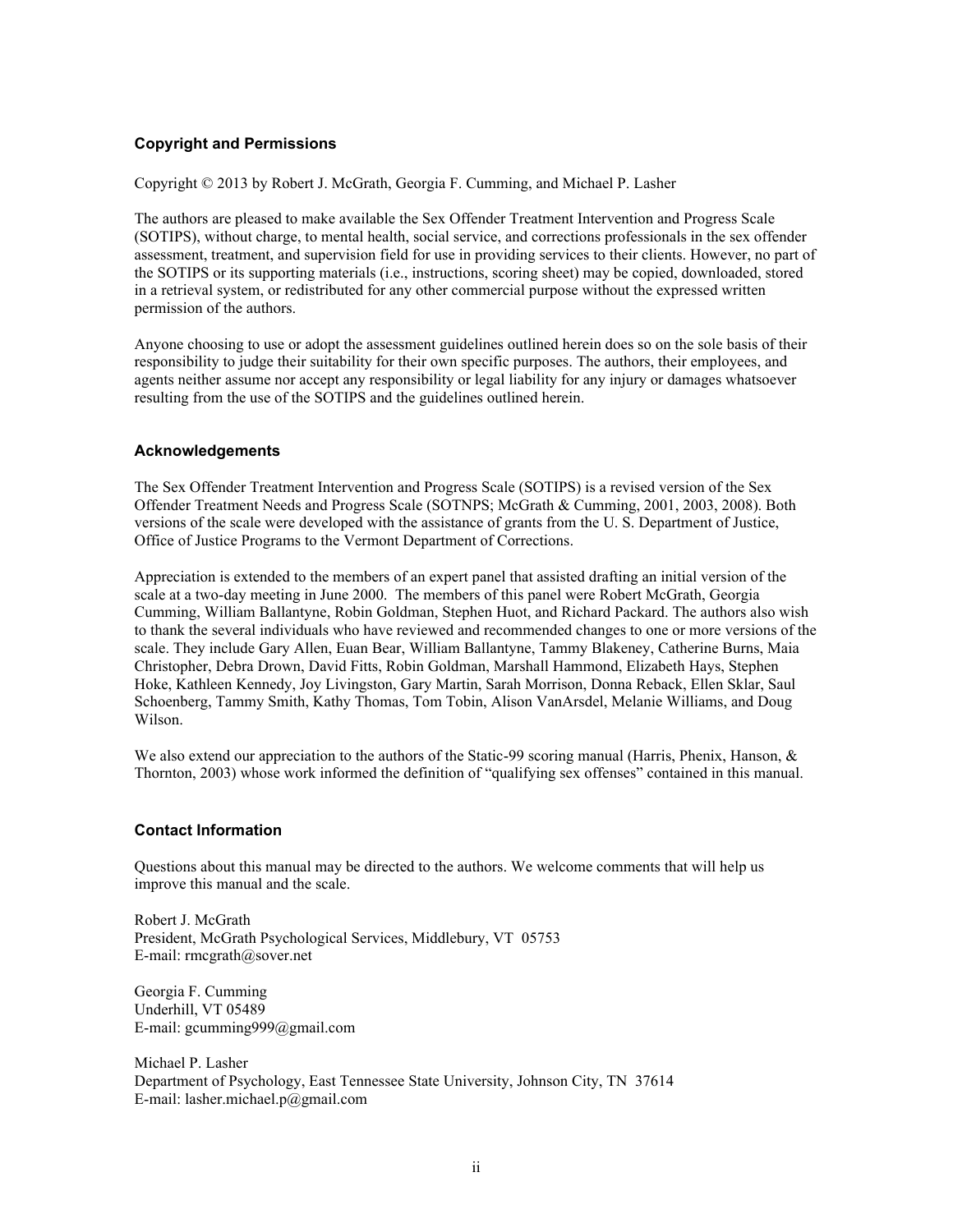### Copyright and Permissions

Copyright © 2013 by Robert J. McGrath, Georgia F. Cumming, and Michael P. Lasher

The authors are pleased to make available the Sex Offender Treatment Intervention and Progress Scale (SOTIPS), without charge, to mental health, social service, and corrections professionals in the sex offender assessment, treatment, and supervision field for use in providing services to their clients. However, no part of the SOTIPS or its supporting materials (i.e., instructions, scoring sheet) may be copied, downloaded, stored in a retrieval system, or redistributed for any other commercial purpose without the expressed written permission of the authors.

Anyone choosing to use or adopt the assessment guidelines outlined herein does so on the sole basis of their responsibility to judge their suitability for their own specific purposes. The authors, their employees, and agents neither assume nor accept any responsibility or legal liability for any injury or damages whatsoever resulting from the use of the SOTIPS and the guidelines outlined herein.

### Acknowledgements

The Sex Offender Treatment Intervention and Progress Scale (SOTIPS) is a revised version of the Sex Offender Treatment Needs and Progress Scale (SOTNPS; McGrath & Cumming, 2001, 2003, 2008). Both versions of the scale were developed with the assistance of grants from the U. S. Department of Justice, Office of Justice Programs to the Vermont Department of Corrections.

Appreciation is extended to the members of an expert panel that assisted drafting an initial version of the scale at a two-day meeting in June 2000. The members of this panel were Robert McGrath, Georgia Cumming, William Ballantyne, Robin Goldman, Stephen Huot, and Richard Packard. The authors also wish to thank the several individuals who have reviewed and recommended changes to one or more versions of the scale. They include Gary Allen, Euan Bear, William Ballantyne, Tammy Blakeney, Catherine Burns, Maia Christopher, Debra Drown, David Fitts, Robin Goldman, Marshall Hammond, Elizabeth Hays, Stephen Hoke, Kathleen Kennedy, Joy Livingston, Gary Martin, Sarah Morrison, Donna Reback, Ellen Sklar, Saul Schoenberg, Tammy Smith, Kathy Thomas, Tom Tobin, Alison VanArsdel, Melanie Williams, and Doug Wilson.

We also extend our appreciation to the authors of the Static-99 scoring manual (Harris, Phenix, Hanson, & Thornton, 2003) whose work informed the definition of "qualifying sex offenses" contained in this manual.

### Contact Information

Questions about this manual may be directed to the authors. We welcome comments that will help us improve this manual and the scale.

Robert J. McGrath
President, McGrath Psychological Services, Middlebury, VT 05753
E-mail: rmcgrath@sover.net

Georgia F. Cumming
Underhill, VT 05489
E-mail: gcumming999@gmail.com

Michael P. Lasher
Department of Psychology, East Tennessee State University, Johnson City, TN 37614
E-mail: lasher.michael.p@gmail.com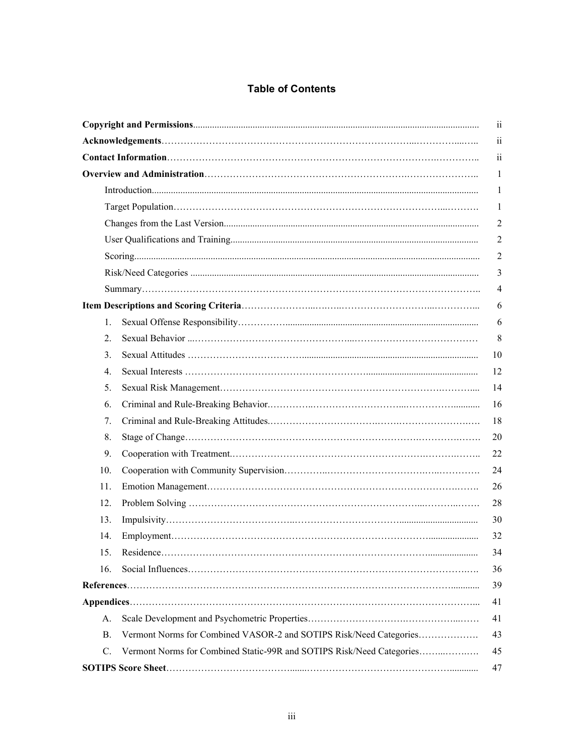# Table of Contents

| | |
|---|---|
| **Copyright and Permissions** | ii |
| **Acknowledgements** | ii |
| **Contact Information** | ii |
| **Overview and Administration** | 1 |
| Introduction | 1 |
| Target Population | 1 |
| Changes from the Last Version | 2 |
| User Qualifications and Training | 2 |
| Scoring | 2 |
| Risk/Need Categories | 3 |
| Summary | 4 |
| **Item Descriptions and Scoring Criteria** | 6 |
| 1. Sexual Offense Responsibility | 6 |
| 2. Sexual Behavior | 8 |
| 3. Sexual Attitudes | 10 |
| 4. Sexual Interests | 12 |
| 5. Sexual Risk Management | 14 |
| 6. Criminal and Rule-Breaking Behavior | 16 |
| 7. Criminal and Rule-Breaking Attitudes | 18 |
| 8. Stage of Change | 20 |
| 9. Cooperation with Treatment | 22 |
| 10. Cooperation with Community Supervision | 24 |
| 11. Emotion Management | 26 |
| 12. Problem Solving | 28 |
| 13. Impulsivity | 30 |
| 14. Employment | 32 |
| 15. Residence | 34 |
| 16. Social Influences | 36 |
| **References** | 39 |
| **Appendices** | 41 |
| A. Scale Development and Psychometric Properties | 41 |
| B. Vermont Norms for Combined VASOR-2 and SOTIPS Risk/Need Categories | 43 |
| C. Vermont Norms for Combined Static-99R and SOTIPS Risk/Need Categories | 45 |
| **SOTIPS Score Sheet** | 47 |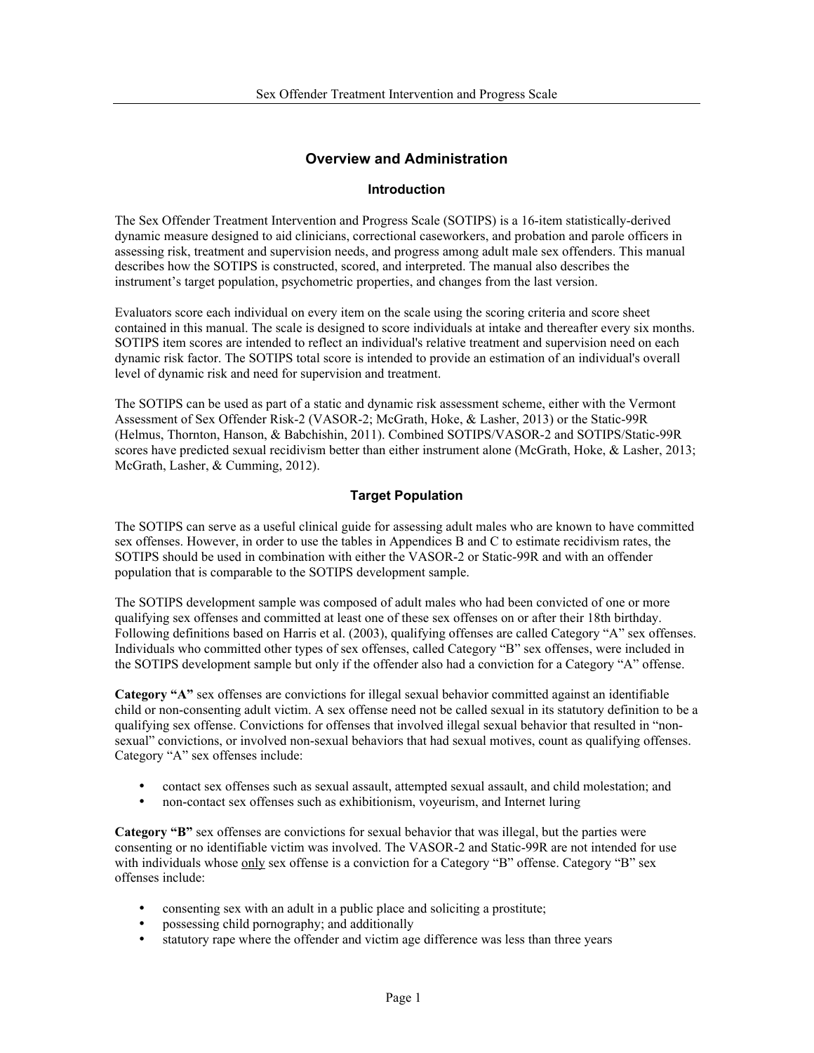## Overview and Administration

### Introduction

The Sex Offender Treatment Intervention and Progress Scale (SOTIPS) is a 16-item statistically-derived dynamic measure designed to aid clinicians, correctional caseworkers, and probation and parole officers in assessing risk, treatment and supervision needs, and progress among adult male sex offenders. This manual describes how the SOTIPS is constructed, scored, and interpreted. The manual also describes the instrument's target population, psychometric properties, and changes from the last version.

Evaluators score each individual on every item on the scale using the scoring criteria and score sheet contained in this manual. The scale is designed to score individuals at intake and thereafter every six months. SOTIPS item scores are intended to reflect an individual's relative treatment and supervision need on each dynamic risk factor. The SOTIPS total score is intended to provide an estimation of an individual's overall level of dynamic risk and need for supervision and treatment.

The SOTIPS can be used as part of a static and dynamic risk assessment scheme, either with the Vermont Assessment of Sex Offender Risk-2 (VASOR-2; McGrath, Hoke, & Lasher, 2013) or the Static-99R (Helmus, Thornton, Hanson, & Babchishin, 2011). Combined SOTIPS/VASOR-2 and SOTIPS/Static-99R scores have predicted sexual recidivism better than either instrument alone (McGrath, Hoke, & Lasher, 2013; McGrath, Lasher, & Cumming, 2012).

### Target Population

The SOTIPS can serve as a useful clinical guide for assessing adult males who are known to have committed sex offenses. However, in order to use the tables in Appendices B and C to estimate recidivism rates, the SOTIPS should be used in combination with either the VASOR-2 or Static-99R and with an offender population that is comparable to the SOTIPS development sample.

The SOTIPS development sample was composed of adult males who had been convicted of one or more qualifying sex offenses and committed at least one of these sex offenses on or after their 18th birthday. Following definitions based on Harris et al. (2003), qualifying offenses are called Category "A" sex offenses. Individuals who committed other types of sex offenses, called Category "B" sex offenses, were included in the SOTIPS development sample but only if the offender also had a conviction for a Category "A" offense.

**Category "A"** sex offenses are convictions for illegal sexual behavior committed against an identifiable child or non-consenting adult victim. A sex offense need not be called sexual in its statutory definition to be a qualifying sex offense. Convictions for offenses that involved illegal sexual behavior that resulted in "non-sexual" convictions, or involved non-sexual behaviors that had sexual motives, count as qualifying offenses. Category "A" sex offenses include:

- contact sex offenses such as sexual assault, attempted sexual assault, and child molestation; and
- non-contact sex offenses such as exhibitionism, voyeurism, and Internet luring

**Category "B"** sex offenses are convictions for sexual behavior that was illegal, but the parties were consenting or no identifiable victim was involved. The VASOR-2 and Static-99R are not intended for use with individuals whose only sex offense is a conviction for a Category "B" offense. Category "B" sex offenses include:

- consenting sex with an adult in a public place and soliciting a prostitute;
- possessing child pornography; and additionally
- statutory rape where the offender and victim age difference was less than three years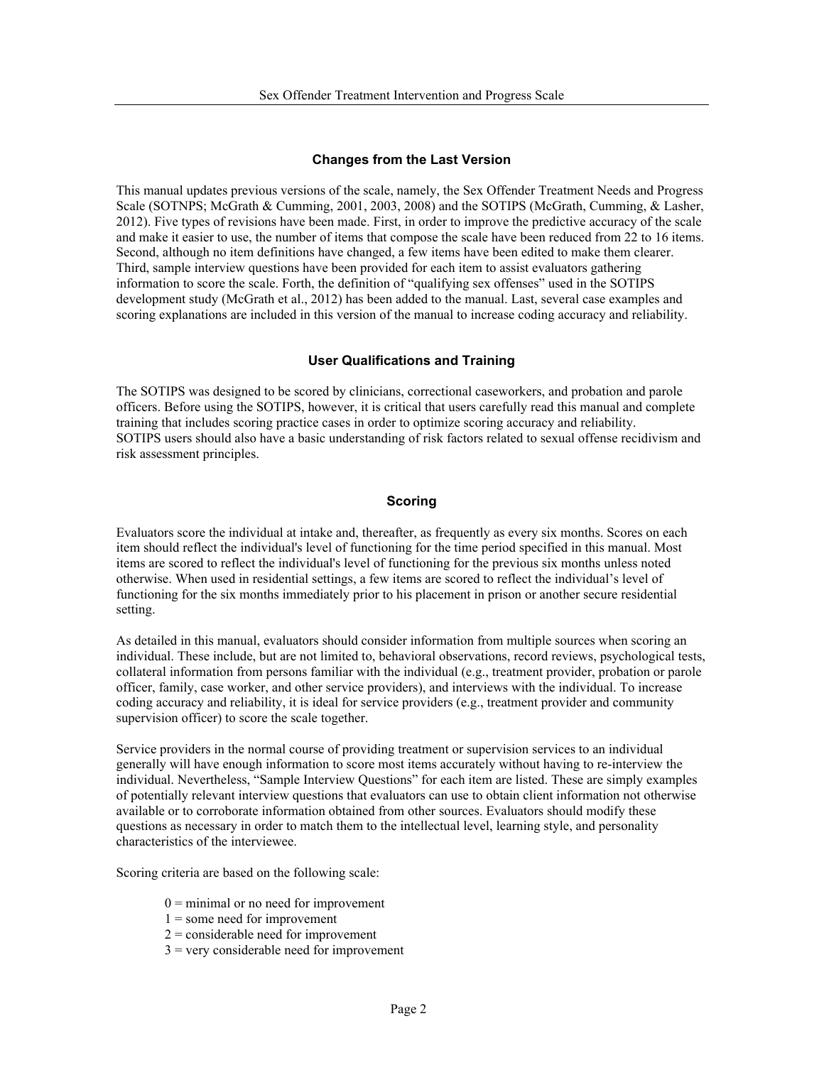## Changes from the Last Version

This manual updates previous versions of the scale, namely, the Sex Offender Treatment Needs and Progress Scale (SOTNPS; McGrath & Cumming, 2001, 2003, 2008) and the SOTIPS (McGrath, Cumming, & Lasher, 2012). Five types of revisions have been made. First, in order to improve the predictive accuracy of the scale and make it easier to use, the number of items that compose the scale have been reduced from 22 to 16 items. Second, although no item definitions have changed, a few items have been edited to make them clearer. Third, sample interview questions have been provided for each item to assist evaluators gathering information to score the scale. Forth, the definition of "qualifying sex offenses" used in the SOTIPS development study (McGrath et al., 2012) has been added to the manual. Last, several case examples and scoring explanations are included in this version of the manual to increase coding accuracy and reliability.

## User Qualifications and Training

The SOTIPS was designed to be scored by clinicians, correctional caseworkers, and probation and parole officers. Before using the SOTIPS, however, it is critical that users carefully read this manual and complete training that includes scoring practice cases in order to optimize scoring accuracy and reliability. SOTIPS users should also have a basic understanding of risk factors related to sexual offense recidivism and risk assessment principles.

## Scoring

Evaluators score the individual at intake and, thereafter, as frequently as every six months. Scores on each item should reflect the individual's level of functioning for the time period specified in this manual. Most items are scored to reflect the individual's level of functioning for the previous six months unless noted otherwise. When used in residential settings, a few items are scored to reflect the individual's level of functioning for the six months immediately prior to his placement in prison or another secure residential setting.

As detailed in this manual, evaluators should consider information from multiple sources when scoring an individual. These include, but are not limited to, behavioral observations, record reviews, psychological tests, collateral information from persons familiar with the individual (e.g., treatment provider, probation or parole officer, family, case worker, and other service providers), and interviews with the individual. To increase coding accuracy and reliability, it is ideal for service providers (e.g., treatment provider and community supervision officer) to score the scale together.

Service providers in the normal course of providing treatment or supervision services to an individual generally will have enough information to score most items accurately without having to re-interview the individual. Nevertheless, "Sample Interview Questions" for each item are listed. These are simply examples of potentially relevant interview questions that evaluators can use to obtain client information not otherwise available or to corroborate information obtained from other sources. Evaluators should modify these questions as necessary in order to match them to the intellectual level, learning style, and personality characteristics of the interviewee.

Scoring criteria are based on the following scale:

- 0 = minimal or no need for improvement
- 1 = some need for improvement
- 2 = considerable need for improvement
- 3 = very considerable need for improvement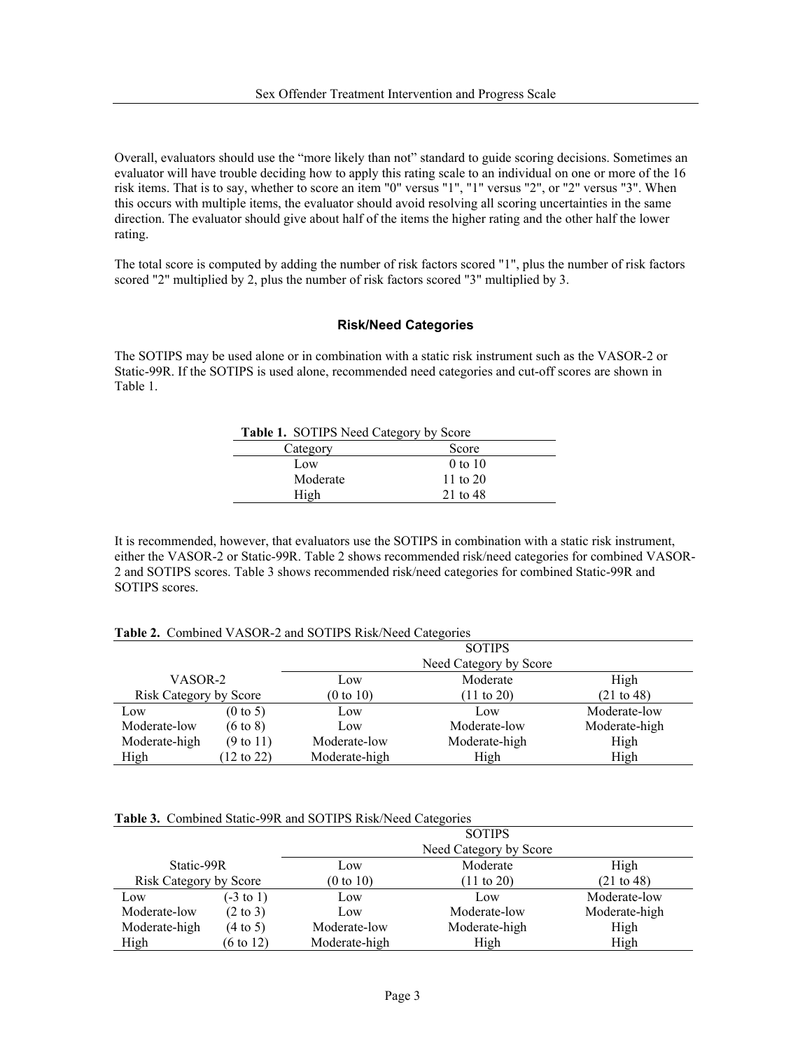Overall, evaluators should use the “more likely than not” standard to guide scoring decisions. Sometimes an evaluator will have trouble deciding how to apply this rating scale to an individual on one or more of the 16 risk items. That is to say, whether to score an item "0" versus "1", "1" versus "2", or "2" versus "3". When this occurs with multiple items, the evaluator should avoid resolving all scoring uncertainties in the same direction. The evaluator should give about half of the items the higher rating and the other half the lower rating.

The total score is computed by adding the number of risk factors scored "1", plus the number of risk factors scored "2" multiplied by 2, plus the number of risk factors scored "3" multiplied by 3.

### Risk/Need Categories

The SOTIPS may be used alone or in combination with a static risk instrument such as the VASOR-2 or Static-99R. If the SOTIPS is used alone, recommended need categories and cut-off scores are shown in Table 1.

**Table 1.** SOTIPS Need Category by Score

| Category | Score |
|---|---|
| Low | 0 to 10 |
| Moderate | 11 to 20 |
| High | 21 to 48 |

It is recommended, however, that evaluators use the SOTIPS in combination with a static risk instrument, either the VASOR-2 or Static-99R. Table 2 shows recommended risk/need categories for combined VASOR-2 and SOTIPS scores. Table 3 shows recommended risk/need categories for combined Static-99R and SOTIPS scores.

**Table 2.** Combined VASOR-2 and SOTIPS Risk/Need Categories

| | | SOTIPS Need Category by Score | | |
|---|---|---|---|---|
| VASOR-2 Risk Category by Score | | Low (0 to 10) | Moderate (11 to 20) | High (21 to 48) |
| Low | (0 to 5) | Low | Low | Moderate-low |
| Moderate-low | (6 to 8) | Low | Moderate-low | Moderate-high |
| Moderate-high | (9 to 11) | Moderate-low | Moderate-high | High |
| High | (12 to 22) | Moderate-high | High | High |

**Table 3.** Combined Static-99R and SOTIPS Risk/Need Categories

| | | SOTIPS Need Category by Score | | |
|---|---|---|---|---|
| Static-99R Risk Category by Score | | Low (0 to 10) | Moderate (11 to 20) | High (21 to 48) |
| Low | (-3 to 1) | Low | Low | Moderate-low |
| Moderate-low | (2 to 3) | Low | Moderate-low | Moderate-high |
| Moderate-high | (4 to 5) | Moderate-low | Moderate-high | High |
| High | (6 to 12) | Moderate-high | High | High |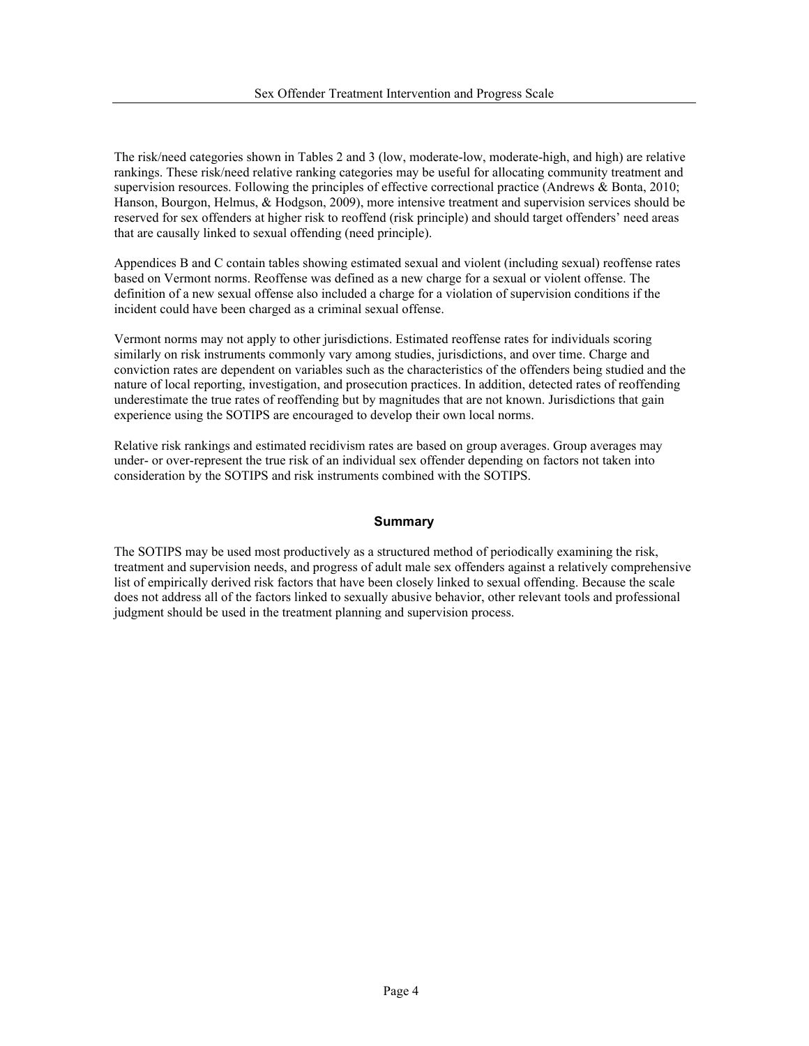The risk/need categories shown in Tables 2 and 3 (low, moderate-low, moderate-high, and high) are relative rankings. These risk/need relative ranking categories may be useful for allocating community treatment and supervision resources. Following the principles of effective correctional practice (Andrews & Bonta, 2010; Hanson, Bourgon, Helmus, & Hodgson, 2009), more intensive treatment and supervision services should be reserved for sex offenders at higher risk to reoffend (risk principle) and should target offenders' need areas that are causally linked to sexual offending (need principle).

Appendices B and C contain tables showing estimated sexual and violent (including sexual) reoffense rates based on Vermont norms. Reoffense was defined as a new charge for a sexual or violent offense. The definition of a new sexual offense also included a charge for a violation of supervision conditions if the incident could have been charged as a criminal sexual offense.

Vermont norms may not apply to other jurisdictions. Estimated reoffense rates for individuals scoring similarly on risk instruments commonly vary among studies, jurisdictions, and over time. Charge and conviction rates are dependent on variables such as the characteristics of the offenders being studied and the nature of local reporting, investigation, and prosecution practices. In addition, detected rates of reoffending underestimate the true rates of reoffending but by magnitudes that are not known. Jurisdictions that gain experience using the SOTIPS are encouraged to develop their own local norms.

Relative risk rankings and estimated recidivism rates are based on group averages. Group averages may under- or over-represent the true risk of an individual sex offender depending on factors not taken into consideration by the SOTIPS and risk instruments combined with the SOTIPS.

## Summary

The SOTIPS may be used most productively as a structured method of periodically examining the risk, treatment and supervision needs, and progress of adult male sex offenders against a relatively comprehensive list of empirically derived risk factors that have been closely linked to sexual offending. Because the scale does not address all of the factors linked to sexually abusive behavior, other relevant tools and professional judgment should be used in the treatment planning and supervision process.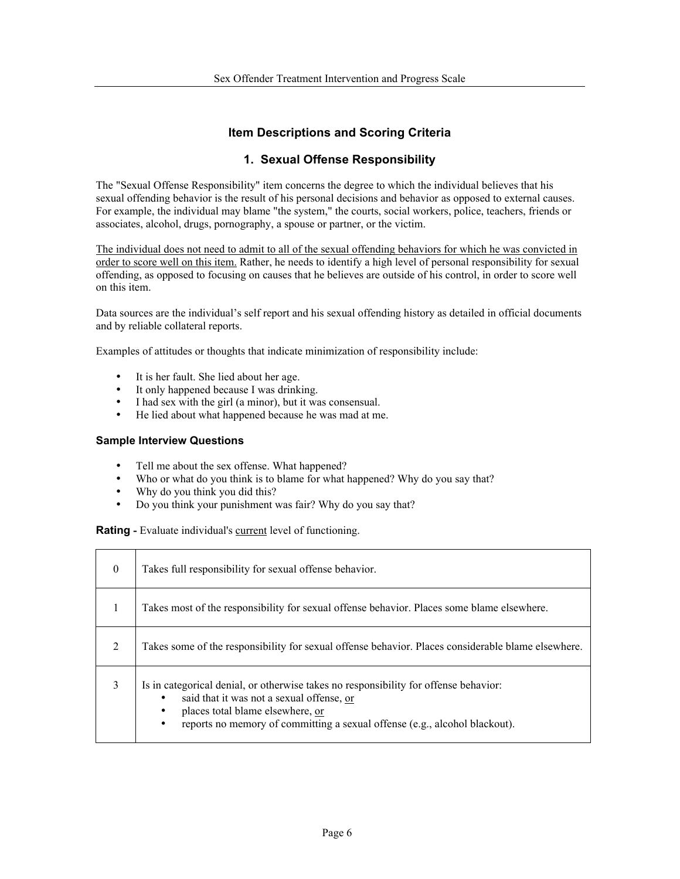## Item Descriptions and Scoring Criteria

### 1. Sexual Offense Responsibility

The "Sexual Offense Responsibility" item concerns the degree to which the individual believes that his sexual offending behavior is the result of his personal decisions and behavior as opposed to external causes. For example, the individual may blame "the system," the courts, social workers, police, teachers, friends or associates, alcohol, drugs, pornography, a spouse or partner, or the victim.

<u>The individual does not need to admit to all of the sexual offending behaviors for which he was convicted in order to score well on this item.</u> Rather, he needs to identify a high level of personal responsibility for sexual offending, as opposed to focusing on causes that he believes are outside of his control, in order to score well on this item.

Data sources are the individual's self report and his sexual offending history as detailed in official documents and by reliable collateral reports.

Examples of attitudes or thoughts that indicate minimization of responsibility include:

- It is her fault. She lied about her age.
- It only happened because I was drinking.
- I had sex with the girl (a minor), but it was consensual.
- He lied about what happened because he was mad at me.

#### Sample Interview Questions

- Tell me about the sex offense. What happened?
- Who or what do you think is to blame for what happened? Why do you say that?
- Why do you think you did this?
- Do you think your punishment was fair? Why do you say that?

**Rating -** Evaluate individual's <u>current</u> level of functioning.

| | |
|---|---|
| 0 | Takes full responsibility for sexual offense behavior. |
| 1 | Takes most of the responsibility for sexual offense behavior. Places some blame elsewhere. |
| 2 | Takes some of the responsibility for sexual offense behavior. Places considerable blame elsewhere. |
| 3 | Is in categorical denial, or otherwise takes no responsibility for offense behavior:<br>• said that it was not a sexual offense, <u>or</u><br>• places total blame elsewhere, <u>or</u><br>• reports no memory of committing a sexual offense (e.g., alcohol blackout). |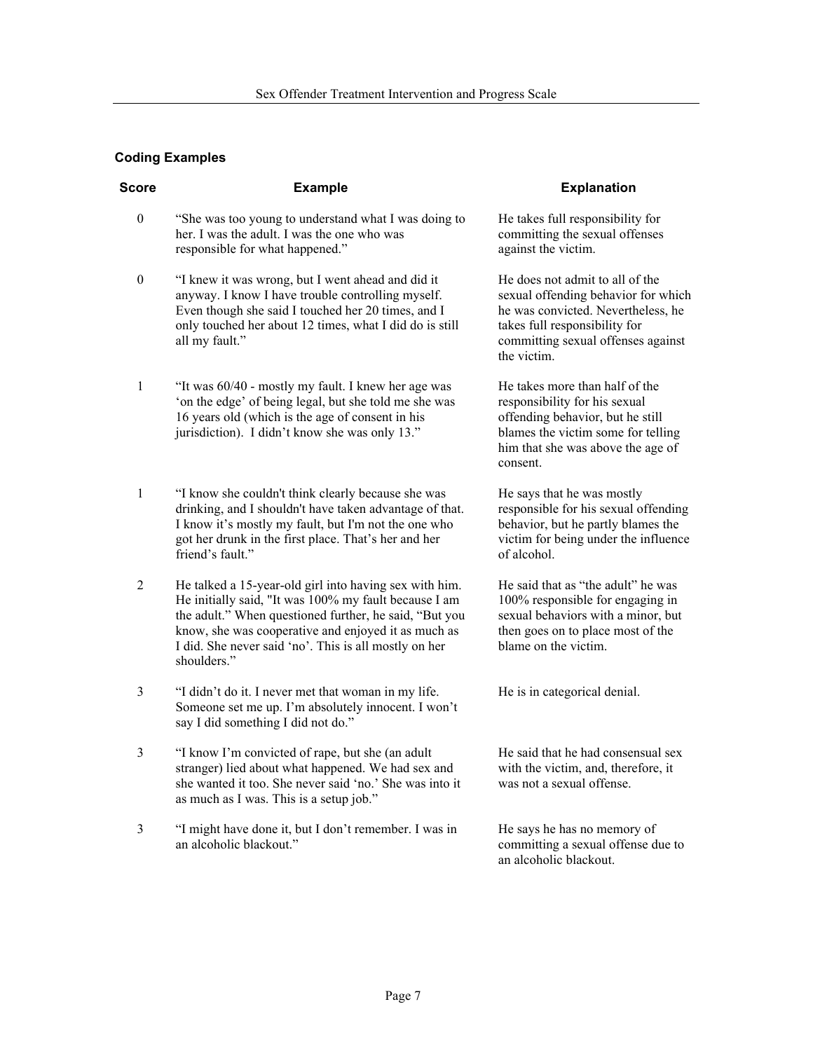### Coding Examples

| Score | Example | Explanation |
|---|---|---|
| 0 | "She was too young to understand what I was doing to her. I was the adult. I was the one who was responsible for what happened." | He takes full responsibility for committing the sexual offenses against the victim. |
| 0 | "I knew it was wrong, but I went ahead and did it anyway. I know I have trouble controlling myself. Even though she said I touched her 20 times, and I only touched her about 12 times, what I did do is still all my fault." | He does not admit to all of the sexual offending behavior for which he was convicted. Nevertheless, he takes full responsibility for committing sexual offenses against the victim. |
| 1 | "It was 60/40 - mostly my fault. I knew her age was 'on the edge' of being legal, but she told me she was 16 years old (which is the age of consent in his jurisdiction). I didn't know she was only 13." | He takes more than half of the responsibility for his sexual offending behavior, but he still blames the victim some for telling him that she was above the age of consent. |
| 1 | "I know she couldn't think clearly because she was drinking, and I shouldn't have taken advantage of that. I know it's mostly my fault, but I'm not the one who got her drunk in the first place. That's her and her friend's fault." | He says that he was mostly responsible for his sexual offending behavior, but he partly blames the victim for being under the influence of alcohol. |
| 2 | He talked a 15-year-old girl into having sex with him. He initially said, "It was 100% my fault because I am the adult." When questioned further, he said, "But you know, she was cooperative and enjoyed it as much as I did. She never said 'no'. This is all mostly on her shoulders." | He said that as "the adult" he was 100% responsible for engaging in sexual behaviors with a minor, but then goes on to place most of the blame on the victim. |
| 3 | "I didn't do it. I never met that woman in my life. Someone set me up. I'm absolutely innocent. I won't say I did something I did not do." | He is in categorical denial. |
| 3 | "I know I'm convicted of rape, but she (an adult stranger) lied about what happened. We had sex and she wanted it too. She never said 'no.' She was into it as much as I was. This is a setup job." | He said that he had consensual sex with the victim, and, therefore, it was not a sexual offense. |
| 3 | "I might have done it, but I don't remember. I was in an alcoholic blackout." | He says he has no memory of committing a sexual offense due to an alcoholic blackout. |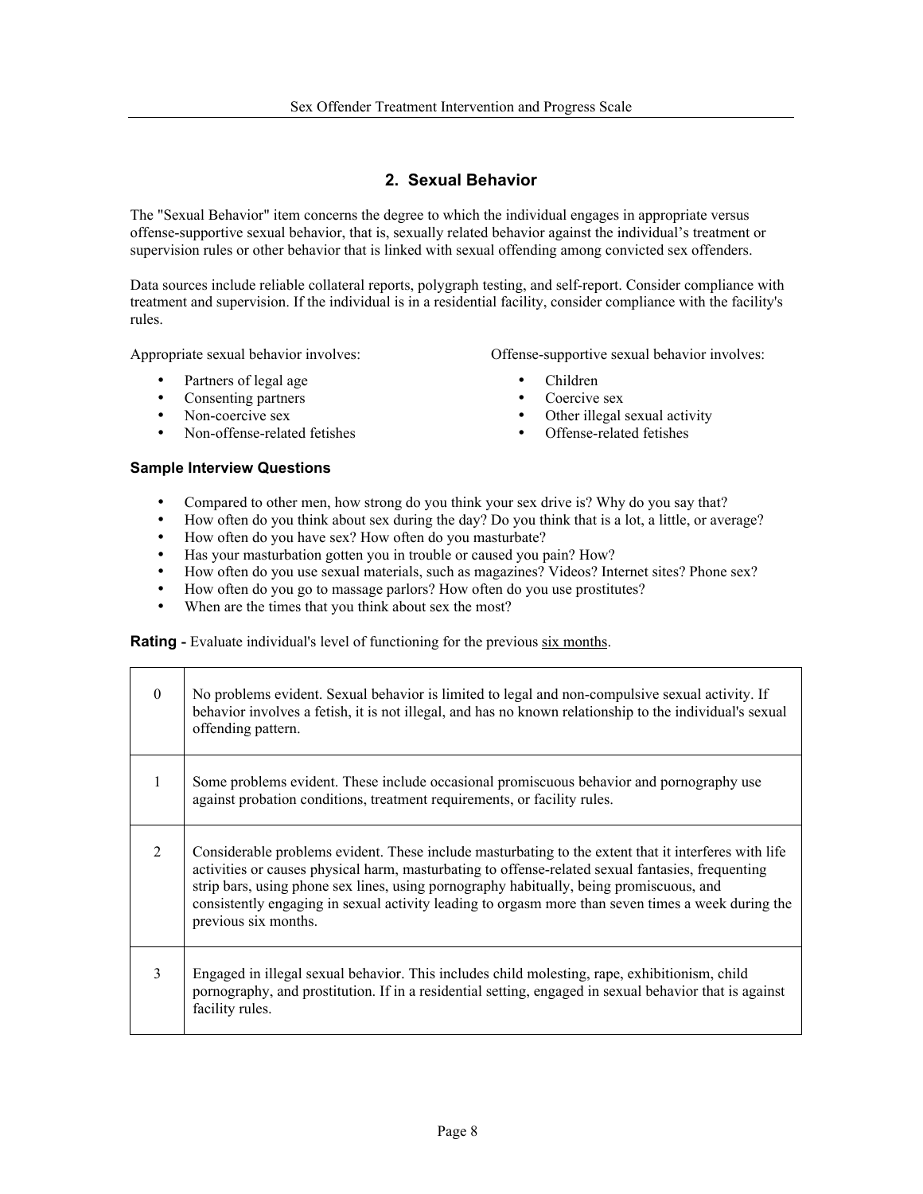## 2. Sexual Behavior

The "Sexual Behavior" item concerns the degree to which the individual engages in appropriate versus offense-supportive sexual behavior, that is, sexually related behavior against the individual's treatment or supervision rules or other behavior that is linked with sexual offending among convicted sex offenders.

Data sources include reliable collateral reports, polygraph testing, and self-report. Consider compliance with treatment and supervision. If the individual is in a residential facility, consider compliance with the facility's rules.

Appropriate sexual behavior involves:

- Partners of legal age
- Consenting partners
- Non-coercive sex
- Non-offense-related fetishes

Offense-supportive sexual behavior involves:

- Children
- Coercive sex
- Other illegal sexual activity
- Offense-related fetishes

### Sample Interview Questions

- Compared to other men, how strong do you think your sex drive is? Why do you say that?
- How often do you think about sex during the day? Do you think that is a lot, a little, or average?
- How often do you have sex? How often do you masturbate?
- Has your masturbation gotten you in trouble or caused you pain? How?
- How often do you use sexual materials, such as magazines? Videos? Internet sites? Phone sex?
- How often do you go to massage parlors? How often do you use prostitutes?
- When are the times that you think about sex the most?

**Rating -** Evaluate individual's level of functioning for the previous six months.

| | |
|---|---|
| 0 | No problems evident. Sexual behavior is limited to legal and non-compulsive sexual activity. If behavior involves a fetish, it is not illegal, and has no known relationship to the individual's sexual offending pattern. |
| 1 | Some problems evident. These include occasional promiscuous behavior and pornography use against probation conditions, treatment requirements, or facility rules. |
| 2 | Considerable problems evident. These include masturbating to the extent that it interferes with life activities or causes physical harm, masturbating to offense-related sexual fantasies, frequenting strip bars, using phone sex lines, using pornography habitually, being promiscuous, and consistently engaging in sexual activity leading to orgasm more than seven times a week during the previous six months. |
| 3 | Engaged in illegal sexual behavior. This includes child molesting, rape, exhibitionism, child pornography, and prostitution. If in a residential setting, engaged in sexual behavior that is against facility rules. |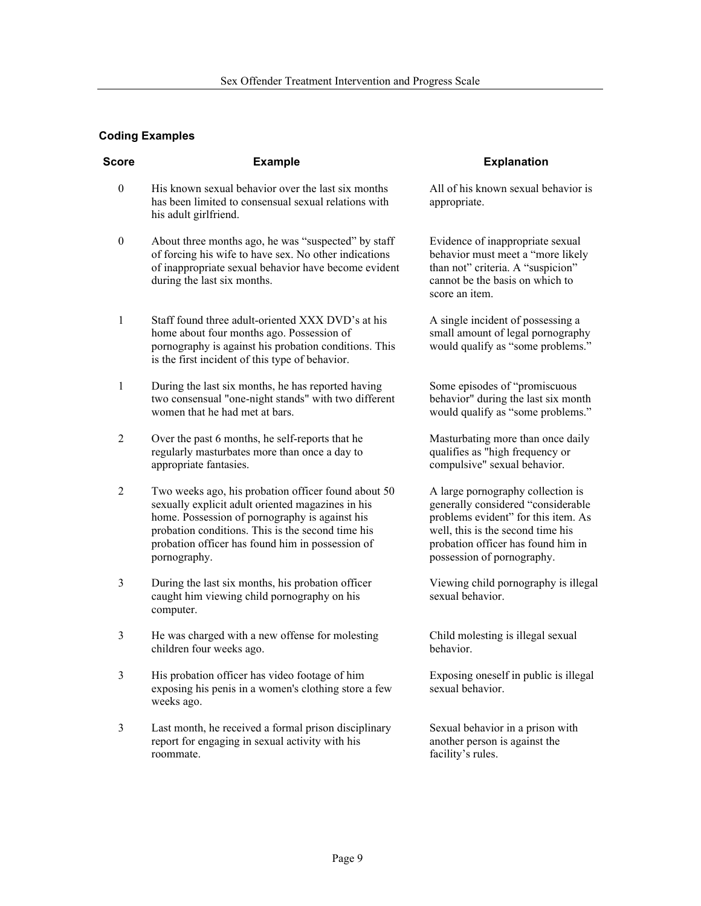**Coding Examples**

| Score | Example | Explanation |
| --- | --- | --- |
| 0 | His known sexual behavior over the last six months has been limited to consensual sexual relations with his adult girlfriend. | All of his known sexual behavior is appropriate. |
| 0 | About three months ago, he was "suspected" by staff of forcing his wife to have sex. No other indications of inappropriate sexual behavior have become evident during the last six months. | Evidence of inappropriate sexual behavior must meet a "more likely than not" criteria. A "suspicion" cannot be the basis on which to score an item. |
| 1 | Staff found three adult-oriented XXX DVD's at his home about four months ago. Possession of pornography is against his probation conditions. This is the first incident of this type of behavior. | A single incident of possessing a small amount of legal pornography would qualify as "some problems." |
| 1 | During the last six months, he has reported having two consensual "one-night stands" with two different women that he had met at bars. | Some episodes of "promiscuous behavior" during the last six month would qualify as "some problems." |
| 2 | Over the past 6 months, he self-reports that he regularly masturbates more than once a day to appropriate fantasies. | Masturbating more than once daily qualifies as "high frequency or compulsive" sexual behavior. |
| 2 | Two weeks ago, his probation officer found about 50 sexually explicit adult oriented magazines in his home. Possession of pornography is against his probation conditions. This is the second time his probation officer has found him in possession of pornography. | A large pornography collection is generally considered "considerable problems evident" for this item. As well, this is the second time his probation officer has found him in possession of pornography. |
| 3 | During the last six months, his probation officer caught him viewing child pornography on his computer. | Viewing child pornography is illegal sexual behavior. |
| 3 | He was charged with a new offense for molesting children four weeks ago. | Child molesting is illegal sexual behavior. |
| 3 | His probation officer has video footage of him exposing his penis in a women's clothing store a few weeks ago. | Exposing oneself in public is illegal sexual behavior. |
| 3 | Last month, he received a formal prison disciplinary report for engaging in sexual activity with his roommate. | Sexual behavior in a prison with another person is against the facility's rules. |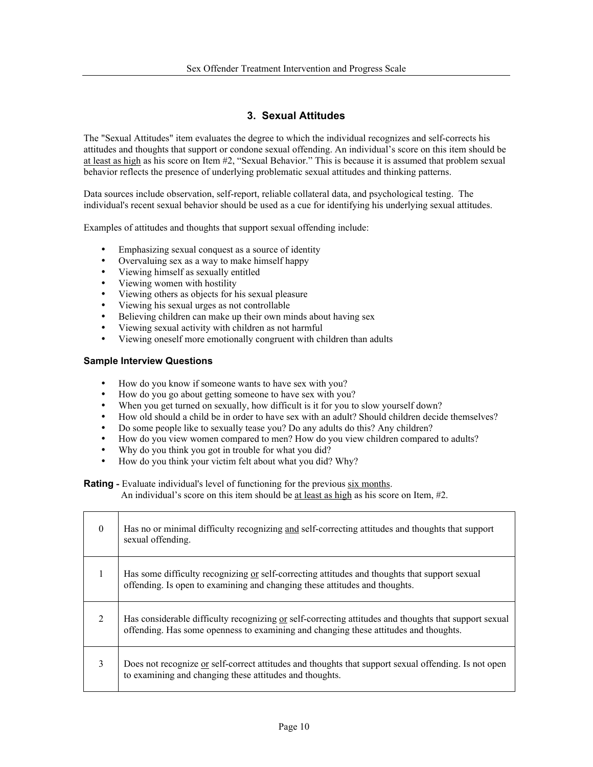## 3. Sexual Attitudes

The "Sexual Attitudes" item evaluates the degree to which the individual recognizes and self-corrects his attitudes and thoughts that support or condone sexual offending. An individual's score on this item should be <u>at least as high</u> as his score on Item #2, "Sexual Behavior." This is because it is assumed that problem sexual behavior reflects the presence of underlying problematic sexual attitudes and thinking patterns.

Data sources include observation, self-report, reliable collateral data, and psychological testing. The individual's recent sexual behavior should be used as a cue for identifying his underlying sexual attitudes.

Examples of attitudes and thoughts that support sexual offending include:

- Emphasizing sexual conquest as a source of identity
- Overvaluing sex as a way to make himself happy
- Viewing himself as sexually entitled
- Viewing women with hostility
- Viewing others as objects for his sexual pleasure
- Viewing his sexual urges as not controllable
- Believing children can make up their own minds about having sex
- Viewing sexual activity with children as not harmful
- Viewing oneself more emotionally congruent with children than adults

### Sample Interview Questions

- How do you know if someone wants to have sex with you?
- How do you go about getting someone to have sex with you?
- When you get turned on sexually, how difficult is it for you to slow yourself down?
- How old should a child be in order to have sex with an adult? Should children decide themselves?
- Do some people like to sexually tease you? Do any adults do this? Any children?
- How do you view women compared to men? How do you view children compared to adults?
- Why do you think you got in trouble for what you did?
- How do you think your victim felt about what you did? Why?

**Rating -** Evaluate individual's level of functioning for the previous <u>six months</u>.
An individual's score on this item should be <u>at least as high</u> as his score on Item, #2.

| | |
|---|---|
| 0 | Has no or minimal difficulty recognizing <u>and</u> self-correcting attitudes and thoughts that support sexual offending. |
| 1 | Has some difficulty recognizing <u>or</u> self-correcting attitudes and thoughts that support sexual offending. Is open to examining and changing these attitudes and thoughts. |
| 2 | Has considerable difficulty recognizing <u>or</u> self-correcting attitudes and thoughts that support sexual offending. Has some openness to examining and changing these attitudes and thoughts. |
| 3 | Does not recognize <u>or</u> self-correct attitudes and thoughts that support sexual offending. Is not open to examining and changing these attitudes and thoughts. |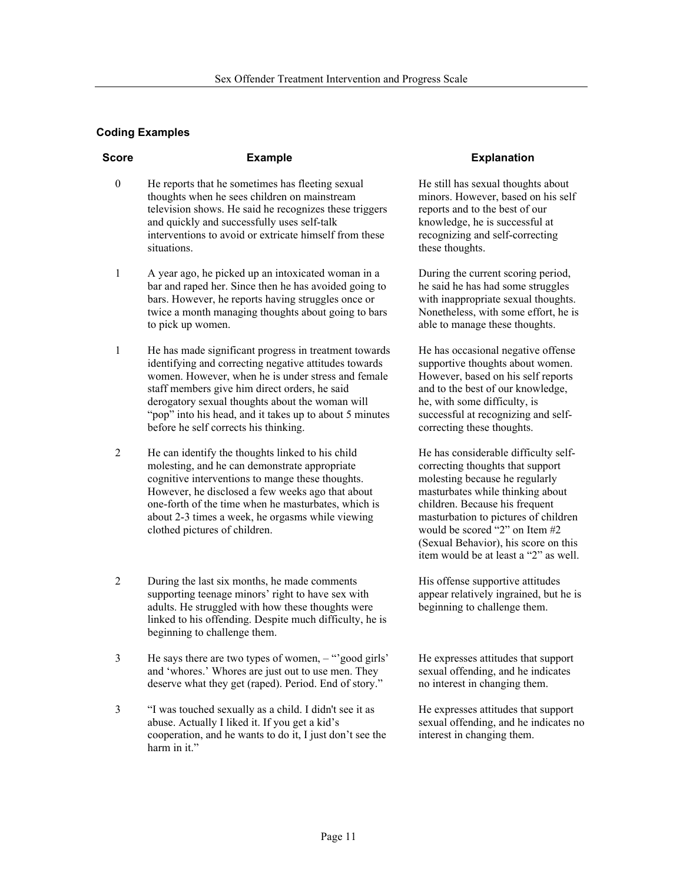**Coding Examples**

| Score | Example | Explanation |
|---|---|---|
| 0 | He reports that he sometimes has fleeting sexual thoughts when he sees children on mainstream television shows. He said he recognizes these triggers and quickly and successfully uses self-talk interventions to avoid or extricate himself from these situations. | He still has sexual thoughts about minors. However, based on his self reports and to the best of our knowledge, he is successful at recognizing and self-correcting these thoughts. |
| 1 | A year ago, he picked up an intoxicated woman in a bar and raped her. Since then he has avoided going to bars. However, he reports having struggles once or twice a month managing thoughts about going to bars to pick up women. | During the current scoring period, he said he has had some struggles with inappropriate sexual thoughts. Nonetheless, with some effort, he is able to manage these thoughts. |
| 1 | He has made significant progress in treatment towards identifying and correcting negative attitudes towards women. However, when he is under stress and female staff members give him direct orders, he said derogatory sexual thoughts about the woman will "pop" into his head, and it takes up to about 5 minutes before he self corrects his thinking. | He has occasional negative offense supportive thoughts about women. However, based on his self reports and to the best of our knowledge, he, with some difficulty, is successful at recognizing and self-correcting these thoughts. |
| 2 | He can identify the thoughts linked to his child molesting, and he can demonstrate appropriate cognitive interventions to mange these thoughts. However, he disclosed a few weeks ago that about one-forth of the time when he masturbates, which is about 2-3 times a week, he orgasms while viewing clothed pictures of children. | He has considerable difficulty self-correcting thoughts that support molesting because he regularly masturbates while thinking about children. Because his frequent masturbation to pictures of children would be scored "2" on Item #2 (Sexual Behavior), his score on this item would be at least a "2" as well. |
| 2 | During the last six months, he made comments supporting teenage minors' right to have sex with adults. He struggled with how these thoughts were linked to his offending. Despite much difficulty, he is beginning to challenge them. | His offense supportive attitudes appear relatively ingrained, but he is beginning to challenge them. |
| 3 | He says there are two types of women, – "'good girls' and 'whores.' Whores are just out to use men. They deserve what they get (raped). Period. End of story." | He expresses attitudes that support sexual offending, and he indicates no interest in changing them. |
| 3 | "I was touched sexually as a child. I didn't see it as abuse. Actually I liked it. If you get a kid's cooperation, and he wants to do it, I just don't see the harm in it." | He expresses attitudes that support sexual offending, and he indicates no interest in changing them. |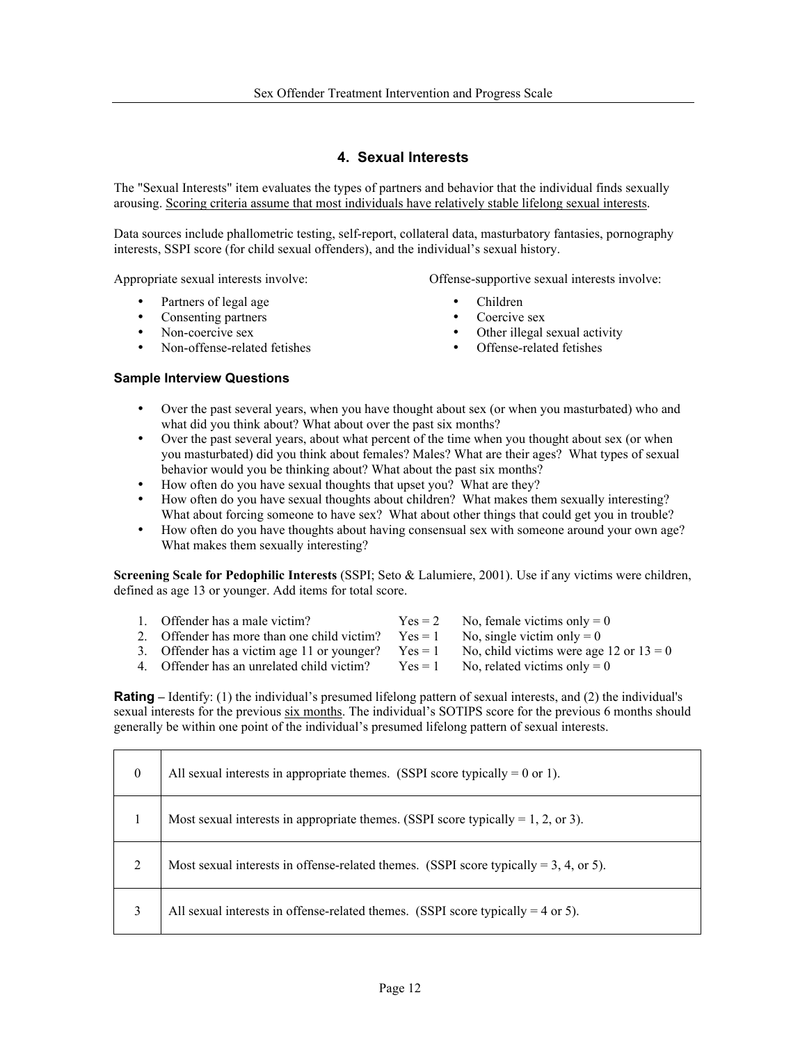## 4. Sexual Interests

The "Sexual Interests" item evaluates the types of partners and behavior that the individual finds sexually arousing. Scoring criteria assume that most individuals have relatively stable lifelong sexual interests.

Data sources include phallometric testing, self-report, collateral data, masturbatory fantasies, pornography interests, SSPI score (for child sexual offenders), and the individual's sexual history.

Appropriate sexual interests involve:

- Partners of legal age
- Consenting partners
- Non-coercive sex
- Non-offense-related fetishes

Offense-supportive sexual interests involve:

- Children
- Coercive sex
- Other illegal sexual activity
- Offense-related fetishes

### Sample Interview Questions

- Over the past several years, when you have thought about sex (or when you masturbated) who and what did you think about? What about over the past six months?
- Over the past several years, about what percent of the time when you thought about sex (or when you masturbated) did you think about females? Males? What are their ages? What types of sexual behavior would you be thinking about? What about the past six months?
- How often do you have sexual thoughts that upset you? What are they?
- How often do you have sexual thoughts about children? What makes them sexually interesting? What about forcing someone to have sex? What about other things that could get you in trouble?
- How often do you have thoughts about having consensual sex with someone around your own age? What makes them sexually interesting?

**Screening Scale for Pedophilic Interests** (SSPI; Seto & Lalumiere, 2001). Use if any victims were children, defined as age 13 or younger. Add items for total score.

1. Offender has a male victim? Yes = 2 No, female victims only = 0
2. Offender has more than one child victim? Yes = 1 No, single victim only = 0
3. Offender has a victim age 11 or younger? Yes = 1 No, child victims were age 12 or 13 = 0
4. Offender has an unrelated child victim? Yes = 1 No, related victims only = 0

**Rating** – Identify: (1) the individual's presumed lifelong pattern of sexual interests, and (2) the individual's sexual interests for the previous six months. The individual's SOTIPS score for the previous 6 months should generally be within one point of the individual's presumed lifelong pattern of sexual interests.

| | |
|---|---|
| 0 | All sexual interests in appropriate themes. (SSPI score typically = 0 or 1). |
| 1 | Most sexual interests in appropriate themes. (SSPI score typically = 1, 2, or 3). |
| 2 | Most sexual interests in offense-related themes. (SSPI score typically = 3, 4, or 5). |
| 3 | All sexual interests in offense-related themes. (SSPI score typically = 4 or 5). |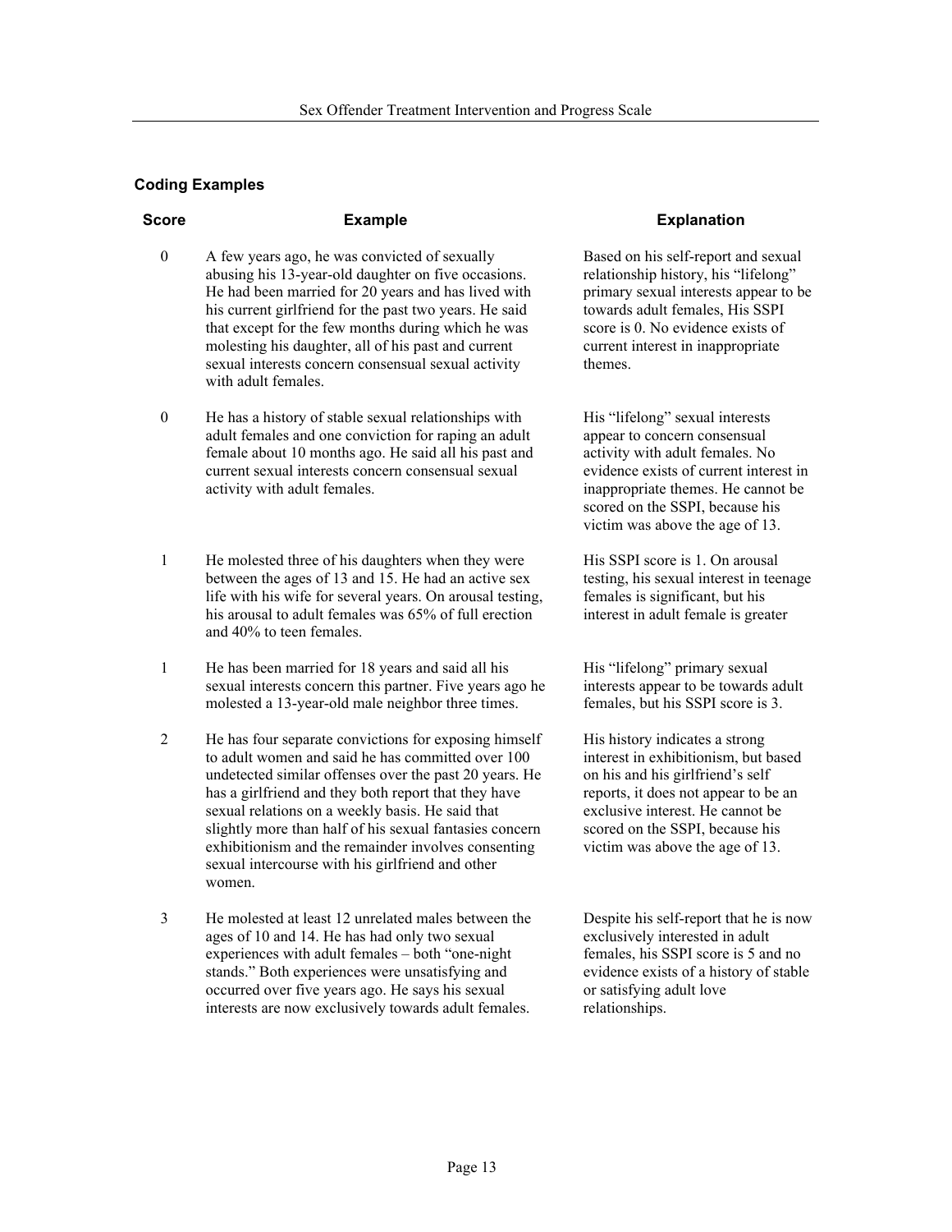### Coding Examples

| Score | Example | Explanation |
|---|---|---|
| 0 | A few years ago, he was convicted of sexually abusing his 13-year-old daughter on five occasions. He had been married for 20 years and has lived with his current girlfriend for the past two years. He said that except for the few months during which he was molesting his daughter, all of his past and current sexual interests concern consensual sexual activity with adult females. | Based on his self-report and sexual relationship history, his "lifelong" primary sexual interests appear to be towards adult females, His SSPI score is 0. No evidence exists of current interest in inappropriate themes. |
| 0 | He has a history of stable sexual relationships with adult females and one conviction for raping an adult female about 10 months ago. He said all his past and current sexual interests concern consensual sexual activity with adult females. | His "lifelong" sexual interests appear to concern consensual activity with adult females. No evidence exists of current interest in inappropriate themes. He cannot be scored on the SSPI, because his victim was above the age of 13. |
| 1 | He molested three of his daughters when they were between the ages of 13 and 15. He had an active sex life with his wife for several years. On arousal testing, his arousal to adult females was 65% of full erection and 40% to teen females. | His SSPI score is 1. On arousal testing, his sexual interest in teenage females is significant, but his interest in adult female is greater |
| 1 | He has been married for 18 years and said all his sexual interests concern this partner. Five years ago he molested a 13-year-old male neighbor three times. | His "lifelong" primary sexual interests appear to be towards adult females, but his SSPI score is 3. |
| 2 | He has four separate convictions for exposing himself to adult women and said he has committed over 100 undetected similar offenses over the past 20 years. He has a girlfriend and they both report that they have sexual relations on a weekly basis. He said that slightly more than half of his sexual fantasies concern exhibitionism and the remainder involves consenting sexual intercourse with his girlfriend and other women. | His history indicates a strong interest in exhibitionism, but based on his and his girlfriend's self reports, it does not appear to be an exclusive interest. He cannot be scored on the SSPI, because his victim was above the age of 13. |
| 3 | He molested at least 12 unrelated males between the ages of 10 and 14. He has had only two sexual experiences with adult females – both "one-night stands." Both experiences were unsatisfying and occurred over five years ago. He says his sexual interests are now exclusively towards adult females. | Despite his self-report that he is now exclusively interested in adult females, his SSPI score is 5 and no evidence exists of a history of stable or satisfying adult love relationships. |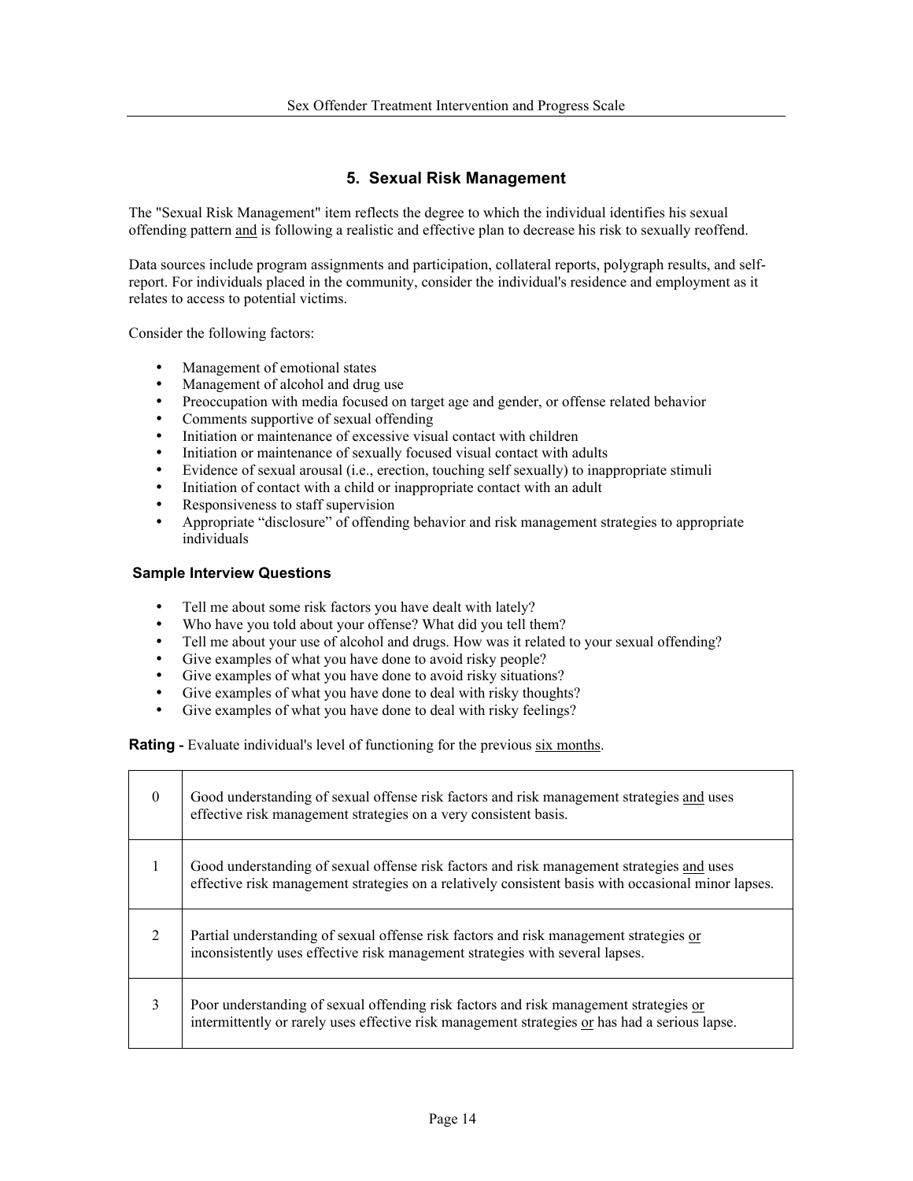## 5. Sexual Risk Management

The "Sexual Risk Management" item reflects the degree to which the individual identifies his sexual offending pattern <u>and</u> is following a realistic and effective plan to decrease his risk to sexually reoffend.

Data sources include program assignments and participation, collateral reports, polygraph results, and self-report. For individuals placed in the community, consider the individual's residence and employment as it relates to access to potential victims.

Consider the following factors:

- Management of emotional states
- Management of alcohol and drug use
- Preoccupation with media focused on target age and gender, or offense related behavior
- Comments supportive of sexual offending
- Initiation or maintenance of excessive visual contact with children
- Initiation or maintenance of sexually focused visual contact with adults
- Evidence of sexual arousal (i.e., erection, touching self sexually) to inappropriate stimuli
- Initiation of contact with a child or inappropriate contact with an adult
- Responsiveness to staff supervision
- Appropriate "disclosure" of offending behavior and risk management strategies to appropriate individuals

### Sample Interview Questions

- Tell me about some risk factors you have dealt with lately?
- Who have you told about your offense? What did you tell them?
- Tell me about your use of alcohol and drugs. How was it related to your sexual offending?
- Give examples of what you have done to avoid risky people?
- Give examples of what you have done to avoid risky situations?
- Give examples of what you have done to deal with risky thoughts?
- Give examples of what you have done to deal with risky feelings?

**Rating -** Evaluate individual's level of functioning for the previous <u>six months</u>.

| | |
|---|---|
| 0 | Good understanding of sexual offense risk factors and risk management strategies <u>and</u> uses effective risk management strategies on a very consistent basis. |
| 1 | Good understanding of sexual offense risk factors and risk management strategies <u>and</u> uses effective risk management strategies on a relatively consistent basis with occasional minor lapses. |
| 2 | Partial understanding of sexual offense risk factors and risk management strategies <u>or</u> inconsistently uses effective risk management strategies with several lapses. |
| 3 | Poor understanding of sexual offending risk factors and risk management strategies <u>or</u> intermittently or rarely uses effective risk management strategies <u>or</u> has had a serious lapse. |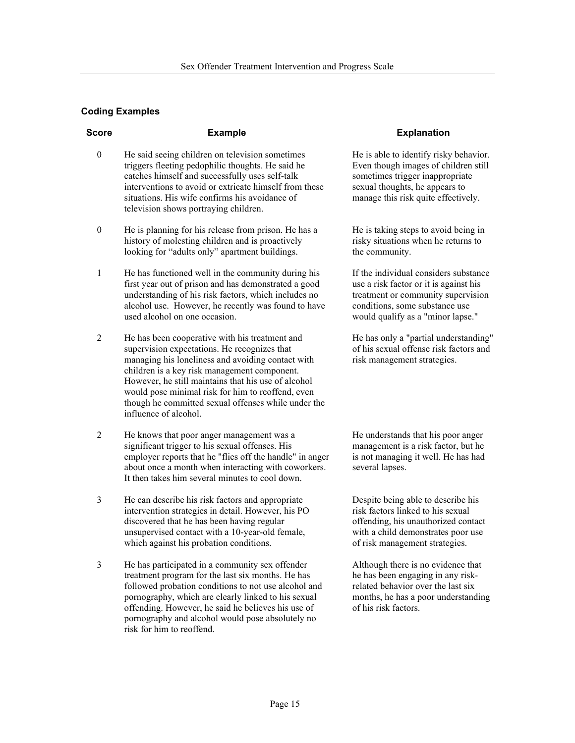### Coding Examples

| Score | Example | Explanation |
|---|---|---|
| 0 | He said seeing children on television sometimes triggers fleeting pedophilic thoughts. He said he catches himself and successfully uses self-talk interventions to avoid or extricate himself from these situations. His wife confirms his avoidance of television shows portraying children. | He is able to identify risky behavior. Even though images of children still sometimes trigger inappropriate sexual thoughts, he appears to manage this risk quite effectively. |
| 0 | He is planning for his release from prison. He has a history of molesting children and is proactively looking for "adults only" apartment buildings. | He is taking steps to avoid being in risky situations when he returns to the community. |
| 1 | He has functioned well in the community during his first year out of prison and has demonstrated a good understanding of his risk factors, which includes no alcohol use. However, he recently was found to have used alcohol on one occasion. | If the individual considers substance use a risk factor or it is against his treatment or community supervision conditions, some substance use would qualify as a "minor lapse." |
| 2 | He has been cooperative with his treatment and supervision expectations. He recognizes that managing his loneliness and avoiding contact with children is a key risk management component. However, he still maintains that his use of alcohol would pose minimal risk for him to reoffend, even though he committed sexual offenses while under the influence of alcohol. | He has only a "partial understanding" of his sexual offense risk factors and risk management strategies. |
| 2 | He knows that poor anger management was a significant trigger to his sexual offenses. His employer reports that he "flies off the handle" in anger about once a month when interacting with coworkers. It then takes him several minutes to cool down. | He understands that his poor anger management is a risk factor, but he is not managing it well. He has had several lapses. |
| 3 | He can describe his risk factors and appropriate intervention strategies in detail. However, his PO discovered that he has been having regular unsupervised contact with a 10-year-old female, which against his probation conditions. | Despite being able to describe his risk factors linked to his sexual offending, his unauthorized contact with a child demonstrates poor use of risk management strategies. |
| 3 | He has participated in a community sex offender treatment program for the last six months. He has followed probation conditions to not use alcohol and pornography, which are clearly linked to his sexual offending. However, he said he believes his use of pornography and alcohol would pose absolutely no risk for him to reoffend. | Although there is no evidence that he has been engaging in any risk-related behavior over the last six months, he has a poor understanding of his risk factors. |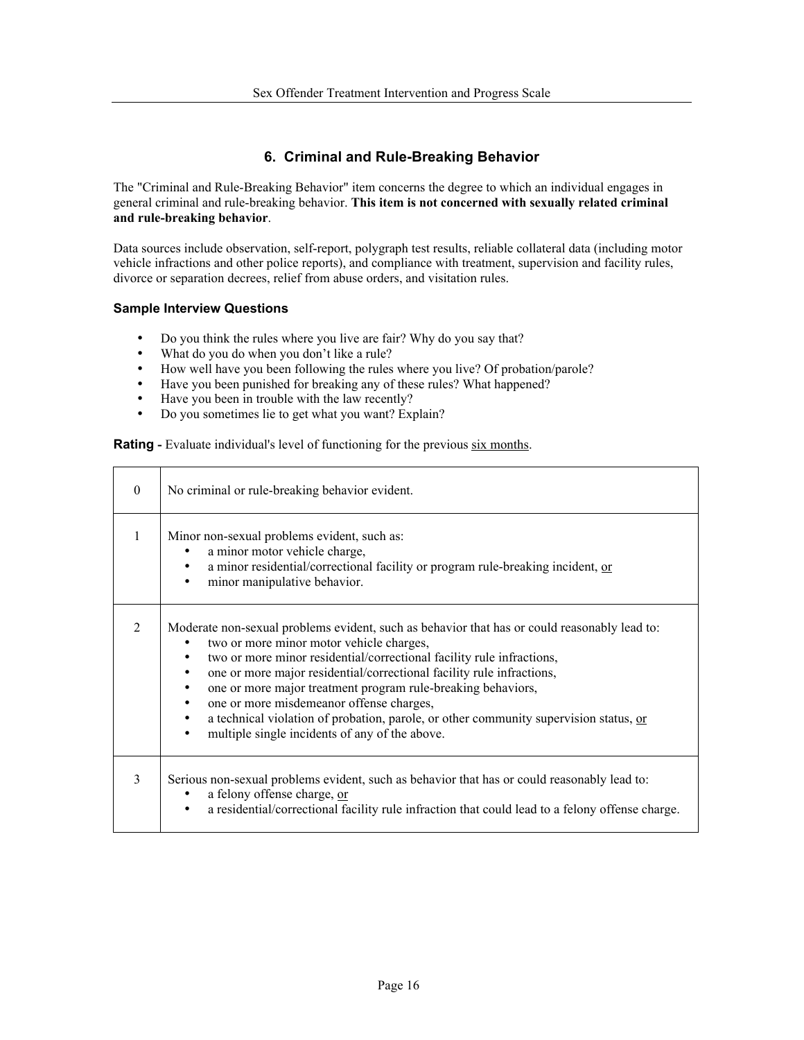## 6. Criminal and Rule-Breaking Behavior

The "Criminal and Rule-Breaking Behavior" item concerns the degree to which an individual engages in general criminal and rule-breaking behavior. **This item is not concerned with sexually related criminal and rule-breaking behavior**.

Data sources include observation, self-report, polygraph test results, reliable collateral data (including motor vehicle infractions and other police reports), and compliance with treatment, supervision and facility rules, divorce or separation decrees, relief from abuse orders, and visitation rules.

### Sample Interview Questions

- Do you think the rules where you live are fair? Why do you say that?
- What do you do when you don't like a rule?
- How well have you been following the rules where you live? Of probation/parole?
- Have you been punished for breaking any of these rules? What happened?
- Have you been in trouble with the law recently?
- Do you sometimes lie to get what you want? Explain?

**Rating -** Evaluate individual's level of functioning for the previous six months.

| Rating | Description |
|---|---|
| 0 | No criminal or rule-breaking behavior evident. |
| 1 | Minor non-sexual problems evident, such as:<br>• a minor motor vehicle charge,<br>• a minor residential/correctional facility or program rule-breaking incident, or<br>• minor manipulative behavior. |
| 2 | Moderate non-sexual problems evident, such as behavior that has or could reasonably lead to:<br>• two or more minor motor vehicle charges,<br>• two or more minor residential/correctional facility rule infractions,<br>• one or more major residential/correctional facility rule infractions,<br>• one or more major treatment program rule-breaking behaviors,<br>• one or more misdemeanor offense charges,<br>• a technical violation of probation, parole, or other community supervision status, or<br>• multiple single incidents of any of the above. |
| 3 | Serious non-sexual problems evident, such as behavior that has or could reasonably lead to:<br>• a felony offense charge, or<br>• a residential/correctional facility rule infraction that could lead to a felony offense charge. |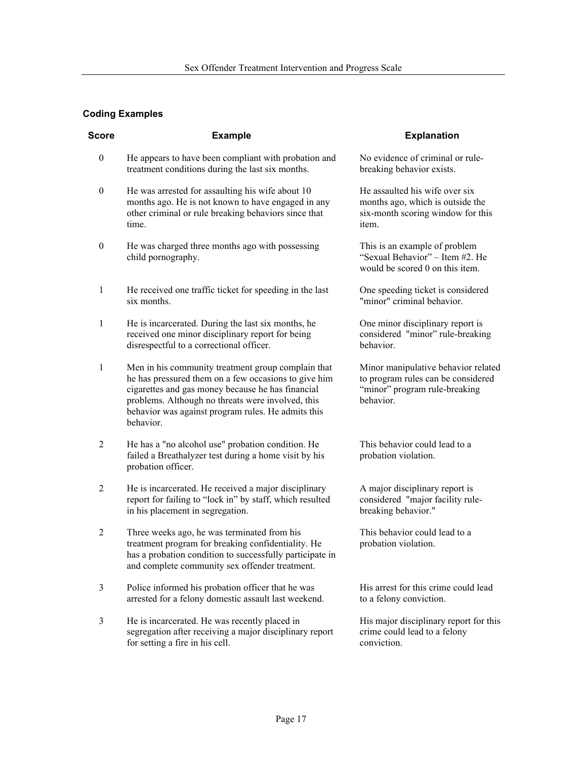### Coding Examples

| Score | Example | Explanation |
|---|---|---|
| 0 | He appears to have been compliant with probation and treatment conditions during the last six months. | No evidence of criminal or rule-breaking behavior exists. |
| 0 | He was arrested for assaulting his wife about 10 months ago. He is not known to have engaged in any other criminal or rule breaking behaviors since that time. | He assaulted his wife over six months ago, which is outside the six-month scoring window for this item. |
| 0 | He was charged three months ago with possessing child pornography. | This is an example of problem "Sexual Behavior" – Item #2. He would be scored 0 on this item. |
| 1 | He received one traffic ticket for speeding in the last six months. | One speeding ticket is considered "minor" criminal behavior. |
| 1 | He is incarcerated. During the last six months, he received one minor disciplinary report for being disrespectful to a correctional officer. | One minor disciplinary report is considered "minor" rule-breaking behavior. |
| 1 | Men in his community treatment group complain that he has pressured them on a few occasions to give him cigarettes and gas money because he has financial problems. Although no threats were involved, this behavior was against program rules. He admits this behavior. | Minor manipulative behavior related to program rules can be considered "minor" program rule-breaking behavior. |
| 2 | He has a "no alcohol use" probation condition. He failed a Breathalyzer test during a home visit by his probation officer. | This behavior could lead to a probation violation. |
| 2 | He is incarcerated. He received a major disciplinary report for failing to "lock in" by staff, which resulted in his placement in segregation. | A major disciplinary report is considered "major facility rule-breaking behavior." |
| 2 | Three weeks ago, he was terminated from his treatment program for breaking confidentiality. He has a probation condition to successfully participate in and complete community sex offender treatment. | This behavior could lead to a probation violation. |
| 3 | Police informed his probation officer that he was arrested for a felony domestic assault last weekend. | His arrest for this crime could lead to a felony conviction. |
| 3 | He is incarcerated. He was recently placed in segregation after receiving a major disciplinary report for setting a fire in his cell. | His major disciplinary report for this crime could lead to a felony conviction. |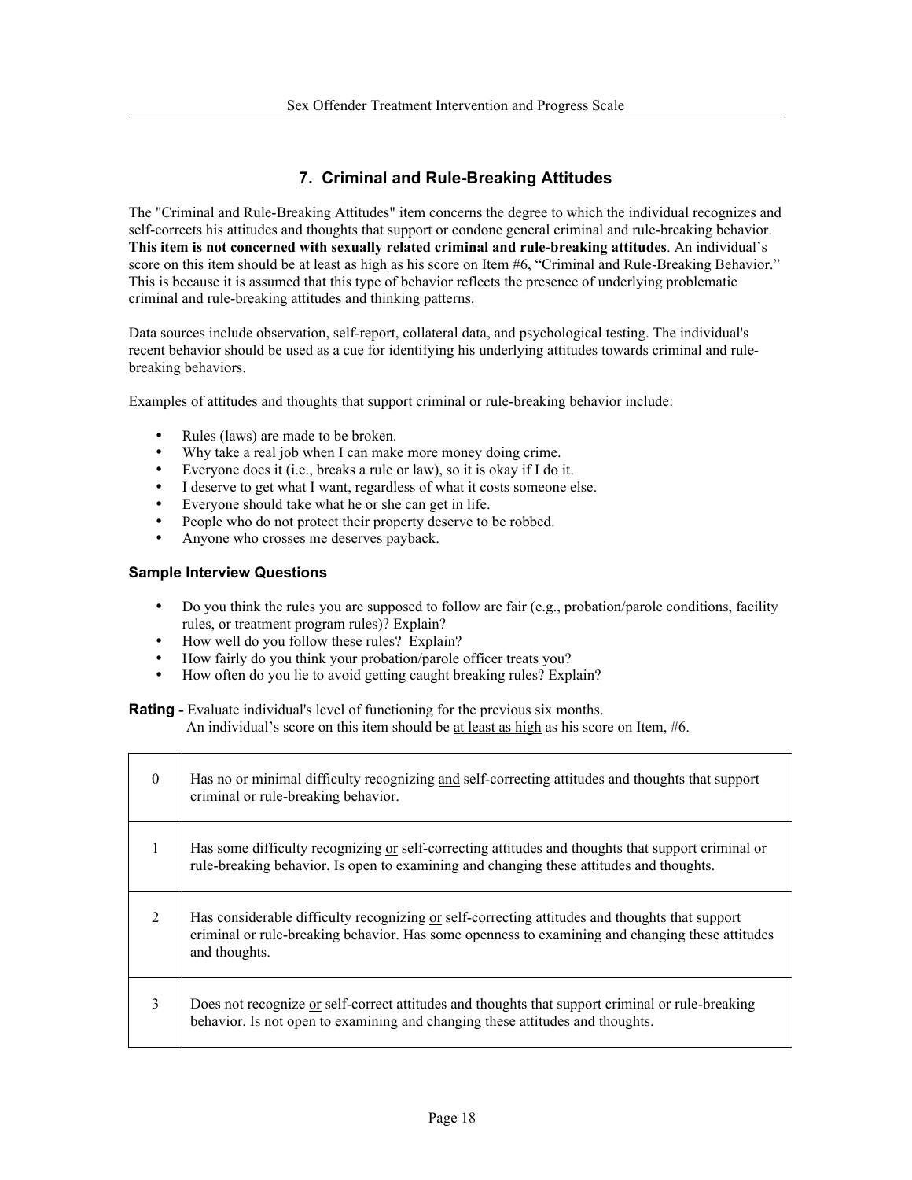## 7. Criminal and Rule-Breaking Attitudes

The "Criminal and Rule-Breaking Attitudes" item concerns the degree to which the individual recognizes and self-corrects his attitudes and thoughts that support or condone general criminal and rule-breaking behavior. **This item is not concerned with sexually related criminal and rule-breaking attitudes**. An individual's score on this item should be at least as high as his score on Item #6, "Criminal and Rule-Breaking Behavior." This is because it is assumed that this type of behavior reflects the presence of underlying problematic criminal and rule-breaking attitudes and thinking patterns.

Data sources include observation, self-report, collateral data, and psychological testing. The individual's recent behavior should be used as a cue for identifying his underlying attitudes towards criminal and rule-breaking behaviors.

Examples of attitudes and thoughts that support criminal or rule-breaking behavior include:

- Rules (laws) are made to be broken.
- Why take a real job when I can make more money doing crime.
- Everyone does it (i.e., breaks a rule or law), so it is okay if I do it.
- I deserve to get what I want, regardless of what it costs someone else.
- Everyone should take what he or she can get in life.
- People who do not protect their property deserve to be robbed.
- Anyone who crosses me deserves payback.

### Sample Interview Questions

- Do you think the rules you are supposed to follow are fair (e.g., probation/parole conditions, facility rules, or treatment program rules)? Explain?
- How well do you follow these rules? Explain?
- How fairly do you think your probation/parole officer treats you?
- How often do you lie to avoid getting caught breaking rules? Explain?

**Rating -** Evaluate individual's level of functioning for the previous six months.
An individual's score on this item should be at least as high as his score on Item, #6.

| | |
|---|---|
| 0 | Has no or minimal difficulty recognizing and self-correcting attitudes and thoughts that support criminal or rule-breaking behavior. |
| 1 | Has some difficulty recognizing or self-correcting attitudes and thoughts that support criminal or rule-breaking behavior. Is open to examining and changing these attitudes and thoughts. |
| 2 | Has considerable difficulty recognizing or self-correcting attitudes and thoughts that support criminal or rule-breaking behavior. Has some openness to examining and changing these attitudes and thoughts. |
| 3 | Does not recognize or self-correct attitudes and thoughts that support criminal or rule-breaking behavior. Is not open to examining and changing these attitudes and thoughts. |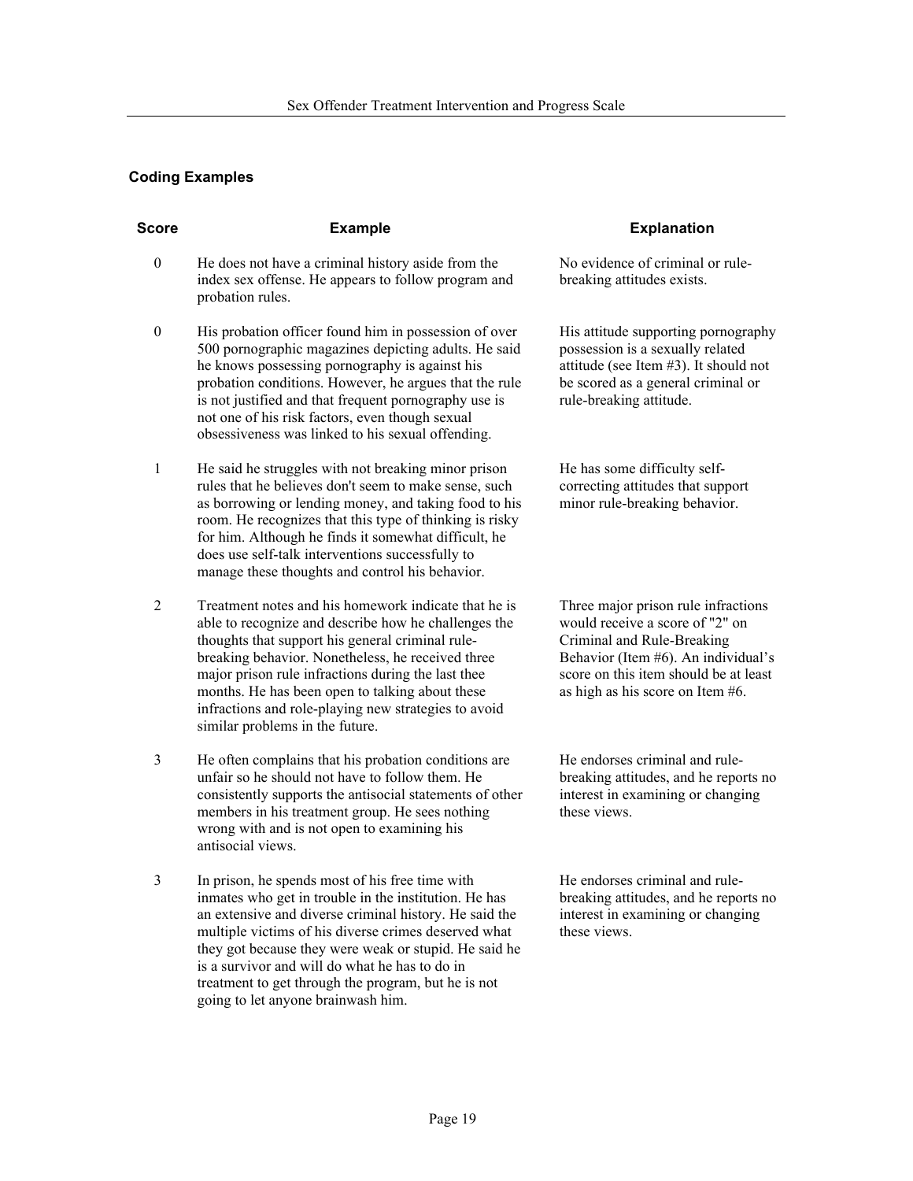### Coding Examples

| Score | Example | Explanation |
|---|---|---|
| 0 | He does not have a criminal history aside from the index sex offense. He appears to follow program and probation rules. | No evidence of criminal or rule-breaking attitudes exists. |
| 0 | His probation officer found him in possession of over 500 pornographic magazines depicting adults. He said he knows possessing pornography is against his probation conditions. However, he argues that the rule is not justified and that frequent pornography use is not one of his risk factors, even though sexual obsessiveness was linked to his sexual offending. | His attitude supporting pornography possession is a sexually related attitude (see Item #3). It should not be scored as a general criminal or rule-breaking attitude. |
| 1 | He said he struggles with not breaking minor prison rules that he believes don't seem to make sense, such as borrowing or lending money, and taking food to his room. He recognizes that this type of thinking is risky for him. Although he finds it somewhat difficult, he does use self-talk interventions successfully to manage these thoughts and control his behavior. | He has some difficulty self-correcting attitudes that support minor rule-breaking behavior. |
| 2 | Treatment notes and his homework indicate that he is able to recognize and describe how he challenges the thoughts that support his general criminal rule-breaking behavior. Nonetheless, he received three major prison rule infractions during the last thee months. He has been open to talking about these infractions and role-playing new strategies to avoid similar problems in the future. | Three major prison rule infractions would receive a score of "2" on Criminal and Rule-Breaking Behavior (Item #6). An individual's score on this item should be at least as high as his score on Item #6. |
| 3 | He often complains that his probation conditions are unfair so he should not have to follow them. He consistently supports the antisocial statements of other members in his treatment group. He sees nothing wrong with and is not open to examining his antisocial views. | He endorses criminal and rule-breaking attitudes, and he reports no interest in examining or changing these views. |
| 3 | In prison, he spends most of his free time with inmates who get in trouble in the institution. He has an extensive and diverse criminal history. He said the multiple victims of his diverse crimes deserved what they got because they were weak or stupid. He said he is a survivor and will do what he has to do in treatment to get through the program, but he is not going to let anyone brainwash him. | He endorses criminal and rule-breaking attitudes, and he reports no interest in examining or changing these views. |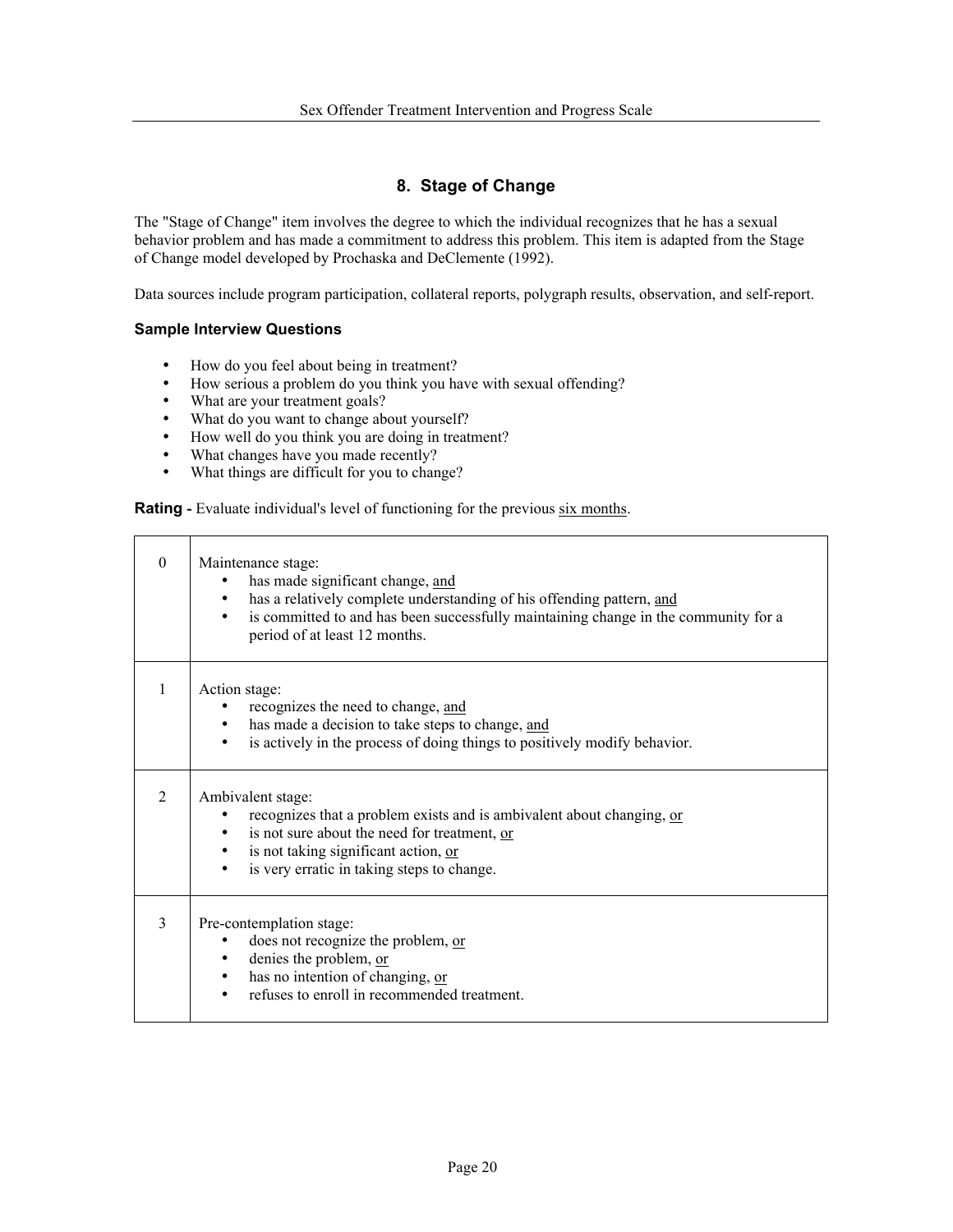## 8. Stage of Change

The "Stage of Change" item involves the degree to which the individual recognizes that he has a sexual behavior problem and has made a commitment to address this problem. This item is adapted from the Stage of Change model developed by Prochaska and DeClemente (1992).

Data sources include program participation, collateral reports, polygraph results, observation, and self-report.

### Sample Interview Questions

- How do you feel about being in treatment?
- How serious a problem do you think you have with sexual offending?
- What are your treatment goals?
- What do you want to change about yourself?
- How well do you think you are doing in treatment?
- What changes have you made recently?
- What things are difficult for you to change?

**Rating -** Evaluate individual's level of functioning for the previous six months.

| | |
|---|---|
| 0 | Maintenance stage:<br>• has made significant change, and<br>• has a relatively complete understanding of his offending pattern, and<br>• is committed to and has been successfully maintaining change in the community for a period of at least 12 months. |
| 1 | Action stage:<br>• recognizes the need to change, and<br>• has made a decision to take steps to change, and<br>• is actively in the process of doing things to positively modify behavior. |
| 2 | Ambivalent stage:<br>• recognizes that a problem exists and is ambivalent about changing, or<br>• is not sure about the need for treatment, or<br>• is not taking significant action, or<br>• is very erratic in taking steps to change. |
| 3 | Pre-contemplation stage:<br>• does not recognize the problem, or<br>• denies the problem, or<br>• has no intention of changing, or<br>• refuses to enroll in recommended treatment. |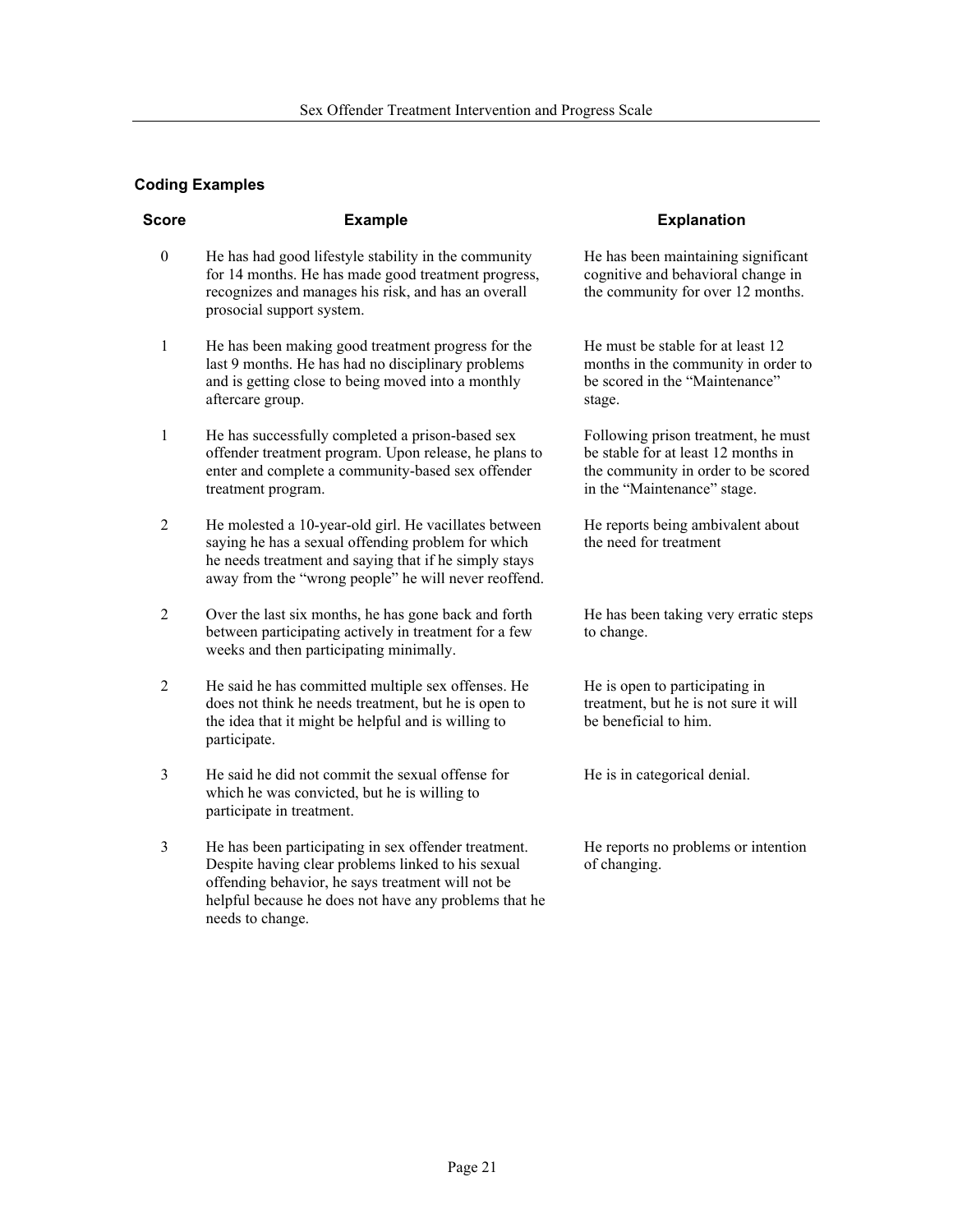### Coding Examples

| Score | Example | Explanation |
|---|---|---|
| 0 | He has had good lifestyle stability in the community for 14 months. He has made good treatment progress, recognizes and manages his risk, and has an overall prosocial support system. | He has been maintaining significant cognitive and behavioral change in the community for over 12 months. |
| 1 | He has been making good treatment progress for the last 9 months. He has had no disciplinary problems and is getting close to being moved into a monthly aftercare group. | He must be stable for at least 12 months in the community in order to be scored in the "Maintenance" stage. |
| 1 | He has successfully completed a prison-based sex offender treatment program. Upon release, he plans to enter and complete a community-based sex offender treatment program. | Following prison treatment, he must be stable for at least 12 months in the community in order to be scored in the "Maintenance" stage. |
| 2 | He molested a 10-year-old girl. He vacillates between saying he has a sexual offending problem for which he needs treatment and saying that if he simply stays away from the "wrong people" he will never reoffend. | He reports being ambivalent about the need for treatment |
| 2 | Over the last six months, he has gone back and forth between participating actively in treatment for a few weeks and then participating minimally. | He has been taking very erratic steps to change. |
| 2 | He said he has committed multiple sex offenses. He does not think he needs treatment, but he is open to the idea that it might be helpful and is willing to participate. | He is open to participating in treatment, but he is not sure it will be beneficial to him. |
| 3 | He said he did not commit the sexual offense for which he was convicted, but he is willing to participate in treatment. | He is in categorical denial. |
| 3 | He has been participating in sex offender treatment. Despite having clear problems linked to his sexual offending behavior, he says treatment will not be helpful because he does not have any problems that he needs to change. | He reports no problems or intention of changing. |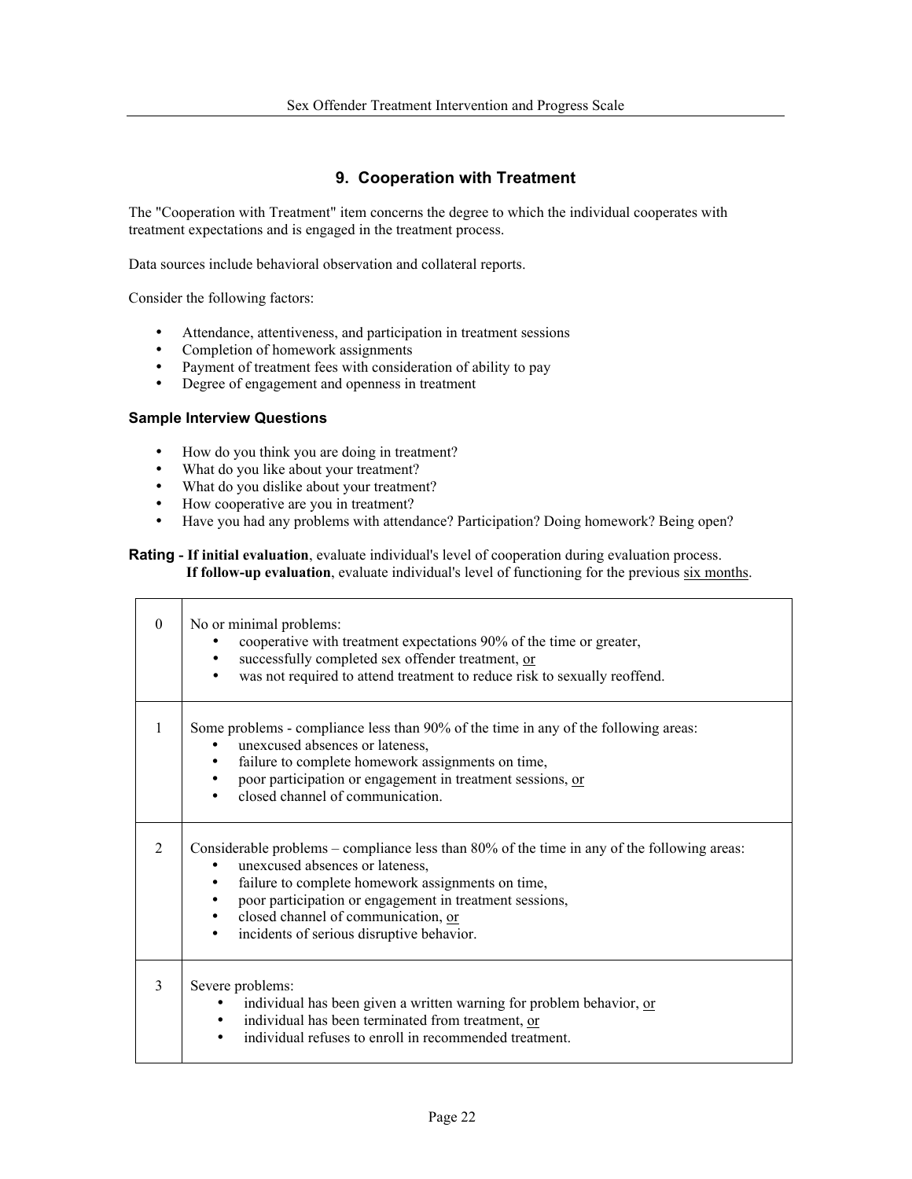## 9. Cooperation with Treatment

The "Cooperation with Treatment" item concerns the degree to which the individual cooperates with treatment expectations and is engaged in the treatment process.

Data sources include behavioral observation and collateral reports.

Consider the following factors:

- Attendance, attentiveness, and participation in treatment sessions
- Completion of homework assignments
- Payment of treatment fees with consideration of ability to pay
- Degree of engagement and openness in treatment

### Sample Interview Questions

- How do you think you are doing in treatment?
- What do you like about your treatment?
- What do you dislike about your treatment?
- How cooperative are you in treatment?
- Have you had any problems with attendance? Participation? Doing homework? Being open?

**Rating - If initial evaluation**, evaluate individual's level of cooperation during evaluation process.
**If follow-up evaluation**, evaluate individual's level of functioning for the previous six months.

| | |
|---|---|
| 0 | No or minimal problems:<br>• cooperative with treatment expectations 90% of the time or greater,<br>• successfully completed sex offender treatment, or<br>• was not required to attend treatment to reduce risk to sexually reoffend. |
| 1 | Some problems - compliance less than 90% of the time in any of the following areas:<br>• unexcused absences or lateness,<br>• failure to complete homework assignments on time,<br>• poor participation or engagement in treatment sessions, or<br>• closed channel of communication. |
| 2 | Considerable problems – compliance less than 80% of the time in any of the following areas:<br>• unexcused absences or lateness,<br>• failure to complete homework assignments on time,<br>• poor participation or engagement in treatment sessions,<br>• closed channel of communication, or<br>• incidents of serious disruptive behavior. |
| 3 | Severe problems:<br>• individual has been given a written warning for problem behavior, or<br>• individual has been terminated from treatment, or<br>• individual refuses to enroll in recommended treatment. |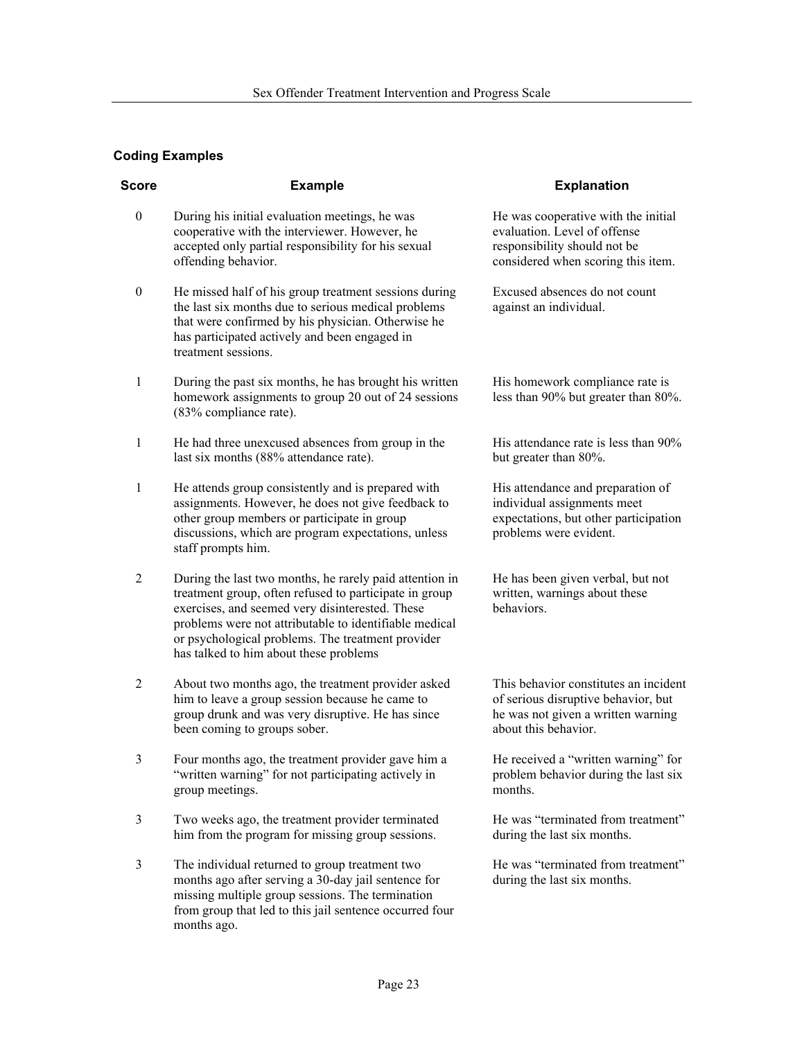### Coding Examples

| Score | Example | Explanation |
|---|---|---|
| 0 | During his initial evaluation meetings, he was cooperative with the interviewer. However, he accepted only partial responsibility for his sexual offending behavior. | He was cooperative with the initial evaluation. Level of offense responsibility should not be considered when scoring this item. |
| 0 | He missed half of his group treatment sessions during the last six months due to serious medical problems that were confirmed by his physician. Otherwise he has participated actively and been engaged in treatment sessions. | Excused absences do not count against an individual. |
| 1 | During the past six months, he has brought his written homework assignments to group 20 out of 24 sessions (83% compliance rate). | His homework compliance rate is less than 90% but greater than 80%. |
| 1 | He had three unexcused absences from group in the last six months (88% attendance rate). | His attendance rate is less than 90% but greater than 80%. |
| 1 | He attends group consistently and is prepared with assignments. However, he does not give feedback to other group members or participate in group discussions, which are program expectations, unless staff prompts him. | His attendance and preparation of individual assignments meet expectations, but other participation problems were evident. |
| 2 | During the last two months, he rarely paid attention in treatment group, often refused to participate in group exercises, and seemed very disinterested. These problems were not attributable to identifiable medical or psychological problems. The treatment provider has talked to him about these problems | He has been given verbal, but not written, warnings about these behaviors. |
| 2 | About two months ago, the treatment provider asked him to leave a group session because he came to group drunk and was very disruptive. He has since been coming to groups sober. | This behavior constitutes an incident of serious disruptive behavior, but he was not given a written warning about this behavior. |
| 3 | Four months ago, the treatment provider gave him a "written warning" for not participating actively in group meetings. | He received a "written warning" for problem behavior during the last six months. |
| 3 | Two weeks ago, the treatment provider terminated him from the program for missing group sessions. | He was "terminated from treatment" during the last six months. |
| 3 | The individual returned to group treatment two months ago after serving a 30-day jail sentence for missing multiple group sessions. The termination from group that led to this jail sentence occurred four months ago. | He was "terminated from treatment" during the last six months. |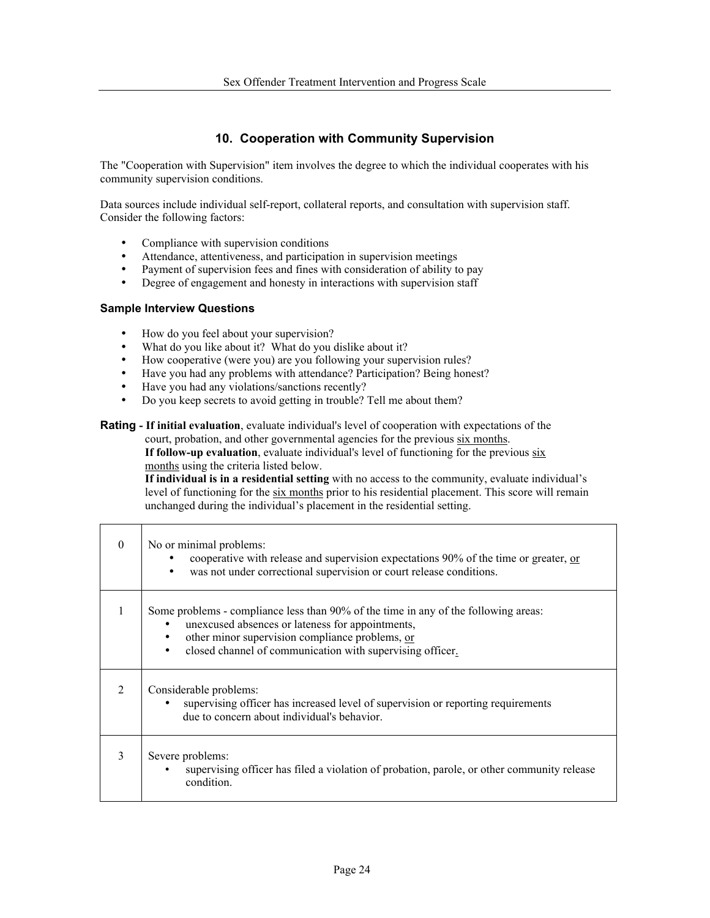## 10. Cooperation with Community Supervision

The "Cooperation with Supervision" item involves the degree to which the individual cooperates with his community supervision conditions.

Data sources include individual self-report, collateral reports, and consultation with supervision staff. Consider the following factors:

- Compliance with supervision conditions
- Attendance, attentiveness, and participation in supervision meetings
- Payment of supervision fees and fines with consideration of ability to pay
- Degree of engagement and honesty in interactions with supervision staff

### Sample Interview Questions

- How do you feel about your supervision?
- What do you like about it? What do you dislike about it?
- How cooperative (were you) are you following your supervision rules?
- Have you had any problems with attendance? Participation? Being honest?
- Have you had any violations/sanctions recently?
- Do you keep secrets to avoid getting in trouble? Tell me about them?

**Rating - If initial evaluation**, evaluate individual's level of cooperation with expectations of the court, probation, and other governmental agencies for the previous <u>six months</u>.
**If follow-up evaluation**, evaluate individual's level of functioning for the previous <u>six months</u> using the criteria listed below.
**If individual is in a residential setting** with no access to the community, evaluate individual's level of functioning for the <u>six months</u> prior to his residential placement. This score will remain unchanged during the individual's placement in the residential setting.

| Rating | Description |
|---|---|
| 0 | No or minimal problems:<br>• cooperative with release and supervision expectations 90% of the time or greater, <u>or</u><br>• was not under correctional supervision or court release conditions. |
| 1 | Some problems - compliance less than 90% of the time in any of the following areas:<br>• unexcused absences or lateness for appointments,<br>• other minor supervision compliance problems, <u>or</u><br>• closed channel of communication with supervising officer. |
| 2 | Considerable problems:<br>• supervising officer has increased level of supervision or reporting requirements due to concern about individual's behavior. |
| 3 | Severe problems:<br>• supervising officer has filed a violation of probation, parole, or other community release condition. |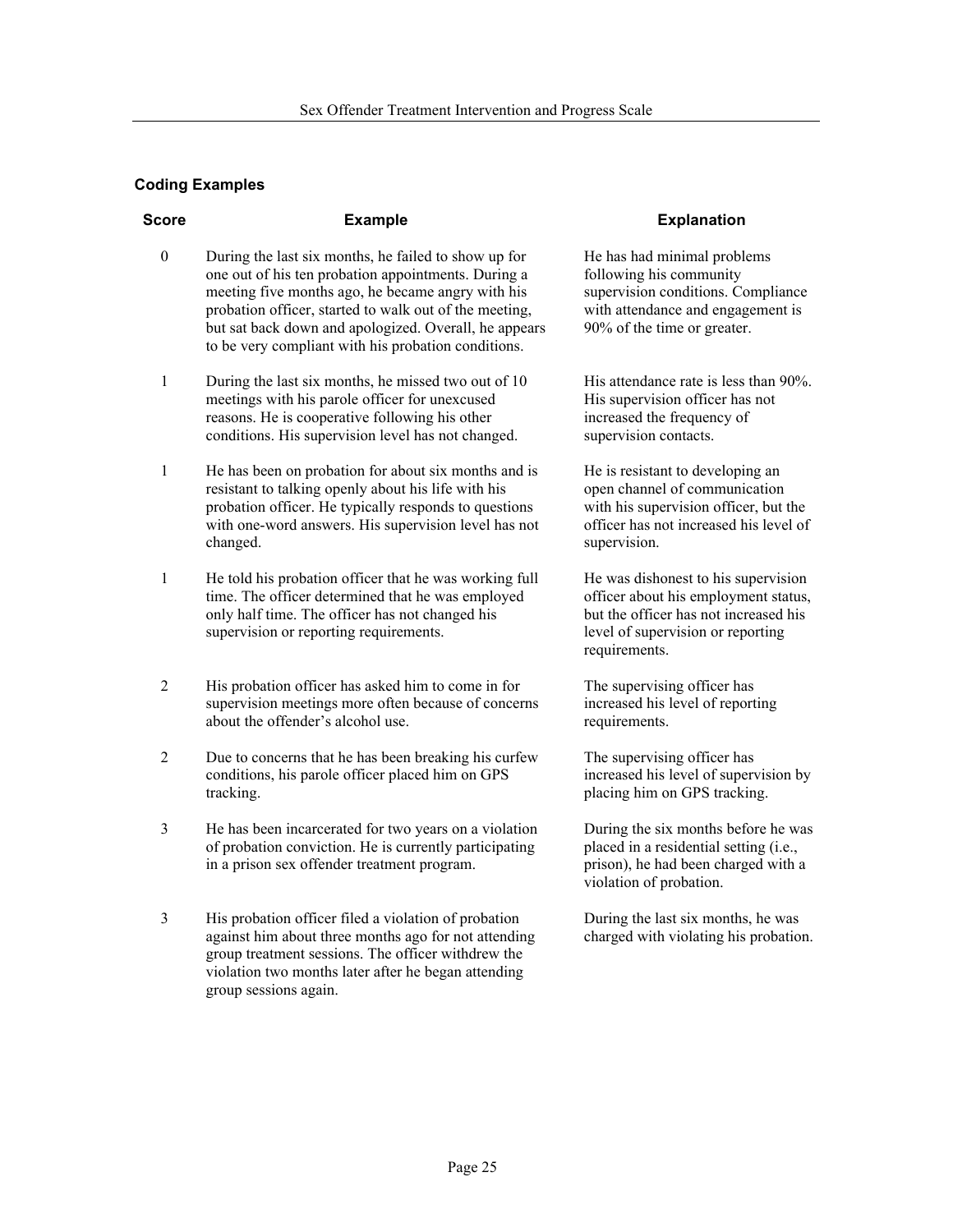### Coding Examples

| Score | Example | Explanation |
|---|---|---|
| 0 | During the last six months, he failed to show up for one out of his ten probation appointments. During a meeting five months ago, he became angry with his probation officer, started to walk out of the meeting, but sat back down and apologized. Overall, he appears to be very compliant with his probation conditions. | He has had minimal problems following his community supervision conditions. Compliance with attendance and engagement is 90% of the time or greater. |
| 1 | During the last six months, he missed two out of 10 meetings with his parole officer for unexcused reasons. He is cooperative following his other conditions. His supervision level has not changed. | His attendance rate is less than 90%. His supervision officer has not increased the frequency of supervision contacts. |
| 1 | He has been on probation for about six months and is resistant to talking openly about his life with his probation officer. He typically responds to questions with one-word answers. His supervision level has not changed. | He is resistant to developing an open channel of communication with his supervision officer, but the officer has not increased his level of supervision. |
| 1 | He told his probation officer that he was working full time. The officer determined that he was employed only half time. The officer has not changed his supervision or reporting requirements. | He was dishonest to his supervision officer about his employment status, but the officer has not increased his level of supervision or reporting requirements. |
| 2 | His probation officer has asked him to come in for supervision meetings more often because of concerns about the offender's alcohol use. | The supervising officer has increased his level of reporting requirements. |
| 2 | Due to concerns that he has been breaking his curfew conditions, his parole officer placed him on GPS tracking. | The supervising officer has increased his level of supervision by placing him on GPS tracking. |
| 3 | He has been incarcerated for two years on a violation of probation conviction. He is currently participating in a prison sex offender treatment program. | During the six months before he was placed in a residential setting (i.e., prison), he had been charged with a violation of probation. |
| 3 | His probation officer filed a violation of probation against him about three months ago for not attending group treatment sessions. The officer withdrew the violation two months later after he began attending group sessions again. | During the last six months, he was charged with violating his probation. |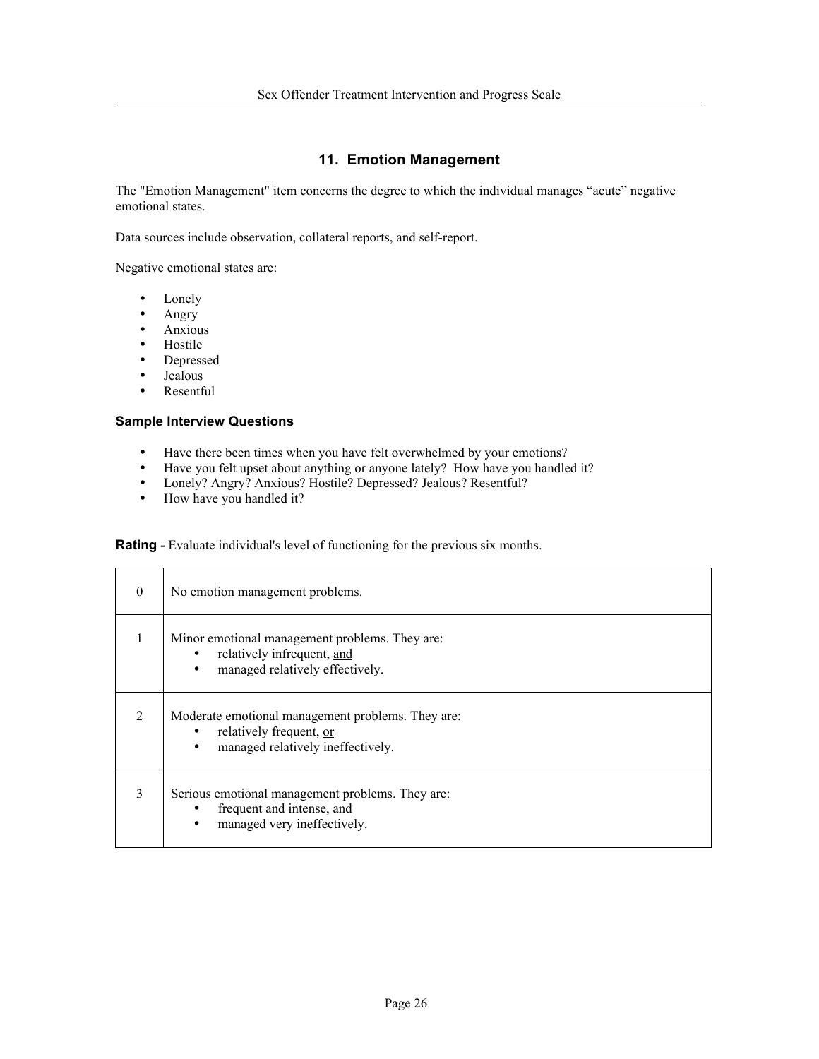## 11. Emotion Management

The "Emotion Management" item concerns the degree to which the individual manages "acute" negative emotional states.

Data sources include observation, collateral reports, and self-report.

Negative emotional states are:

- Lonely
- Angry
- Anxious
- Hostile
- Depressed
- Jealous
- Resentful

### Sample Interview Questions

- Have there been times when you have felt overwhelmed by your emotions?
- Have you felt upset about anything or anyone lately? How have you handled it?
- Lonely? Angry? Anxious? Hostile? Depressed? Jealous? Resentful?
- How have you handled it?

**Rating -** Evaluate individual's level of functioning for the previous six months.

| | |
|---|---|
| 0 | No emotion management problems. |
| 1 | Minor emotional management problems. They are:<br>• relatively infrequent, and<br>• managed relatively effectively. |
| 2 | Moderate emotional management problems. They are:<br>• relatively frequent, or<br>• managed relatively ineffectively. |
| 3 | Serious emotional management problems. They are:<br>• frequent and intense, and<br>• managed very ineffectively. |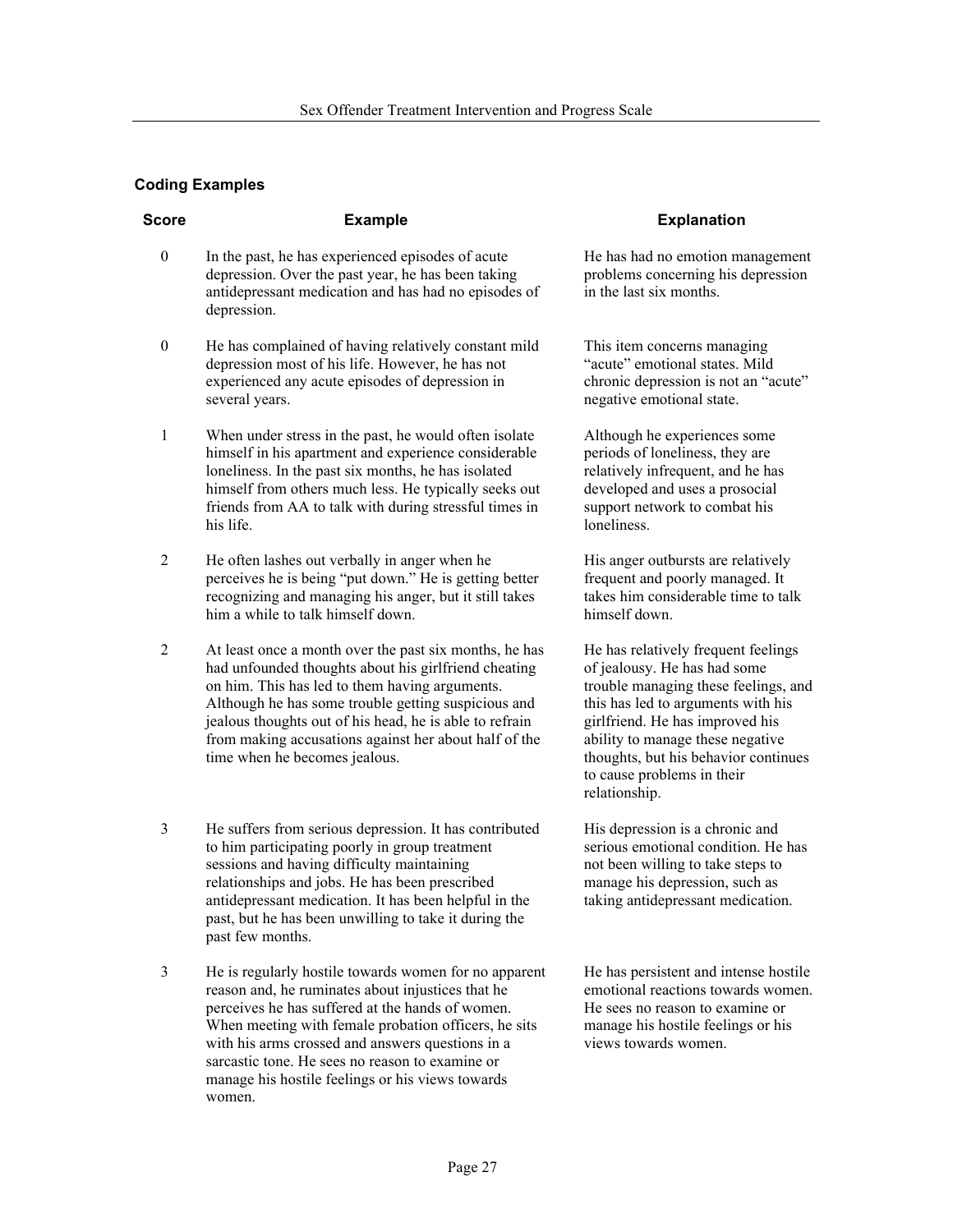### Coding Examples

| Score | Example | Explanation |
|---|---|---|
| 0 | In the past, he has experienced episodes of acute depression. Over the past year, he has been taking antidepressant medication and has had no episodes of depression. | He has had no emotion management problems concerning his depression in the last six months. |
| 0 | He has complained of having relatively constant mild depression most of his life. However, he has not experienced any acute episodes of depression in several years. | This item concerns managing "acute" emotional states. Mild chronic depression is not an "acute" negative emotional state. |
| 1 | When under stress in the past, he would often isolate himself in his apartment and experience considerable loneliness. In the past six months, he has isolated himself from others much less. He typically seeks out friends from AA to talk with during stressful times in his life. | Although he experiences some periods of loneliness, they are relatively infrequent, and he has developed and uses a prosocial support network to combat his loneliness. |
| 2 | He often lashes out verbally in anger when he perceives he is being "put down." He is getting better recognizing and managing his anger, but it still takes him a while to talk himself down. | His anger outbursts are relatively frequent and poorly managed. It takes him considerable time to talk himself down. |
| 2 | At least once a month over the past six months, he has had unfounded thoughts about his girlfriend cheating on him. This has led to them having arguments. Although he has some trouble getting suspicious and jealous thoughts out of his head, he is able to refrain from making accusations against her about half of the time when he becomes jealous. | He has relatively frequent feelings of jealousy. He has had some trouble managing these feelings, and this has led to arguments with his girlfriend. He has improved his ability to manage these negative thoughts, but his behavior continues to cause problems in their relationship. |
| 3 | He suffers from serious depression. It has contributed to him participating poorly in group treatment sessions and having difficulty maintaining relationships and jobs. He has been prescribed antidepressant medication. It has been helpful in the past, but he has been unwilling to take it during the past few months. | His depression is a chronic and serious emotional condition. He has not been willing to take steps to manage his depression, such as taking antidepressant medication. |
| 3 | He is regularly hostile towards women for no apparent reason and, he ruminates about injustices that he perceives he has suffered at the hands of women. When meeting with female probation officers, he sits with his arms crossed and answers questions in a sarcastic tone. He sees no reason to examine or manage his hostile feelings or his views towards women. | He has persistent and intense hostile emotional reactions towards women. He sees no reason to examine or manage his hostile feelings or his views towards women. |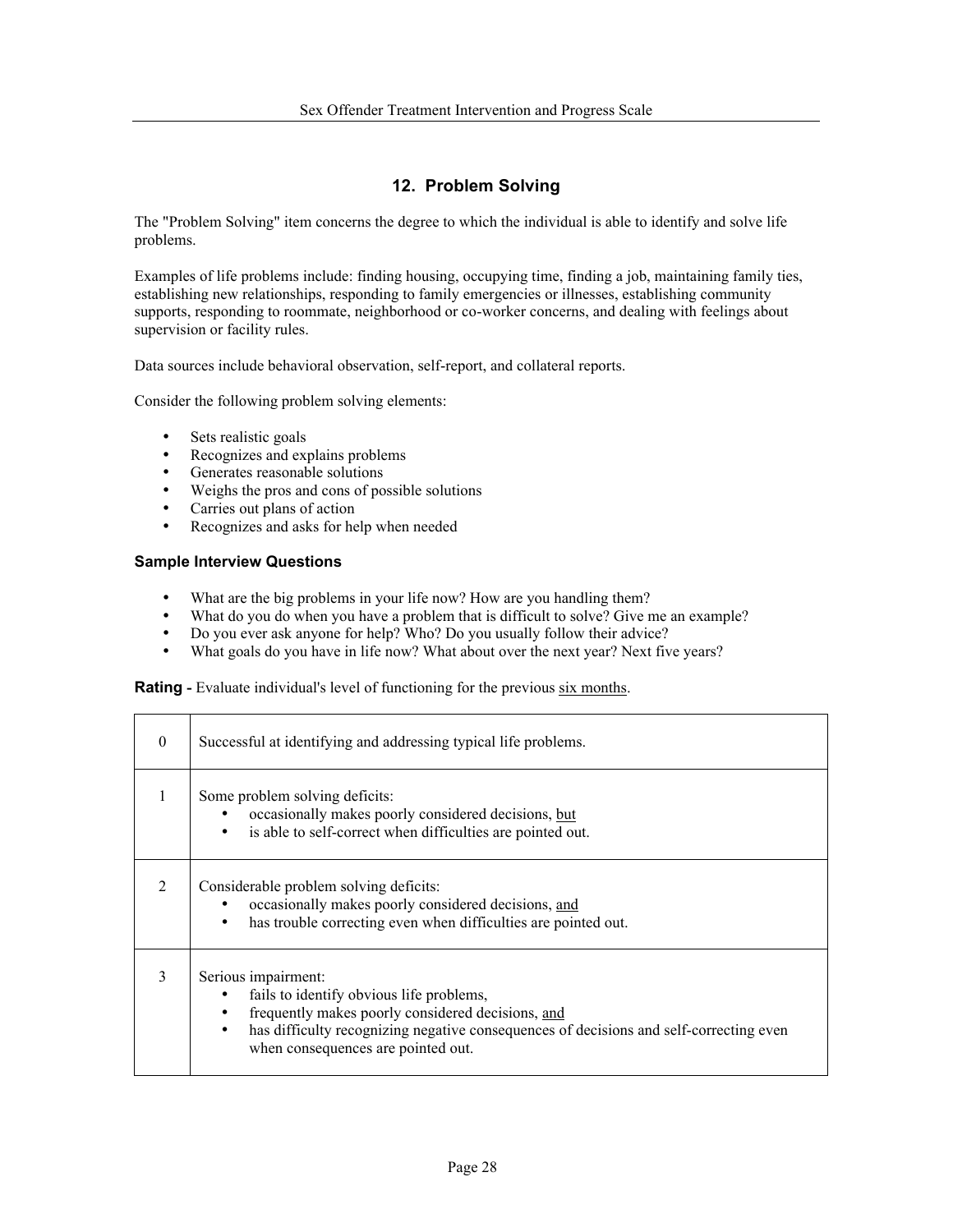## 12. Problem Solving

The "Problem Solving" item concerns the degree to which the individual is able to identify and solve life problems.

Examples of life problems include: finding housing, occupying time, finding a job, maintaining family ties, establishing new relationships, responding to family emergencies or illnesses, establishing community supports, responding to roommate, neighborhood or co-worker concerns, and dealing with feelings about supervision or facility rules.

Data sources include behavioral observation, self-report, and collateral reports.

Consider the following problem solving elements:

- Sets realistic goals
- Recognizes and explains problems
- Generates reasonable solutions
- Weighs the pros and cons of possible solutions
- Carries out plans of action
- Recognizes and asks for help when needed

### Sample Interview Questions

- What are the big problems in your life now? How are you handling them?
- What do you do when you have a problem that is difficult to solve? Give me an example?
- Do you ever ask anyone for help? Who? Do you usually follow their advice?
- What goals do you have in life now? What about over the next year? Next five years?

**Rating -** Evaluate individual's level of functioning for the previous <u>six months</u>.

| | |
|---|---|
| 0 | Successful at identifying and addressing typical life problems. |
| 1 | Some problem solving deficits:<br>• occasionally makes poorly considered decisions, <u>but</u><br>• is able to self-correct when difficulties are pointed out. |
| 2 | Considerable problem solving deficits:<br>• occasionally makes poorly considered decisions, <u>and</u><br>• has trouble correcting even when difficulties are pointed out. |
| 3 | Serious impairment:<br>• fails to identify obvious life problems,<br>• frequently makes poorly considered decisions, <u>and</u><br>• has difficulty recognizing negative consequences of decisions and self-correcting even when consequences are pointed out. |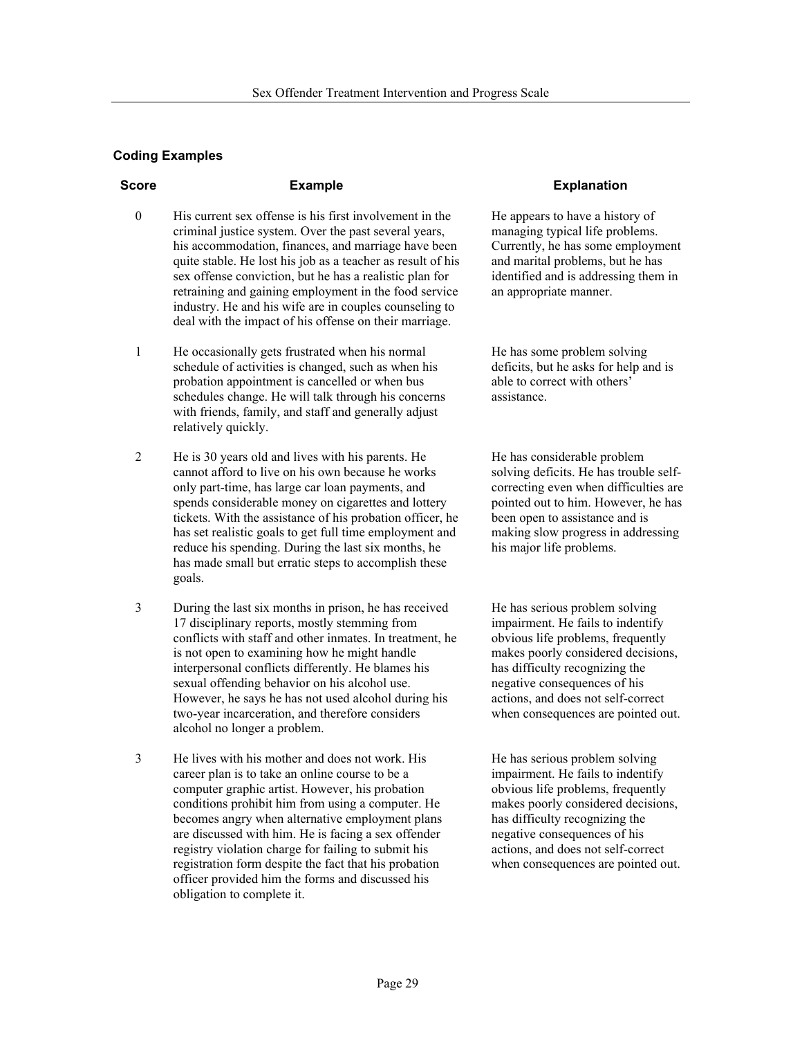### Coding Examples

| Score | Example | Explanation |
|---|---|---|
| 0 | His current sex offense is his first involvement in the criminal justice system. Over the past several years, his accommodation, finances, and marriage have been quite stable. He lost his job as a teacher as result of his sex offense conviction, but he has a realistic plan for retraining and gaining employment in the food service industry. He and his wife are in couples counseling to deal with the impact of his offense on their marriage. | He appears to have a history of managing typical life problems. Currently, he has some employment and marital problems, but he has identified and is addressing them in an appropriate manner. |
| 1 | He occasionally gets frustrated when his normal schedule of activities is changed, such as when his probation appointment is cancelled or when bus schedules change. He will talk through his concerns with friends, family, and staff and generally adjust relatively quickly. | He has some problem solving deficits, but he asks for help and is able to correct with others' assistance. |
| 2 | He is 30 years old and lives with his parents. He cannot afford to live on his own because he works only part-time, has large car loan payments, and spends considerable money on cigarettes and lottery tickets. With the assistance of his probation officer, he has set realistic goals to get full time employment and reduce his spending. During the last six months, he has made small but erratic steps to accomplish these goals. | He has considerable problem solving deficits. He has trouble self-correcting even when difficulties are pointed out to him. However, he has been open to assistance and is making slow progress in addressing his major life problems. |
| 3 | During the last six months in prison, he has received 17 disciplinary reports, mostly stemming from conflicts with staff and other inmates. In treatment, he is not open to examining how he might handle interpersonal conflicts differently. He blames his sexual offending behavior on his alcohol use. However, he says he has not used alcohol during his two-year incarceration, and therefore considers alcohol no longer a problem. | He has serious problem solving impairment. He fails to indentify obvious life problems, frequently makes poorly considered decisions, has difficulty recognizing the negative consequences of his actions, and does not self-correct when consequences are pointed out. |
| 3 | He lives with his mother and does not work. His career plan is to take an online course to be a computer graphic artist. However, his probation conditions prohibit him from using a computer. He becomes angry when alternative employment plans are discussed with him. He is facing a sex offender registry violation charge for failing to submit his registration form despite the fact that his probation officer provided him the forms and discussed his obligation to complete it. | He has serious problem solving impairment. He fails to indentify obvious life problems, frequently makes poorly considered decisions, has difficulty recognizing the negative consequences of his actions, and does not self-correct when consequences are pointed out. |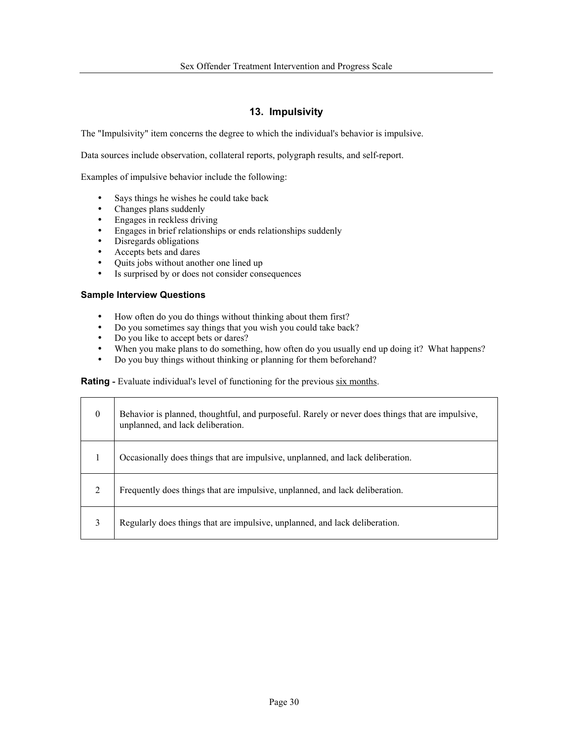## 13. Impulsivity

The "Impulsivity" item concerns the degree to which the individual's behavior is impulsive.

Data sources include observation, collateral reports, polygraph results, and self-report.

Examples of impulsive behavior include the following:

- Says things he wishes he could take back
- Changes plans suddenly
- Engages in reckless driving
- Engages in brief relationships or ends relationships suddenly
- Disregards obligations
- Accepts bets and dares
- Quits jobs without another one lined up
- Is surprised by or does not consider consequences

### Sample Interview Questions

- How often do you do things without thinking about them first?
- Do you sometimes say things that you wish you could take back?
- Do you like to accept bets or dares?
- When you make plans to do something, how often do you usually end up doing it? What happens?
- Do you buy things without thinking or planning for them beforehand?

**Rating -** Evaluate individual's level of functioning for the previous six months.

| | |
|---|---|
| 0 | Behavior is planned, thoughtful, and purposeful. Rarely or never does things that are impulsive, unplanned, and lack deliberation. |
| 1 | Occasionally does things that are impulsive, unplanned, and lack deliberation. |
| 2 | Frequently does things that are impulsive, unplanned, and lack deliberation. |
| 3 | Regularly does things that are impulsive, unplanned, and lack deliberation. |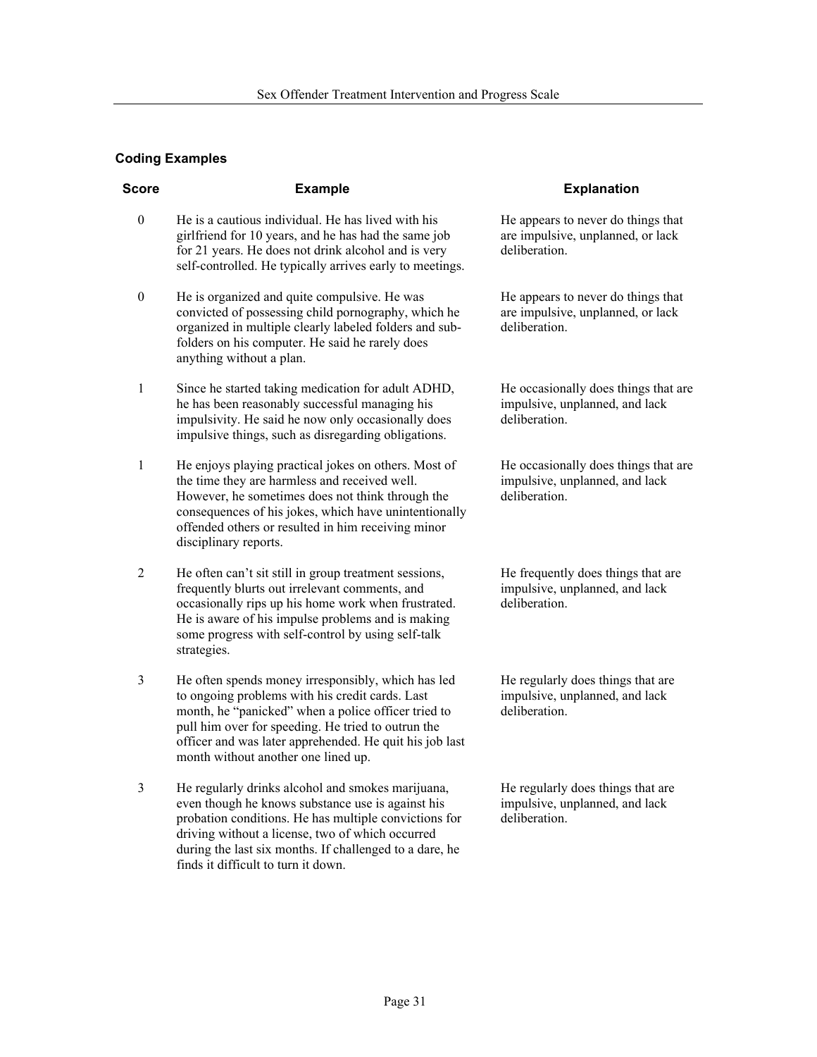### Coding Examples

| Score | Example | Explanation |
|---|---|---|
| 0 | He is a cautious individual. He has lived with his girlfriend for 10 years, and he has had the same job for 21 years. He does not drink alcohol and is very self-controlled. He typically arrives early to meetings. | He appears to never do things that are impulsive, unplanned, or lack deliberation. |
| 0 | He is organized and quite compulsive. He was convicted of possessing child pornography, which he organized in multiple clearly labeled folders and sub-folders on his computer. He said he rarely does anything without a plan. | He appears to never do things that are impulsive, unplanned, or lack deliberation. |
| 1 | Since he started taking medication for adult ADHD, he has been reasonably successful managing his impulsivity. He said he now only occasionally does impulsive things, such as disregarding obligations. | He occasionally does things that are impulsive, unplanned, and lack deliberation. |
| 1 | He enjoys playing practical jokes on others. Most of the time they are harmless and received well. However, he sometimes does not think through the consequences of his jokes, which have unintentionally offended others or resulted in him receiving minor disciplinary reports. | He occasionally does things that are impulsive, unplanned, and lack deliberation. |
| 2 | He often can't sit still in group treatment sessions, frequently blurts out irrelevant comments, and occasionally rips up his home work when frustrated. He is aware of his impulse problems and is making some progress with self-control by using self-talk strategies. | He frequently does things that are impulsive, unplanned, and lack deliberation. |
| 3 | He often spends money irresponsibly, which has led to ongoing problems with his credit cards. Last month, he "panicked" when a police officer tried to pull him over for speeding. He tried to outrun the officer and was later apprehended. He quit his job last month without another one lined up. | He regularly does things that are impulsive, unplanned, and lack deliberation. |
| 3 | He regularly drinks alcohol and smokes marijuana, even though he knows substance use is against his probation conditions. He has multiple convictions for driving without a license, two of which occurred during the last six months. If challenged to a dare, he finds it difficult to turn it down. | He regularly does things that are impulsive, unplanned, and lack deliberation. |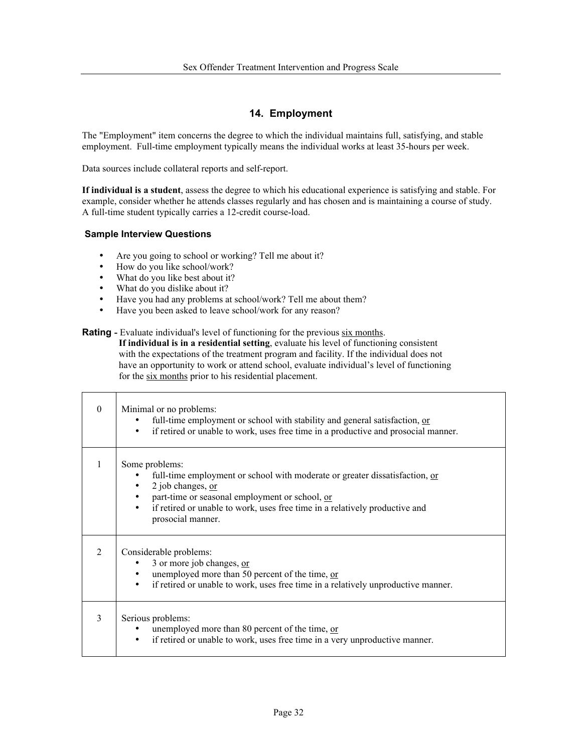## 14. Employment

The "Employment" item concerns the degree to which the individual maintains full, satisfying, and stable employment. Full-time employment typically means the individual works at least 35-hours per week.

Data sources include collateral reports and self-report.

**If individual is a student**, assess the degree to which his educational experience is satisfying and stable. For example, consider whether he attends classes regularly and has chosen and is maintaining a course of study. A full-time student typically carries a 12-credit course-load.

### Sample Interview Questions

- Are you going to school or working? Tell me about it?
- How do you like school/work?
- What do you like best about it?
- What do you dislike about it?
- Have you had any problems at school/work? Tell me about them?
- Have you been asked to leave school/work for any reason?

**Rating -** Evaluate individual's level of functioning for the previous six months.
**If individual is in a residential setting**, evaluate his level of functioning consistent with the expectations of the treatment program and facility. If the individual does not have an opportunity to work or attend school, evaluate individual's level of functioning for the six months prior to his residential placement.

| | |
|---|---|
| 0 | Minimal or no problems:<br>• full-time employment or school with stability and general satisfaction, or<br>• if retired or unable to work, uses free time in a productive and prosocial manner. |
| 1 | Some problems:<br>• full-time employment or school with moderate or greater dissatisfaction, or<br>• 2 job changes, or<br>• part-time or seasonal employment or school, or<br>• if retired or unable to work, uses free time in a relatively productive and prosocial manner. |
| 2 | Considerable problems:<br>• 3 or more job changes, or<br>• unemployed more than 50 percent of the time, or<br>• if retired or unable to work, uses free time in a relatively unproductive manner. |
| 3 | Serious problems:<br>• unemployed more than 80 percent of the time, or<br>• if retired or unable to work, uses free time in a very unproductive manner. |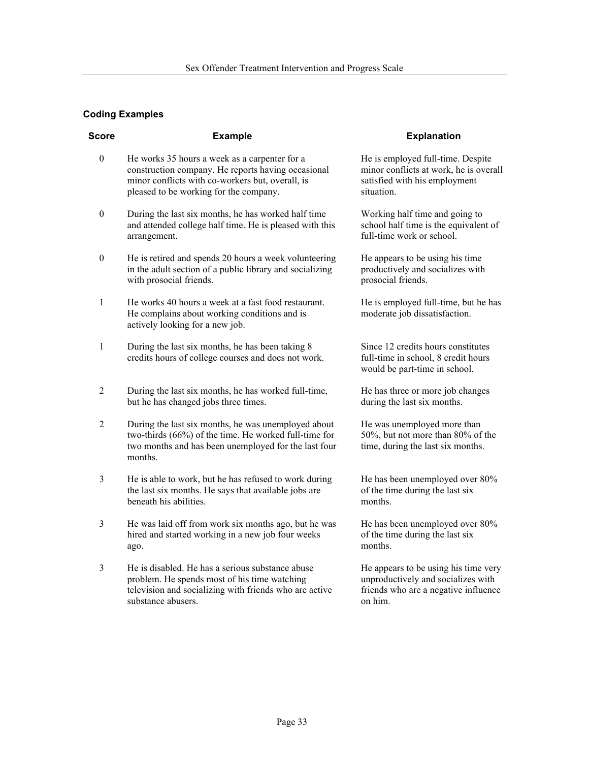**Coding Examples**

| Score | Example | Explanation |
|---|---|---|
| 0 | He works 35 hours a week as a carpenter for a construction company. He reports having occasional minor conflicts with co-workers but, overall, is pleased to be working for the company. | He is employed full-time. Despite minor conflicts at work, he is overall satisfied with his employment situation. |
| 0 | During the last six months, he has worked half time and attended college half time. He is pleased with this arrangement. | Working half time and going to school half time is the equivalent of full-time work or school. |
| 0 | He is retired and spends 20 hours a week volunteering in the adult section of a public library and socializing with prosocial friends. | He appears to be using his time productively and socializes with prosocial friends. |
| 1 | He works 40 hours a week at a fast food restaurant. He complains about working conditions and is actively looking for a new job. | He is employed full-time, but he has moderate job dissatisfaction. |
| 1 | During the last six months, he has been taking 8 credits hours of college courses and does not work. | Since 12 credits hours constitutes full-time in school, 8 credit hours would be part-time in school. |
| 2 | During the last six months, he has worked full-time, but he has changed jobs three times. | He has three or more job changes during the last six months. |
| 2 | During the last six months, he was unemployed about two-thirds (66%) of the time. He worked full-time for two months and has been unemployed for the last four months. | He was unemployed more than 50%, but not more than 80% of the time, during the last six months. |
| 3 | He is able to work, but he has refused to work during the last six months. He says that available jobs are beneath his abilities. | He has been unemployed over 80% of the time during the last six months. |
| 3 | He was laid off from work six months ago, but he was hired and started working in a new job four weeks ago. | He has been unemployed over 80% of the time during the last six months. |
| 3 | He is disabled. He has a serious substance abuse problem. He spends most of his time watching television and socializing with friends who are active substance abusers. | He appears to be using his time very unproductively and socializes with friends who are a negative influence on him. |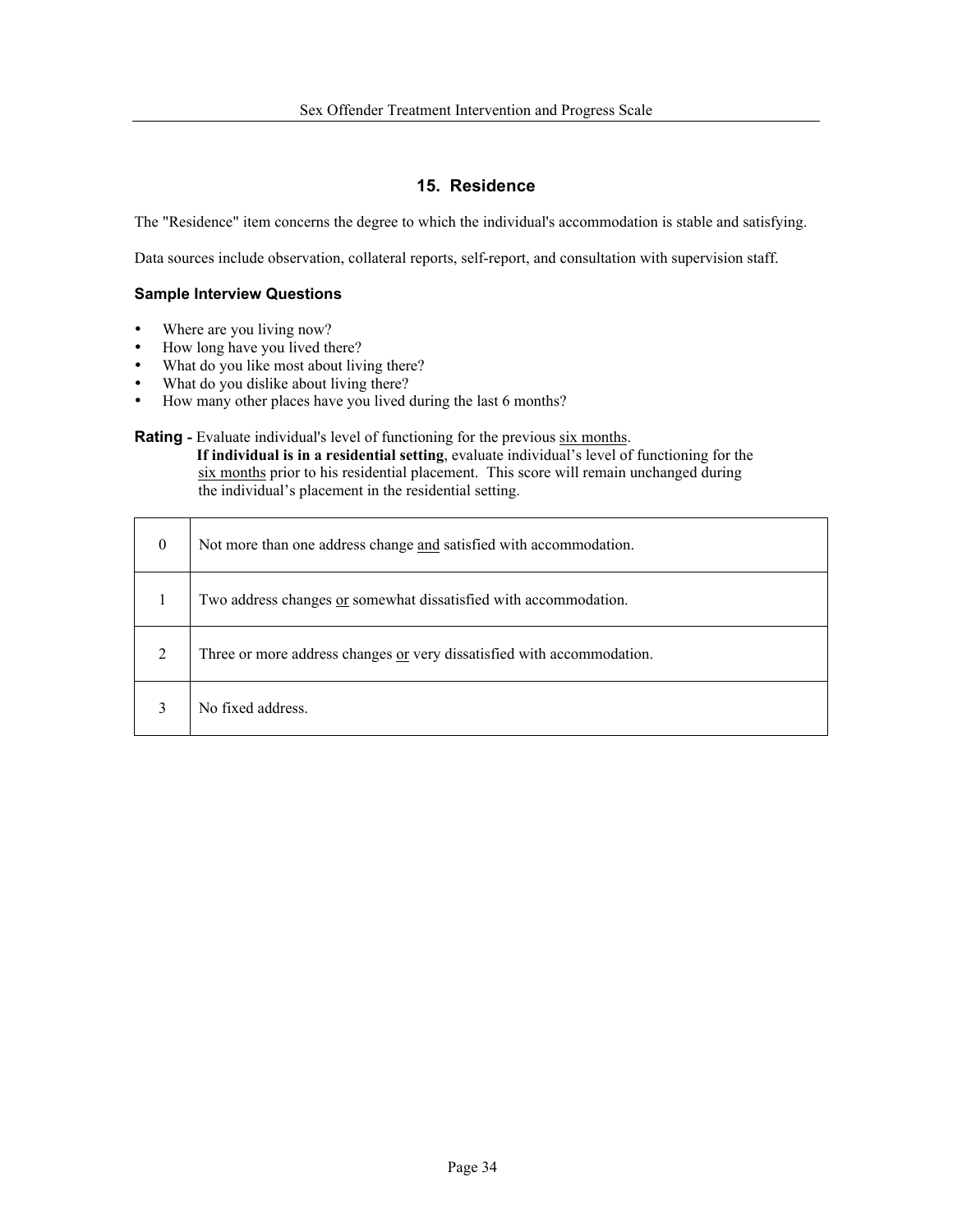## 15. Residence

The "Residence" item concerns the degree to which the individual's accommodation is stable and satisfying.

Data sources include observation, collateral reports, self-report, and consultation with supervision staff.

### Sample Interview Questions

- Where are you living now?
- How long have you lived there?
- What do you like most about living there?
- What do you dislike about living there?
- How many other places have you lived during the last 6 months?

**Rating -** Evaluate individual's level of functioning for the previous six months.
**If individual is in a residential setting**, evaluate individual's level of functioning for the six months prior to his residential placement. This score will remain unchanged during the individual's placement in the residential setting.

| | |
|---|---|
| 0 | Not more than one address change and satisfied with accommodation. |
| 1 | Two address changes or somewhat dissatisfied with accommodation. |
| 2 | Three or more address changes or very dissatisfied with accommodation. |
| 3 | No fixed address. |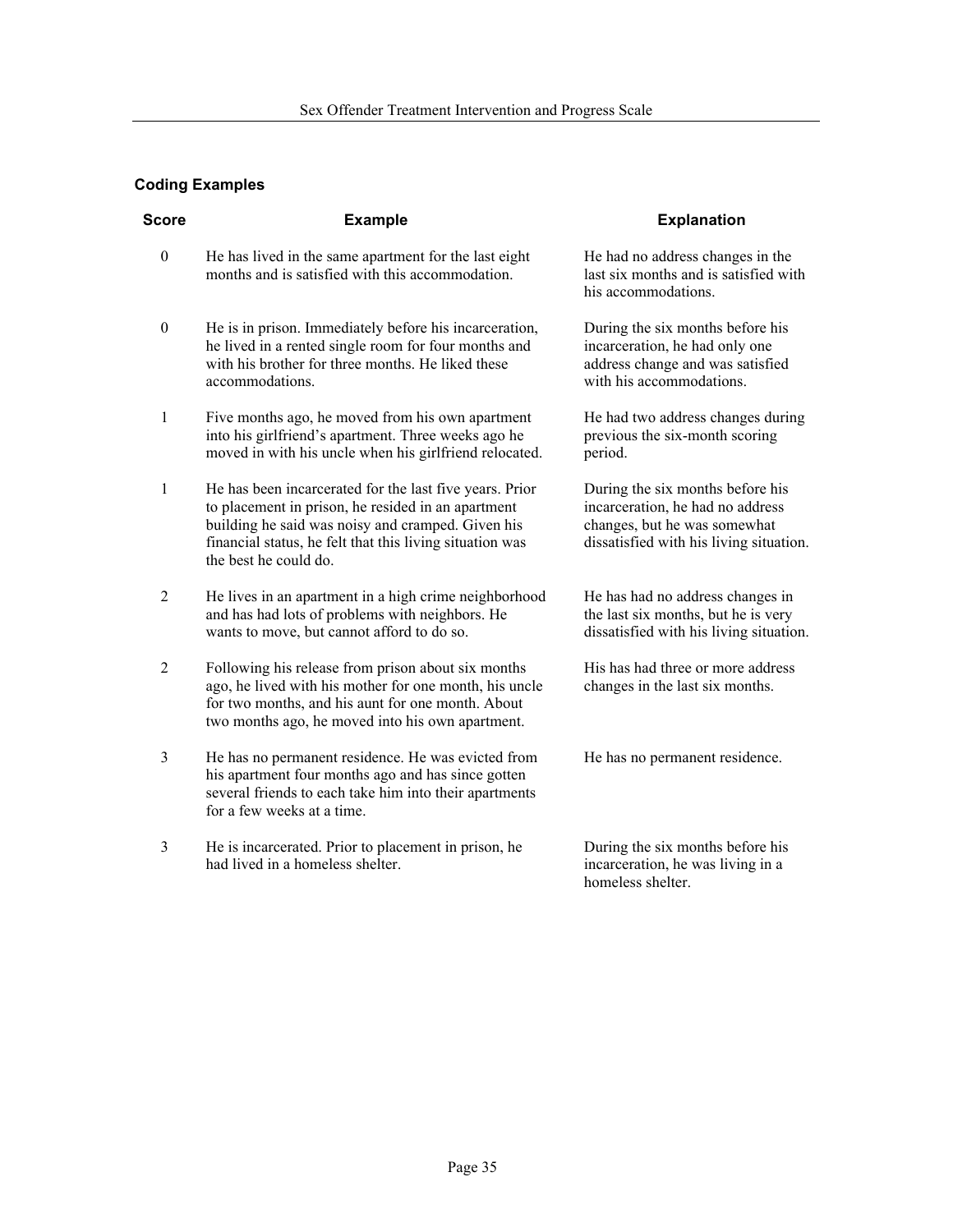### Coding Examples

| Score | Example | Explanation |
| --- | --- | --- |
| 0 | He has lived in the same apartment for the last eight months and is satisfied with this accommodation. | He had no address changes in the last six months and is satisfied with his accommodations. |
| 0 | He is in prison. Immediately before his incarceration, he lived in a rented single room for four months and with his brother for three months. He liked these accommodations. | During the six months before his incarceration, he had only one address change and was satisfied with his accommodations. |
| 1 | Five months ago, he moved from his own apartment into his girlfriend's apartment. Three weeks ago he moved in with his uncle when his girlfriend relocated. | He had two address changes during previous the six-month scoring period. |
| 1 | He has been incarcerated for the last five years. Prior to placement in prison, he resided in an apartment building he said was noisy and cramped. Given his financial status, he felt that this living situation was the best he could do. | During the six months before his incarceration, he had no address changes, but he was somewhat dissatisfied with his living situation. |
| 2 | He lives in an apartment in a high crime neighborhood and has had lots of problems with neighbors. He wants to move, but cannot afford to do so. | He has had no address changes in the last six months, but he is very dissatisfied with his living situation. |
| 2 | Following his release from prison about six months ago, he lived with his mother for one month, his uncle for two months, and his aunt for one month. About two months ago, he moved into his own apartment. | His has had three or more address changes in the last six months. |
| 3 | He has no permanent residence. He was evicted from his apartment four months ago and has since gotten several friends to each take him into their apartments for a few weeks at a time. | He has no permanent residence. |
| 3 | He is incarcerated. Prior to placement in prison, he had lived in a homeless shelter. | During the six months before his incarceration, he was living in a homeless shelter. |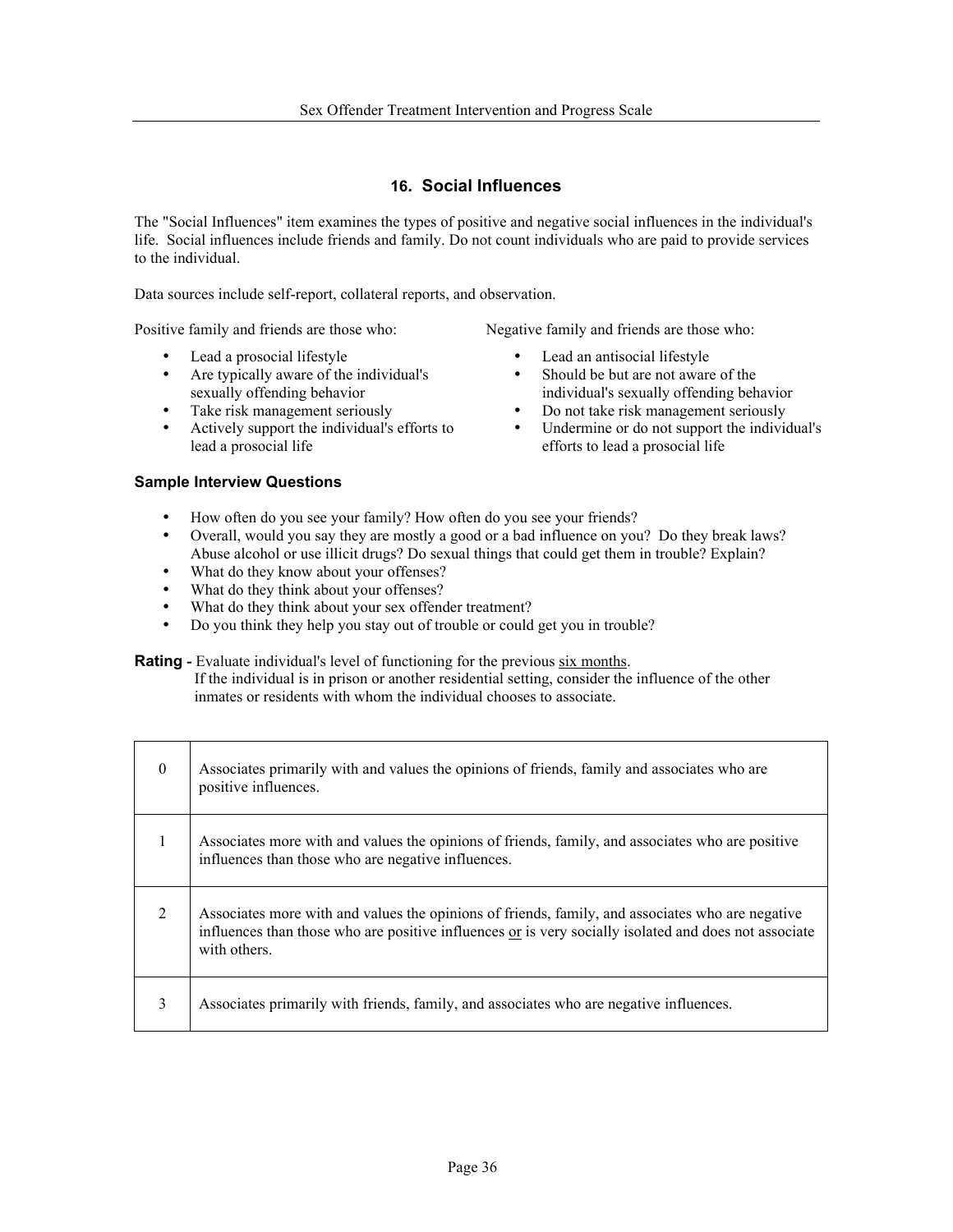## 16. Social Influences

The "Social Influences" item examines the types of positive and negative social influences in the individual's life. Social influences include friends and family. Do not count individuals who are paid to provide services to the individual.

Data sources include self-report, collateral reports, and observation.

Positive family and friends are those who:

- Lead a prosocial lifestyle
- Are typically aware of the individual's sexually offending behavior
- Take risk management seriously
- Actively support the individual's efforts to lead a prosocial life

Negative family and friends are those who:

- Lead an antisocial lifestyle
- Should be but are not aware of the individual's sexually offending behavior
- Do not take risk management seriously
- Undermine or do not support the individual's efforts to lead a prosocial life

### Sample Interview Questions

- How often do you see your family? How often do you see your friends?
- Overall, would you say they are mostly a good or a bad influence on you? Do they break laws? Abuse alcohol or use illicit drugs? Do sexual things that could get them in trouble? Explain?
- What do they know about your offenses?
- What do they think about your offenses?
- What do they think about your sex offender treatment?
- Do you think they help you stay out of trouble or could get you in trouble?

**Rating -** Evaluate individual's level of functioning for the previous <u>six months</u>.
If the individual is in prison or another residential setting, consider the influence of the other inmates or residents with whom the individual chooses to associate.

| | |
|---|---|
| 0 | Associates primarily with and values the opinions of friends, family and associates who are positive influences. |
| 1 | Associates more with and values the opinions of friends, family, and associates who are positive influences than those who are negative influences. |
| 2 | Associates more with and values the opinions of friends, family, and associates who are negative influences than those who are positive influences <u>or</u> is very socially isolated and does not associate with others. |
| 3 | Associates primarily with friends, family, and associates who are negative influences. |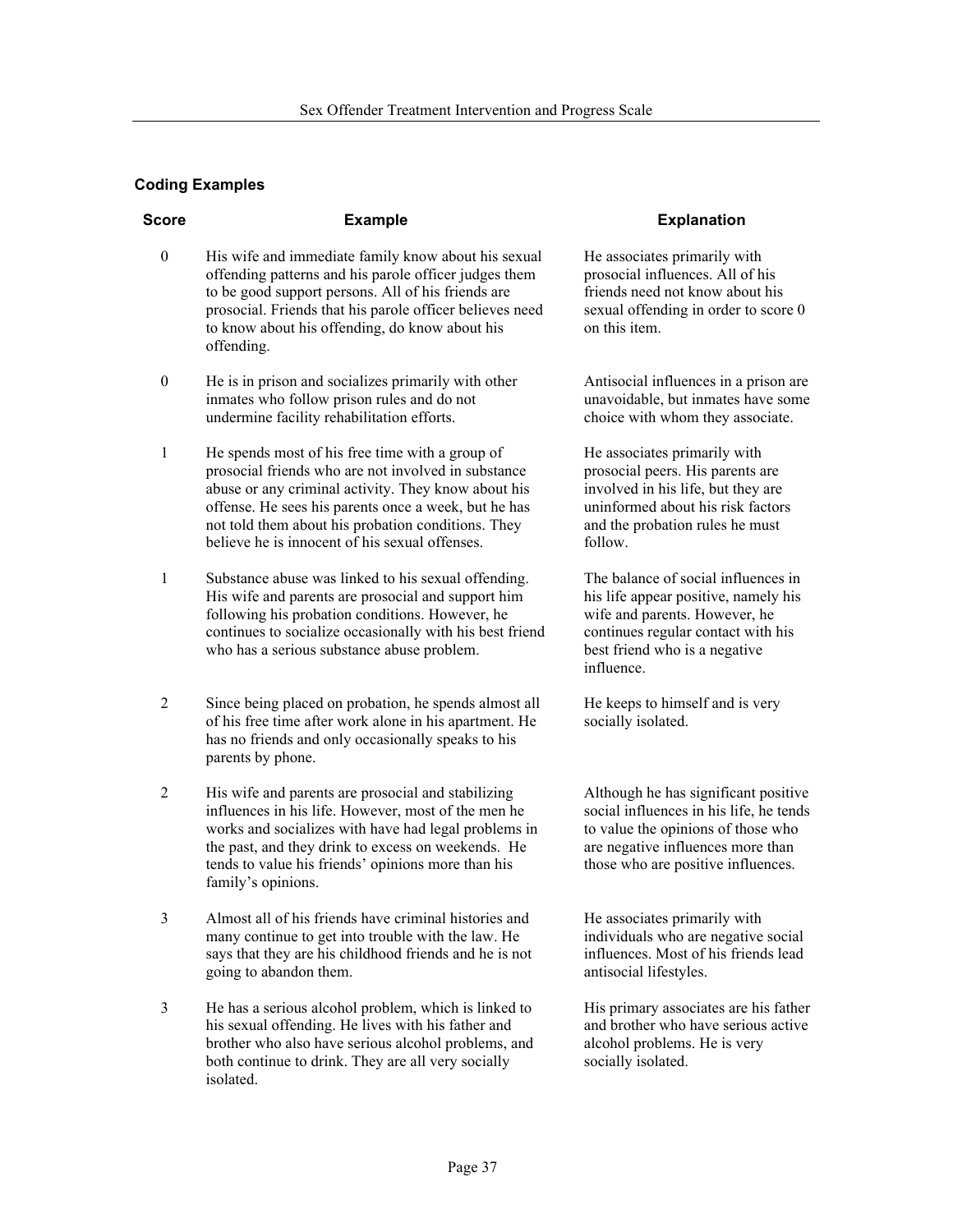### Coding Examples

| Score | Example | Explanation |
|---|---|---|
| 0 | His wife and immediate family know about his sexual offending patterns and his parole officer judges them to be good support persons. All of his friends are prosocial. Friends that his parole officer believes need to know about his offending, do know about his offending. | He associates primarily with prosocial influences. All of his friends need not know about his sexual offending in order to score 0 on this item. |
| 0 | He is in prison and socializes primarily with other inmates who follow prison rules and do not undermine facility rehabilitation efforts. | Antisocial influences in a prison are unavoidable, but inmates have some choice with whom they associate. |
| 1 | He spends most of his free time with a group of prosocial friends who are not involved in substance abuse or any criminal activity. They know about his offense. He sees his parents once a week, but he has not told them about his probation conditions. They believe he is innocent of his sexual offenses. | He associates primarily with prosocial peers. His parents are involved in his life, but they are uninformed about his risk factors and the probation rules he must follow. |
| 1 | Substance abuse was linked to his sexual offending. His wife and parents are prosocial and support him following his probation conditions. However, he continues to socialize occasionally with his best friend who has a serious substance abuse problem. | The balance of social influences in his life appear positive, namely his wife and parents. However, he continues regular contact with his best friend who is a negative influence. |
| 2 | Since being placed on probation, he spends almost all of his free time after work alone in his apartment. He has no friends and only occasionally speaks to his parents by phone. | He keeps to himself and is very socially isolated. |
| 2 | His wife and parents are prosocial and stabilizing influences in his life. However, most of the men he works and socializes with have had legal problems in the past, and they drink to excess on weekends. He tends to value his friends' opinions more than his family's opinions. | Although he has significant positive social influences in his life, he tends to value the opinions of those who are negative influences more than those who are positive influences. |
| 3 | Almost all of his friends have criminal histories and many continue to get into trouble with the law. He says that they are his childhood friends and he is not going to abandon them. | He associates primarily with individuals who are negative social influences. Most of his friends lead antisocial lifestyles. |
| 3 | He has a serious alcohol problem, which is linked to his sexual offending. He lives with his father and brother who also have serious alcohol problems, and both continue to drink. They are all very socially isolated. | His primary associates are his father and brother who have serious active alcohol problems. He is very socially isolated. |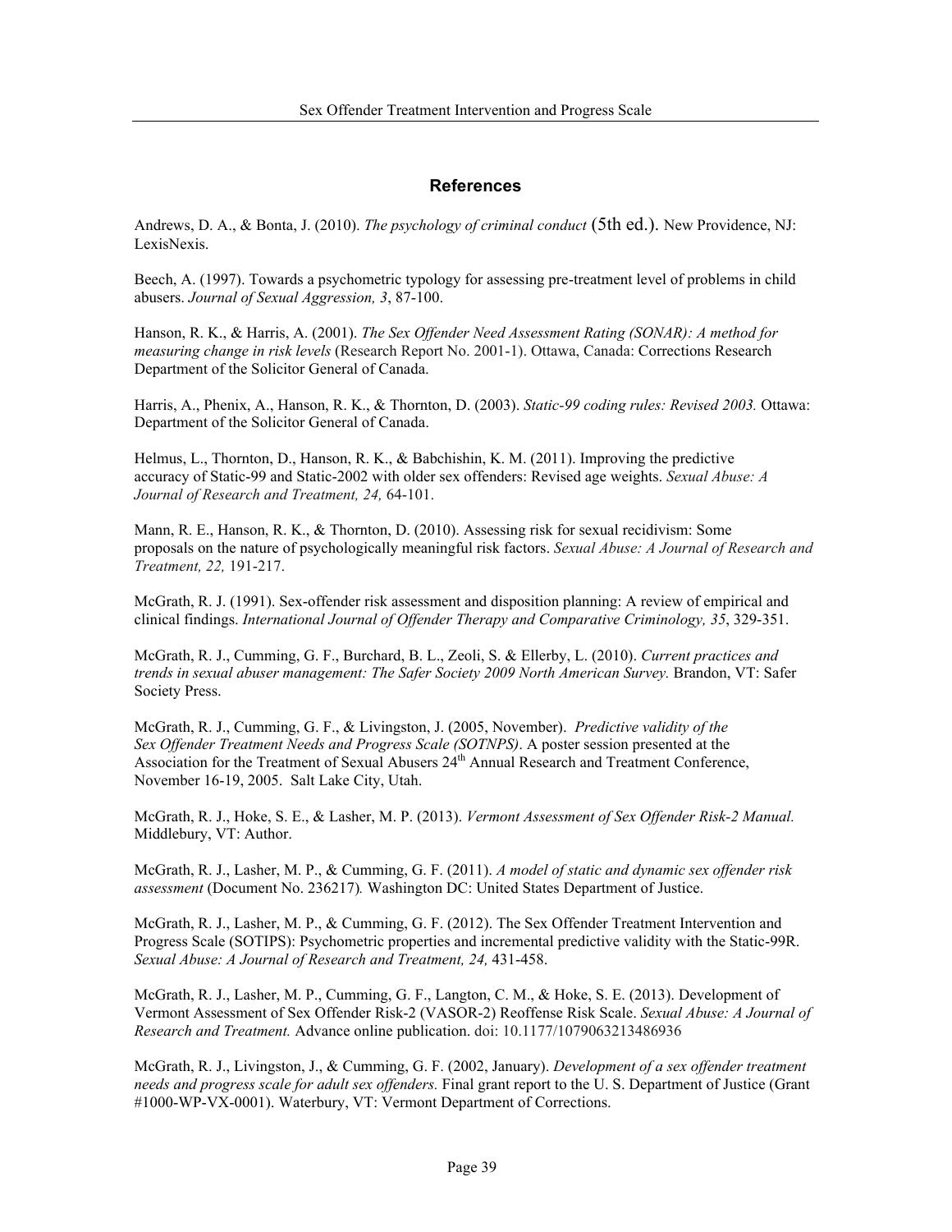## References

Andrews, D. A., & Bonta, J. (2010). *The psychology of criminal conduct* (5th ed.). New Providence, NJ: LexisNexis.

Beech, A. (1997). Towards a psychometric typology for assessing pre-treatment level of problems in child abusers. *Journal of Sexual Aggression, 3*, 87-100.

Hanson, R. K., & Harris, A. (2001). *The Sex Offender Need Assessment Rating (SONAR): A method for measuring change in risk levels* (Research Report No. 2001-1). Ottawa, Canada: Corrections Research Department of the Solicitor General of Canada.

Harris, A., Phenix, A., Hanson, R. K., & Thornton, D. (2003). *Static-99 coding rules: Revised 2003.* Ottawa: Department of the Solicitor General of Canada.

Helmus, L., Thornton, D., Hanson, R. K., & Babchishin, K. M. (2011). Improving the predictive accuracy of Static-99 and Static-2002 with older sex offenders: Revised age weights. *Sexual Abuse: A Journal of Research and Treatment, 24,* 64-101.

Mann, R. E., Hanson, R. K., & Thornton, D. (2010). Assessing risk for sexual recidivism: Some proposals on the nature of psychologically meaningful risk factors. *Sexual Abuse: A Journal of Research and Treatment, 22,* 191-217.

McGrath, R. J. (1991). Sex-offender risk assessment and disposition planning: A review of empirical and clinical findings. *International Journal of Offender Therapy and Comparative Criminology, 35*, 329-351.

McGrath, R. J., Cumming, G. F., Burchard, B. L., Zeoli, S. & Ellerby, L. (2010). *Current practices and trends in sexual abuser management: The Safer Society 2009 North American Survey.* Brandon, VT: Safer Society Press.

McGrath, R. J., Cumming, G. F., & Livingston, J. (2005, November). *Predictive validity of the Sex Offender Treatment Needs and Progress Scale (SOTNPS)*. A poster session presented at the Association for the Treatment of Sexual Abusers 24th Annual Research and Treatment Conference, November 16-19, 2005. Salt Lake City, Utah.

McGrath, R. J., Hoke, S. E., & Lasher, M. P. (2013). *Vermont Assessment of Sex Offender Risk-2 Manual.* Middlebury, VT: Author.

McGrath, R. J., Lasher, M. P., & Cumming, G. F. (2011). *A model of static and dynamic sex offender risk assessment* (Document No. 236217)*.* Washington DC: United States Department of Justice.

McGrath, R. J., Lasher, M. P., & Cumming, G. F. (2012). The Sex Offender Treatment Intervention and Progress Scale (SOTIPS): Psychometric properties and incremental predictive validity with the Static-99R. *Sexual Abuse: A Journal of Research and Treatment, 24,* 431-458.

McGrath, R. J., Lasher, M. P., Cumming, G. F., Langton, C. M., & Hoke, S. E. (2013). Development of Vermont Assessment of Sex Offender Risk-2 (VASOR-2) Reoffense Risk Scale. *Sexual Abuse: A Journal of Research and Treatment.* Advance online publication. doi: 10.1177/1079063213486936

McGrath, R. J., Livingston, J., & Cumming, G. F. (2002, January). *Development of a sex offender treatment needs and progress scale for adult sex offenders.* Final grant report to the U. S. Department of Justice (Grant #1000-WP-VX-0001). Waterbury, VT: Vermont Department of Corrections.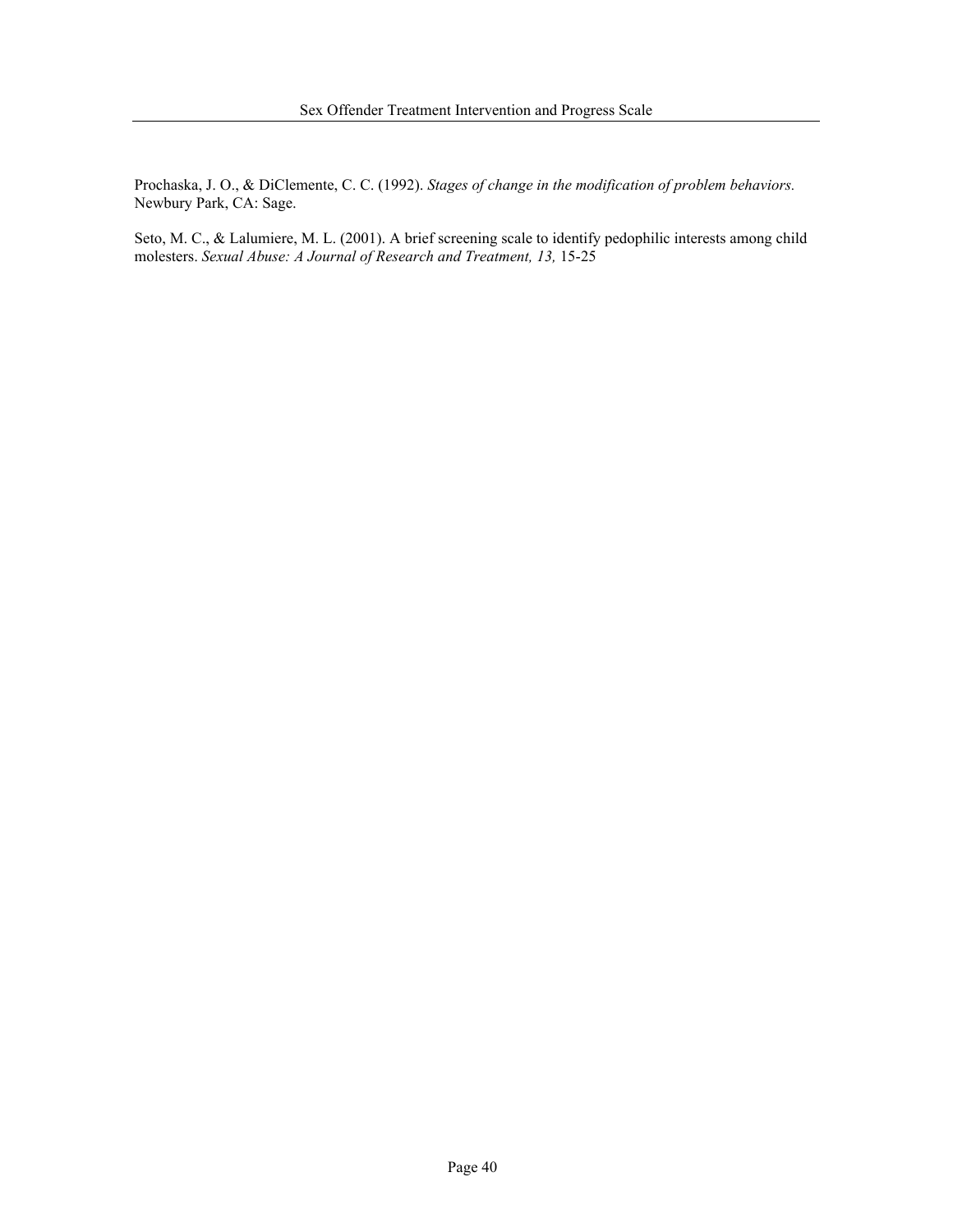Prochaska, J. O., & DiClemente, C. C. (1992). *Stages of change in the modification of problem behaviors.* Newbury Park, CA: Sage.

Seto, M. C., & Lalumiere, M. L. (2001). A brief screening scale to identify pedophilic interests among child molesters. *Sexual Abuse: A Journal of Research and Treatment, 13,* 15-25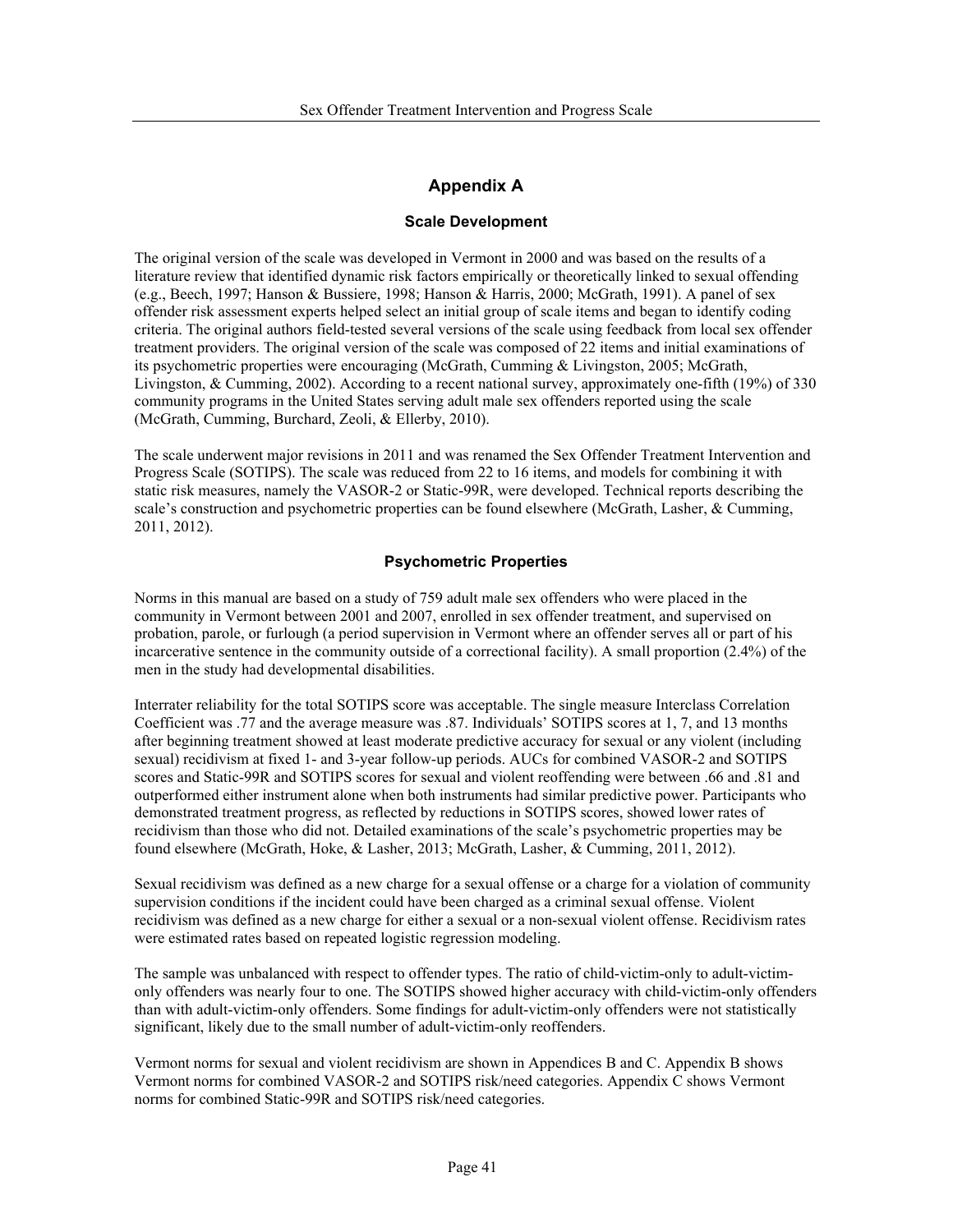## Appendix A

### Scale Development

The original version of the scale was developed in Vermont in 2000 and was based on the results of a literature review that identified dynamic risk factors empirically or theoretically linked to sexual offending (e.g., Beech, 1997; Hanson & Bussiere, 1998; Hanson & Harris, 2000; McGrath, 1991). A panel of sex offender risk assessment experts helped select an initial group of scale items and began to identify coding criteria. The original authors field-tested several versions of the scale using feedback from local sex offender treatment providers. The original version of the scale was composed of 22 items and initial examinations of its psychometric properties were encouraging (McGrath, Cumming & Livingston, 2005; McGrath, Livingston, & Cumming, 2002). According to a recent national survey, approximately one-fifth (19%) of 330 community programs in the United States serving adult male sex offenders reported using the scale (McGrath, Cumming, Burchard, Zeoli, & Ellerby, 2010).

The scale underwent major revisions in 2011 and was renamed the Sex Offender Treatment Intervention and Progress Scale (SOTIPS). The scale was reduced from 22 to 16 items, and models for combining it with static risk measures, namely the VASOR-2 or Static-99R, were developed. Technical reports describing the scale's construction and psychometric properties can be found elsewhere (McGrath, Lasher, & Cumming, 2011, 2012).

### Psychometric Properties

Norms in this manual are based on a study of 759 adult male sex offenders who were placed in the community in Vermont between 2001 and 2007, enrolled in sex offender treatment, and supervised on probation, parole, or furlough (a period supervision in Vermont where an offender serves all or part of his incarcerative sentence in the community outside of a correctional facility). A small proportion (2.4%) of the men in the study had developmental disabilities.

Interrater reliability for the total SOTIPS score was acceptable. The single measure Interclass Correlation Coefficient was .77 and the average measure was .87. Individuals' SOTIPS scores at 1, 7, and 13 months after beginning treatment showed at least moderate predictive accuracy for sexual or any violent (including sexual) recidivism at fixed 1- and 3-year follow-up periods. AUCs for combined VASOR-2 and SOTIPS scores and Static-99R and SOTIPS scores for sexual and violent reoffending were between .66 and .81 and outperformed either instrument alone when both instruments had similar predictive power. Participants who demonstrated treatment progress, as reflected by reductions in SOTIPS scores, showed lower rates of recidivism than those who did not. Detailed examinations of the scale's psychometric properties may be found elsewhere (McGrath, Hoke, & Lasher, 2013; McGrath, Lasher, & Cumming, 2011, 2012).

Sexual recidivism was defined as a new charge for a sexual offense or a charge for a violation of community supervision conditions if the incident could have been charged as a criminal sexual offense. Violent recidivism was defined as a new charge for either a sexual or a non-sexual violent offense. Recidivism rates were estimated rates based on repeated logistic regression modeling.

The sample was unbalanced with respect to offender types. The ratio of child-victim-only to adult-victim-only offenders was nearly four to one. The SOTIPS showed higher accuracy with child-victim-only offenders than with adult-victim-only offenders. Some findings for adult-victim-only offenders were not statistically significant, likely due to the small number of adult-victim-only reoffenders.

Vermont norms for sexual and violent recidivism are shown in Appendices B and C. Appendix B shows Vermont norms for combined VASOR-2 and SOTIPS risk/need categories. Appendix C shows Vermont norms for combined Static-99R and SOTIPS risk/need categories.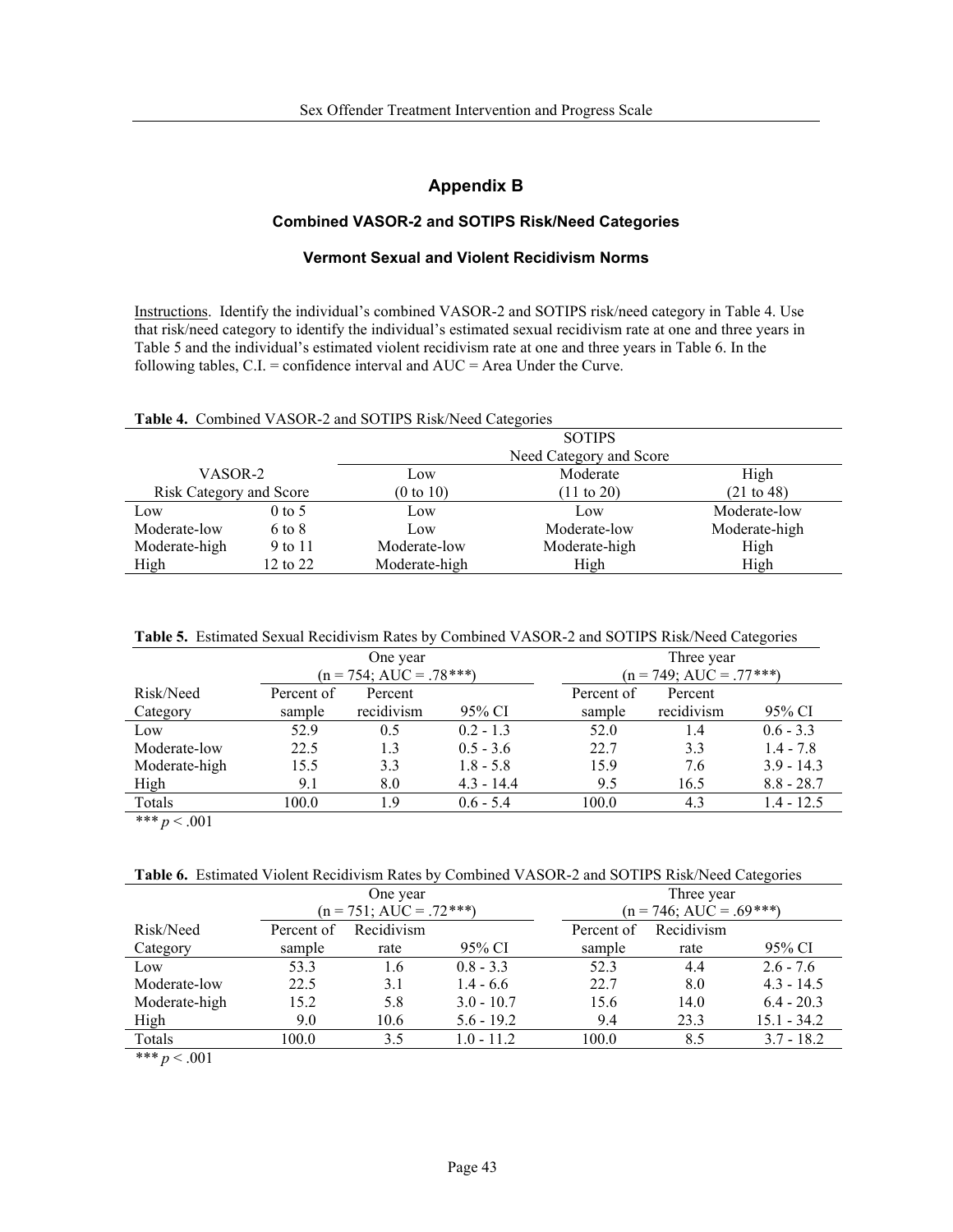# Appendix B

### Combined VASOR-2 and SOTIPS Risk/Need Categories

### Vermont Sexual and Violent Recidivism Norms

Instructions. Identify the individual's combined VASOR-2 and SOTIPS risk/need category in Table 4. Use that risk/need category to identify the individual's estimated sexual recidivism rate at one and three years in Table 5 and the individual's estimated violent recidivism rate at one and three years in Table 6. In the following tables, C.I. = confidence interval and AUC = Area Under the Curve.

**Table 4.** Combined VASOR-2 and SOTIPS Risk/Need Categories

| | | SOTIPS Need Category and Score | | |
|---|---|---|---|---|
| VASOR-2 Risk Category and Score | | Low (0 to 10) | Moderate (11 to 20) | High (21 to 48) |
| Low | 0 to 5 | Low | Low | Moderate-low |
| Moderate-low | 6 to 8 | Low | Moderate-low | Moderate-high |
| Moderate-high | 9 to 11 | Moderate-low | Moderate-high | High |
| High | 12 to 22 | Moderate-high | High | High |

**Table 5.** Estimated Sexual Recidivism Rates by Combined VASOR-2 and SOTIPS Risk/Need Categories

| | One year (n = 754; AUC = .78***) | | | Three year (n = 749; AUC = .77***) | | |
|---|---|---|---|---|---|---|
| Risk/Need Category | Percent of sample | Percent recidivism | 95% CI | Percent of sample | Percent recidivism | 95% CI |
| Low | 52.9 | 0.5 | 0.2 - 1.3 | 52.0 | 1.4 | 0.6 - 3.3 |
| Moderate-low | 22.5 | 1.3 | 0.5 - 3.6 | 22.7 | 3.3 | 1.4 - 7.8 |
| Moderate-high | 15.5 | 3.3 | 1.8 - 5.8 | 15.9 | 7.6 | 3.9 - 14.3 |
| High | 9.1 | 8.0 | 4.3 - 14.4 | 9.5 | 16.5 | 8.8 - 28.7 |
| Totals | 100.0 | 1.9 | 0.6 - 5.4 | 100.0 | 4.3 | 1.4 - 12.5 |

*** $p < .001$

**Table 6.** Estimated Violent Recidivism Rates by Combined VASOR-2 and SOTIPS Risk/Need Categories

| | One year (n = 751; AUC = .72***) | | | Three year (n = 746; AUC = .69***) | | |
|---|---|---|---|---|---|---|
| Risk/Need Category | Percent of sample | Recidivism rate | 95% CI | Percent of sample | Recidivism rate | 95% CI |
| Low | 53.3 | 1.6 | 0.8 - 3.3 | 52.3 | 4.4 | 2.6 - 7.6 |
| Moderate-low | 22.5 | 3.1 | 1.4 - 6.6 | 22.7 | 8.0 | 4.3 - 14.5 |
| Moderate-high | 15.2 | 5.8 | 3.0 - 10.7 | 15.6 | 14.0 | 6.4 - 20.3 |
| High | 9.0 | 10.6 | 5.6 - 19.2 | 9.4 | 23.3 | 15.1 - 34.2 |
| Totals | 100.0 | 3.5 | 1.0 - 11.2 | 100.0 | 8.5 | 3.7 - 18.2 |

*** $p < .001$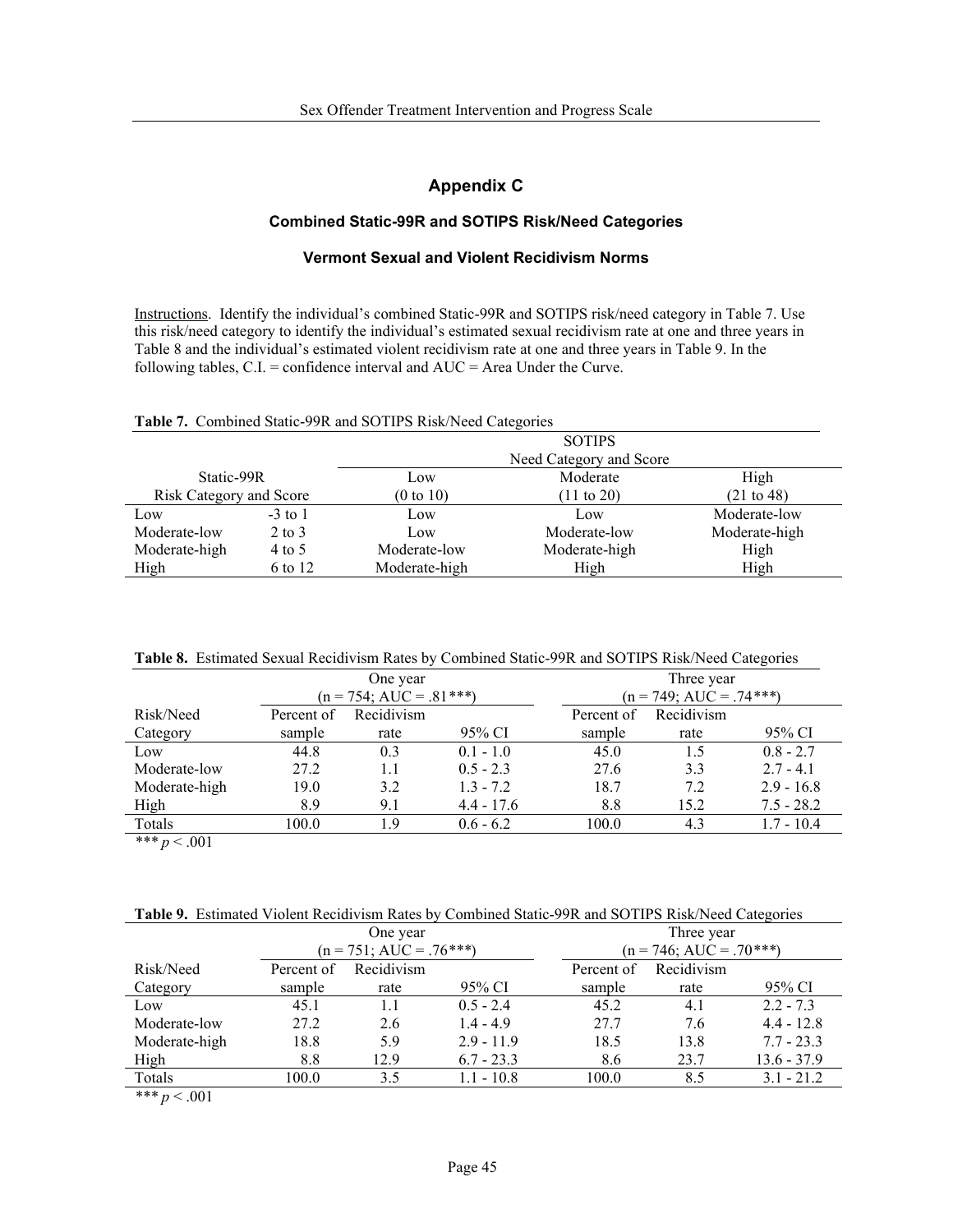## Appendix C

### Combined Static-99R and SOTIPS Risk/Need Categories

### Vermont Sexual and Violent Recidivism Norms

Instructions. Identify the individual's combined Static-99R and SOTIPS risk/need category in Table 7. Use this risk/need category to identify the individual's estimated sexual recidivism rate at one and three years in Table 8 and the individual's estimated violent recidivism rate at one and three years in Table 9. In the following tables, C.I. = confidence interval and AUC = Area Under the Curve.

**Table 7.** Combined Static-99R and SOTIPS Risk/Need Categories

| | | SOTIPS Need Category and Score | | |
|---|---|---|---|---|
| Static-99R Risk Category and Score | | Low (0 to 10) | Moderate (11 to 20) | High (21 to 48) |
| Low | -3 to 1 | Low | Low | Moderate-low |
| Moderate-low | 2 to 3 | Low | Moderate-low | Moderate-high |
| Moderate-high | 4 to 5 | Moderate-low | Moderate-high | High |
| High | 6 to 12 | Moderate-high | High | High |

**Table 8.** Estimated Sexual Recidivism Rates by Combined Static-99R and SOTIPS Risk/Need Categories

| | One year (n = 754; AUC = .81***) | | | Three year (n = 749; AUC = .74***) | | |
|---|---|---|---|---|---|---|
| Risk/Need Category | Percent of sample | Recidivism rate | 95% CI | Percent of sample | Recidivism rate | 95% CI |
| Low | 44.8 | 0.3 | 0.1 - 1.0 | 45.0 | 1.5 | 0.8 - 2.7 |
| Moderate-low | 27.2 | 1.1 | 0.5 - 2.3 | 27.6 | 3.3 | 2.7 - 4.1 |
| Moderate-high | 19.0 | 3.2 | 1.3 - 7.2 | 18.7 | 7.2 | 2.9 - 16.8 |
| High | 8.9 | 9.1 | 4.4 - 17.6 | 8.8 | 15.2 | 7.5 - 28.2 |
| Totals | 100.0 | 1.9 | 0.6 - 6.2 | 100.0 | 4.3 | 1.7 - 10.4 |

*** $p < .001$

**Table 9.** Estimated Violent Recidivism Rates by Combined Static-99R and SOTIPS Risk/Need Categories

| | One year (n = 751; AUC = .76***) | | | Three year (n = 746; AUC = .70***) | | |
|---|---|---|---|---|---|---|
| Risk/Need Category | Percent of sample | Recidivism rate | 95% CI | Percent of sample | Recidivism rate | 95% CI |
| Low | 45.1 | 1.1 | 0.5 - 2.4 | 45.2 | 4.1 | 2.2 - 7.3 |
| Moderate-low | 27.2 | 2.6 | 1.4 - 4.9 | 27.7 | 7.6 | 4.4 - 12.8 |
| Moderate-high | 18.8 | 5.9 | 2.9 - 11.9 | 18.5 | 13.8 | 7.7 - 23.3 |
| High | 8.8 | 12.9 | 6.7 - 23.3 | 8.6 | 23.7 | 13.6 - 37.9 |
| Totals | 100.0 | 3.5 | 1.1 - 10.8 | 100.0 | 8.5 | 3.1 - 21.2 |

*** $p < .001$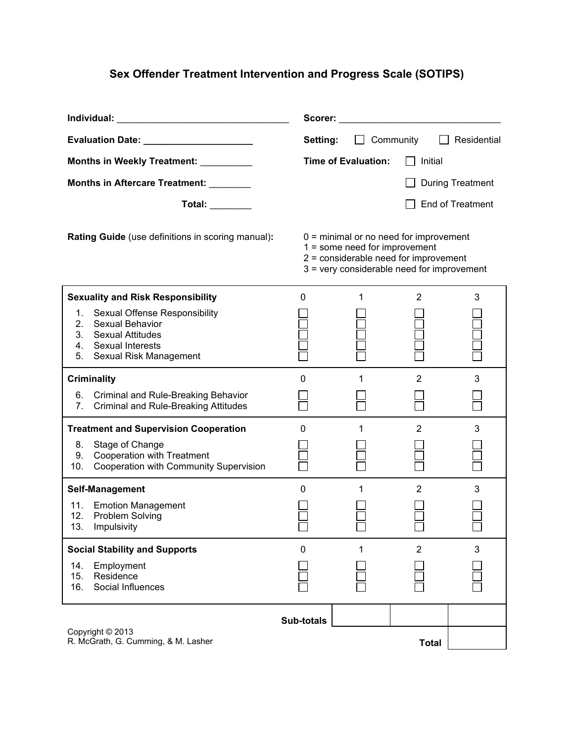# Sex Offender Treatment Intervention and Progress Scale (SOTIPS)

**Individual:** ________________________________ **Scorer:** ______________________________

**Evaluation Date:** ____________________ **Setting:** ☐ Community ☐ Residential

**Months in Weekly Treatment:** __________ **Time of Evaluation:** ☐ Initial

**Months in Aftercare Treatment:** ________ ☐ During Treatment

**Total:** ________ ☐ End of Treatment

**Rating Guide** (use definitions in scoring manual)**:**

0 = minimal or no need for improvement
1 = some need for improvement
2 = considerable need for improvement
3 = very considerable need for improvement

| **Sexuality and Risk Responsibility** | 0 | 1 | 2 | 3 |
|---|---|---|---|---|
| 1. Sexual Offense Responsibility | ☐ | ☐ | ☐ | ☐ |
| 2. Sexual Behavior | ☐ | ☐ | ☐ | ☐ |
| 3. Sexual Attitudes | ☐ | ☐ | ☐ | ☐ |
| 4. Sexual Interests | ☐ | ☐ | ☐ | ☐ |
| 5. Sexual Risk Management | ☐ | ☐ | ☐ | ☐ |
| **Criminality** | 0 | 1 | 2 | 3 |
| 6. Criminal and Rule-Breaking Behavior | ☐ | ☐ | ☐ | ☐ |
| 7. Criminal and Rule-Breaking Attitudes | ☐ | ☐ | ☐ | ☐ |
| **Treatment and Supervision Cooperation** | 0 | 1 | 2 | 3 |
| 8. Stage of Change | ☐ | ☐ | ☐ | ☐ |
| 9. Cooperation with Treatment | ☐ | ☐ | ☐ | ☐ |
| 10. Cooperation with Community Supervision | ☐ | ☐ | ☐ | ☐ |
| **Self-Management** | 0 | 1 | 2 | 3 |
| 11. Emotion Management | ☐ | ☐ | ☐ | ☐ |
| 12. Problem Solving | ☐ | ☐ | ☐ | ☐ |
| 13. Impulsivity | ☐ | ☐ | ☐ | ☐ |
| **Social Stability and Supports** | 0 | 1 | 2 | 3 |
| 14. Employment | ☐ | ☐ | ☐ | ☐ |
| 15. Residence | ☐ | ☐ | ☐ | ☐ |
| 16. Social Influences | ☐ | ☐ | ☐ | ☐ |
| **Sub-totals** | | | | |
| **Total** | | | | |

Copyright © 2013
R. McGrath, G. Cumming, & M. Lasher